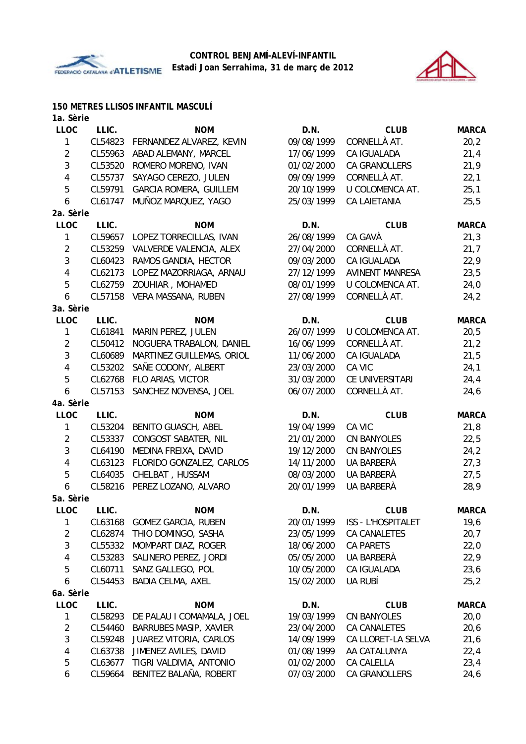**CONTROL BENJAMÍ-ALEVÍ-INFANTIL**
**Estadi Joan Serrahima, 31 de març de 2012**

## 150 METRES LLISOS INFANTIL MASCULÍ

### 1a. Sèrie

| LLOC | LLIC. | NOM | D.N. | CLUB | MARCA |
|---|---|---|---|---|---|
| 1 | CL54823 | FERNANDEZ ALVAREZ, KEVIN | 09/08/1999 | CORNELLÀ AT. | 20,2 |
| 2 | CL55963 | ABAD ALEMANY, MARCEL | 17/06/1999 | CA IGUALADA | 21,4 |
| 3 | CL53520 | ROMERO MORENO, IVAN | 01/02/2000 | CA GRANOLLERS | 21,9 |
| 4 | CL55737 | SAYAGO CEREZO, JULEN | 09/09/1999 | CORNELLÀ AT. | 22,1 |
| 5 | CL59791 | GARCIA ROMERA, GUILLEM | 20/10/1999 | U COLOMENCA AT. | 25,1 |
| 6 | CL61747 | MUÑOZ MARQUEZ, YAGO | 25/03/1999 | CA LAIETANIA | 25,5 |

### 2a. Sèrie

| LLOC | LLIC. | NOM | D.N. | CLUB | MARCA |
|---|---|---|---|---|---|
| 1 | CL59657 | LOPEZ TORRECILLAS, IVAN | 26/08/1999 | CA GAVÀ | 21,3 |
| 2 | CL53259 | VALVERDE VALENCIA, ALEX | 27/04/2000 | CORNELLÀ AT. | 21,7 |
| 3 | CL60423 | RAMOS GANDIA, HECTOR | 09/03/2000 | CA IGUALADA | 22,9 |
| 4 | CL62173 | LOPEZ MAZORRIAGA, ARNAU | 27/12/1999 | AVINENT MANRESA | 23,5 |
| 5 | CL62759 | ZOUHIAR , MOHAMED | 08/01/1999 | U COLOMENCA AT. | 24,0 |
| 6 | CL57158 | VERA MASSANA, RUBEN | 27/08/1999 | CORNELLÀ AT. | 24,2 |

### 3a. Sèrie

| LLOC | LLIC. | NOM | D.N. | CLUB | MARCA |
|---|---|---|---|---|---|
| 1 | CL61841 | MARIN PEREZ, JULEN | 26/07/1999 | U COLOMENCA AT. | 20,5 |
| 2 | CL50412 | NOGUERA TRABALON, DANIEL | 16/06/1999 | CORNELLÀ AT. | 21,2 |
| 3 | CL60689 | MARTINEZ GUILLEMAS, ORIOL | 11/06/2000 | CA IGUALADA | 21,5 |
| 4 | CL53202 | SAÑE CODONY, ALBERT | 23/03/2000 | CA VIC | 24,1 |
| 5 | CL62768 | FLO ARIAS, VICTOR | 31/03/2000 | CE UNIVERSITARI | 24,4 |
| 6 | CL57153 | SANCHEZ NOVENSA, JOEL | 06/07/2000 | CORNELLÀ AT. | 24,6 |

### 4a. Sèrie

| LLOC | LLIC. | NOM | D.N. | CLUB | MARCA |
|---|---|---|---|---|---|
| 1 | CL53204 | BENITO GUASCH, ABEL | 19/04/1999 | CA VIC | 21,8 |
| 2 | CL53337 | CONGOST SABATER, NIL | 21/01/2000 | CN BANYOLES | 22,5 |
| 3 | CL64190 | MEDINA FREIXA, DAVID | 19/12/2000 | CN BANYOLES | 24,2 |
| 4 | CL63123 | FLORIDO GONZALEZ, CARLOS | 14/11/2000 | UA BARBERÀ | 27,3 |
| 5 | CL64035 | CHELBAT , HUSSAM | 08/03/2000 | UA BARBERÀ | 27,5 |
| 6 | CL58216 | PEREZ LOZANO, ALVARO | 20/01/1999 | UA BARBERÀ | 28,9 |

### 5a. Sèrie

| LLOC | LLIC. | NOM | D.N. | CLUB | MARCA |
|---|---|---|---|---|---|
| 1 | CL63168 | GOMEZ GARCIA, RUBEN | 20/01/1999 | ISS - L'HOSPITALET | 19,6 |
| 2 | CL62874 | THIO DOMINGO, SASHA | 23/05/1999 | CA CANALETES | 20,7 |
| 3 | CL55332 | MOMPART DIAZ, ROGER | 18/06/2000 | CA PARETS | 22,0 |
| 4 | CL53283 | SALINERO PEREZ, JORDI | 05/05/2000 | UA BARBERÀ | 22,9 |
| 5 | CL60711 | SANZ GALLEGO, POL | 10/05/2000 | CA IGUALADA | 23,6 |
| 6 | CL54453 | BADIA CELMA, AXEL | 15/02/2000 | UA RUBÍ | 25,2 |

### 6a. Sèrie

| LLOC | LLIC. | NOM | D.N. | CLUB | MARCA |
|---|---|---|---|---|---|
| 1 | CL58293 | DE PALAU I COMAMALA, JOEL | 19/03/1999 | CN BANYOLES | 20,0 |
| 2 | CL54460 | BARRUBES MASIP, XAVIER | 23/04/2000 | CA CANALETES | 20,6 |
| 3 | CL59248 | JUAREZ VITORIA, CARLOS | 14/09/1999 | CA LLORET-LA SELVA | 21,6 |
| 4 | CL63738 | JIMENEZ AVILES, DAVID | 01/08/1999 | AA CATALUNYA | 22,4 |
| 5 | CL63677 | TIGRI VALDIVIA, ANTONIO | 01/02/2000 | CA CALELLA | 23,4 |
| 6 | CL59664 | BENITEZ BALAÑA, ROBERT | 07/03/2000 | CA GRANOLLERS | 24,6 |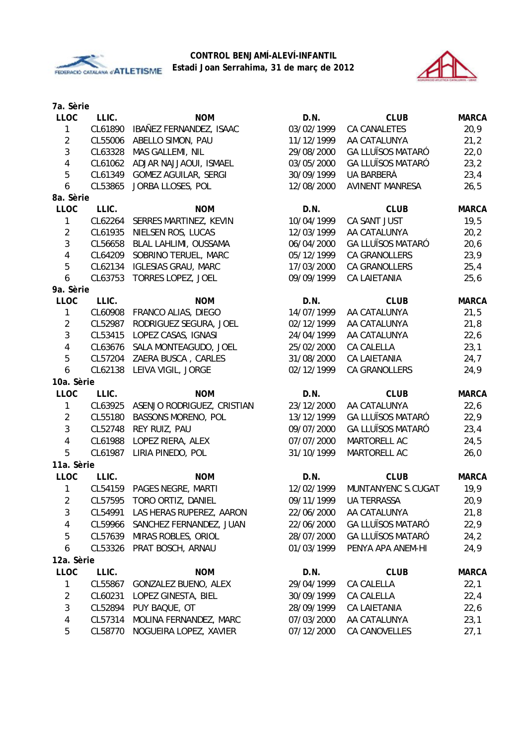**CONTROL BENJAMÍ-ALEVÍ-INFANTIL**
**Estadi Joan Serrahima, 31 de març de 2012**

**7a. Sèrie**

| LLOC | LLIC. | NOM | D.N. | CLUB | MARCA |
|---|---|---|---|---|---|
| 1 | CL61890 | IBAÑEZ FERNANDEZ, ISAAC | 03/02/1999 | CA CANALETES | 20,9 |
| 2 | CL55006 | ABELLO SIMON, PAU | 11/12/1999 | AA CATALUNYA | 21,2 |
| 3 | CL63328 | MAS GALLEMI, NIL | 29/08/2000 | GA LLUÏSOS MATARÓ | 22,0 |
| 4 | CL61062 | ADJAR NAJJAOUI, ISMAEL | 03/05/2000 | GA LLUÏSOS MATARÓ | 23,2 |
| 5 | CL61349 | GOMEZ AGUILAR, SERGI | 30/09/1999 | UA BARBERÀ | 23,4 |
| 6 | CL53865 | JORBA LLOSES, POL | 12/08/2000 | AVINENT MANRESA | 26,5 |

**8a. Sèrie**

| LLOC | LLIC. | NOM | D.N. | CLUB | MARCA |
|---|---|---|---|---|---|
| 1 | CL62264 | SERRES MARTINEZ, KEVIN | 10/04/1999 | CA SANT JUST | 19,5 |
| 2 | CL61935 | NIELSEN ROS, LUCAS | 12/03/1999 | AA CATALUNYA | 20,2 |
| 3 | CL56658 | BLAL LAHLIMI, OUSSAMA | 06/04/2000 | GA LLUÏSOS MATARÓ | 20,6 |
| 4 | CL64209 | SOBRINO TERUEL, MARC | 05/12/1999 | CA GRANOLLERS | 23,9 |
| 5 | CL62134 | IGLESIAS GRAU, MARC | 17/03/2000 | CA GRANOLLERS | 25,4 |
| 6 | CL63753 | TORRES LOPEZ, JOEL | 09/09/1999 | CA LAIETANIA | 25,6 |

**9a. Sèrie**

| LLOC | LLIC. | NOM | D.N. | CLUB | MARCA |
|---|---|---|---|---|---|
| 1 | CL60908 | FRANCO ALIAS, DIEGO | 14/07/1999 | AA CATALUNYA | 21,5 |
| 2 | CL52987 | RODRIGUEZ SEGURA, JOEL | 02/12/1999 | AA CATALUNYA | 21,8 |
| 3 | CL53415 | LOPEZ CASAS, IGNASI | 24/04/1999 | AA CATALUNYA | 22,6 |
| 4 | CL63676 | SALA MONTEAGUDO, JOEL | 25/02/2000 | CA CALELLA | 23,1 |
| 5 | CL57204 | ZAERA BUSCA , CARLES | 31/08/2000 | CA LAIETANIA | 24,7 |
| 6 | CL62138 | LEIVA VIGIL, JORGE | 02/12/1999 | CA GRANOLLERS | 24,9 |

**10a. Sèrie**

| LLOC | LLIC. | NOM | D.N. | CLUB | MARCA |
|---|---|---|---|---|---|
| 1 | CL63925 | ASENJO RODRIGUEZ, CRISTIAN | 23/12/2000 | AA CATALUNYA | 22,6 |
| 2 | CL55180 | BASSONS MORENO, POL | 13/12/1999 | GA LLUÏSOS MATARÓ | 22,9 |
| 3 | CL52748 | REY RUIZ, PAU | 09/07/2000 | GA LLUÏSOS MATARÓ | 23,4 |
| 4 | CL61988 | LOPEZ RIERA, ALEX | 07/07/2000 | MARTORELL AC | 24,5 |
| 5 | CL61987 | LIRIA PINEDO, POL | 31/10/1999 | MARTORELL AC | 26,0 |

**11a. Sèrie**

| LLOC | LLIC. | NOM | D.N. | CLUB | MARCA |
|---|---|---|---|---|---|
| 1 | CL54159 | PAGES NEGRE, MARTI | 12/02/1999 | MUNTANYENC S.CUGAT | 19,9 |
| 2 | CL57595 | TORO ORTIZ, DANIEL | 09/11/1999 | UA TERRASSA | 20,9 |
| 3 | CL54991 | LAS HERAS RUPEREZ, AARON | 22/06/2000 | AA CATALUNYA | 21,8 |
| 4 | CL59966 | SANCHEZ FERNANDEZ, JUAN | 22/06/2000 | GA LLUÏSOS MATARÓ | 22,9 |
| 5 | CL57639 | MIRAS ROBLES, ORIOL | 28/07/2000 | GA LLUÏSOS MATARÓ | 24,2 |
| 6 | CL53326 | PRAT BOSCH, ARNAU | 01/03/1999 | PENYA APA ANEM-HI | 24,9 |

**12a. Sèrie**

| LLOC | LLIC. | NOM | D.N. | CLUB | MARCA |
|---|---|---|---|---|---|
| 1 | CL55867 | GONZALEZ BUENO, ALEX | 29/04/1999 | CA CALELLA | 22,1 |
| 2 | CL60231 | LOPEZ GINESTA, BIEL | 30/09/1999 | CA CALELLA | 22,4 |
| 3 | CL52894 | PUY BAQUE, OT | 28/09/1999 | CA LAIETANIA | 22,6 |
| 4 | CL57314 | MOLINA FERNANDEZ, MARC | 07/03/2000 | AA CATALUNYA | 23,1 |
| 5 | CL58770 | NOGUEIRA LOPEZ, XAVIER | 07/12/2000 | CA CANOVELLES | 27,1 |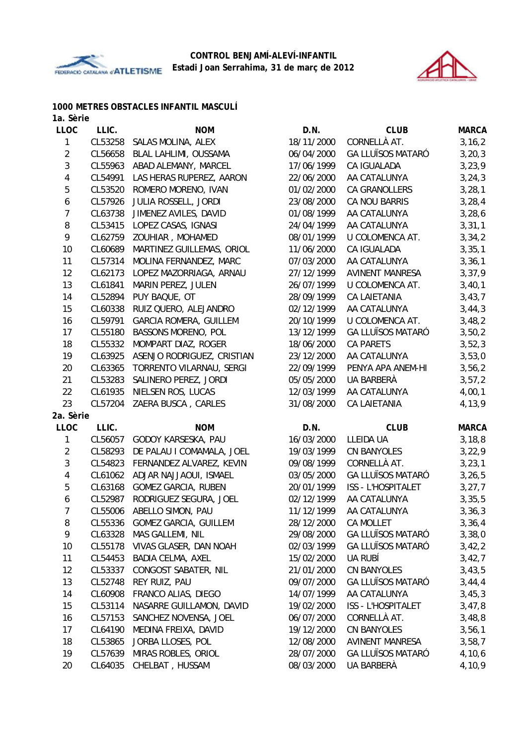**CONTROL BENJAMÍ-ALEVÍ-INFANTIL**
**Estadi Joan Serrahima, 31 de març de 2012**

### 1000 METRES OBSTACLES INFANTIL MASCULÍ

**1a. Sèrie**

| LLOC | LLIC. | NOM | D.N. | CLUB | MARCA |
|---|---|---|---|---|---|
| 1 | CL53258 | SALAS MOLINA, ALEX | 18/11/2000 | CORNELLÀ AT. | 3,16,2 |
| 2 | CL56658 | BLAL LAHLIMI, OUSSAMA | 06/04/2000 | GA LLUÏSOS MATARÓ | 3,20,3 |
| 3 | CL55963 | ABAD ALEMANY, MARCEL | 17/06/1999 | CA IGUALADA | 3,23,9 |
| 4 | CL54991 | LAS HERAS RUPEREZ, AARON | 22/06/2000 | AA CATALUNYA | 3,24,3 |
| 5 | CL53520 | ROMERO MORENO, IVAN | 01/02/2000 | CA GRANOLLERS | 3,28,1 |
| 6 | CL57926 | JULIA ROSSELL, JORDI | 23/08/2000 | CA NOU BARRIS | 3,28,4 |
| 7 | CL63738 | JIMENEZ AVILES, DAVID | 01/08/1999 | AA CATALUNYA | 3,28,6 |
| 8 | CL53415 | LOPEZ CASAS, IGNASI | 24/04/1999 | AA CATALUNYA | 3,31,1 |
| 9 | CL62759 | ZOUHIAR , MOHAMED | 08/01/1999 | U COLOMENCA AT. | 3,34,2 |
| 10 | CL60689 | MARTINEZ GUILLEMAS, ORIOL | 11/06/2000 | CA IGUALADA | 3,35,1 |
| 11 | CL57314 | MOLINA FERNANDEZ, MARC | 07/03/2000 | AA CATALUNYA | 3,36,1 |
| 12 | CL62173 | LOPEZ MAZORRIAGA, ARNAU | 27/12/1999 | AVINENT MANRESA | 3,37,9 |
| 13 | CL61841 | MARIN PEREZ, JULEN | 26/07/1999 | U COLOMENCA AT. | 3,40,1 |
| 14 | CL52894 | PUY BAQUE, OT | 28/09/1999 | CA LAIETANIA | 3,43,7 |
| 15 | CL60338 | RUIZ QUERO, ALEJANDRO | 02/12/1999 | AA CATALUNYA | 3,44,3 |
| 16 | CL59791 | GARCIA ROMERA, GUILLEM | 20/10/1999 | U COLOMENCA AT. | 3,48,2 |
| 17 | CL55180 | BASSONS MORENO, POL | 13/12/1999 | GA LLUÏSOS MATARÓ | 3,50,2 |
| 18 | CL55332 | MOMPART DIAZ, ROGER | 18/06/2000 | CA PARETS | 3,52,3 |
| 19 | CL63925 | ASENJO RODRIGUEZ, CRISTIAN | 23/12/2000 | AA CATALUNYA | 3,53,0 |
| 20 | CL63365 | TORRENTO VILARNAU, SERGI | 22/09/1999 | PENYA APA ANEM-HI | 3,56,2 |
| 21 | CL53283 | SALINERO PEREZ, JORDI | 05/05/2000 | UA BARBERÀ | 3,57,2 |
| 22 | CL61935 | NIELSEN ROS, LUCAS | 12/03/1999 | AA CATALUNYA | 4,00,1 |
| 23 | CL57204 | ZAERA BUSCA , CARLES | 31/08/2000 | CA LAIETANIA | 4,13,9 |

**2a. Sèrie**

| LLOC | LLIC. | NOM | D.N. | CLUB | MARCA |
|---|---|---|---|---|---|
| 1 | CL56057 | GODOY KARSESKA, PAU | 16/03/2000 | LLEIDA UA | 3,18,8 |
| 2 | CL58293 | DE PALAU I COMAMALA, JOEL | 19/03/1999 | CN BANYOLES | 3,22,9 |
| 3 | CL54823 | FERNANDEZ ALVAREZ, KEVIN | 09/08/1999 | CORNELLÀ AT. | 3,23,1 |
| 4 | CL61062 | ADJAR NAJJAOUI, ISMAEL | 03/05/2000 | GA LLUÏSOS MATARÓ | 3,26,5 |
| 5 | CL63168 | GOMEZ GARCIA, RUBEN | 20/01/1999 | ISS - L'HOSPITALET | 3,27,7 |
| 6 | CL52987 | RODRIGUEZ SEGURA, JOEL | 02/12/1999 | AA CATALUNYA | 3,35,5 |
| 7 | CL55006 | ABELLO SIMON, PAU | 11/12/1999 | AA CATALUNYA | 3,36,3 |
| 8 | CL55336 | GOMEZ GARCIA, GUILLEM | 28/12/2000 | CA MOLLET | 3,36,4 |
| 9 | CL63328 | MAS GALLEMI, NIL | 29/08/2000 | GA LLUÏSOS MATARÓ | 3,38,0 |
| 10 | CL55178 | VIVAS GLASER, DAN NOAH | 02/03/1999 | GA LLUÏSOS MATARÓ | 3,42,2 |
| 11 | CL54453 | BADIA CELMA, AXEL | 15/02/2000 | UA RUBÍ | 3,42,7 |
| 12 | CL53337 | CONGOST SABATER, NIL | 21/01/2000 | CN BANYOLES | 3,43,5 |
| 13 | CL52748 | REY RUIZ, PAU | 09/07/2000 | GA LLUÏSOS MATARÓ | 3,44,4 |
| 14 | CL60908 | FRANCO ALIAS, DIEGO | 14/07/1999 | AA CATALUNYA | 3,45,3 |
| 15 | CL53114 | NASARRE GUILLAMON, DAVID | 19/02/2000 | ISS - L'HOSPITALET | 3,47,8 |
| 16 | CL57153 | SANCHEZ NOVENSA, JOEL | 06/07/2000 | CORNELLÀ AT. | 3,48,8 |
| 17 | CL64190 | MEDINA FREIXA, DAVID | 19/12/2000 | CN BANYOLES | 3,56,1 |
| 18 | CL53865 | JORBA LLOSES, POL | 12/08/2000 | AVINENT MANRESA | 3,58,7 |
| 19 | CL57639 | MIRAS ROBLES, ORIOL | 28/07/2000 | GA LLUÏSOS MATARÓ | 4,10,6 |
| 20 | CL64035 | CHELBAT , HUSSAM | 08/03/2000 | UA BARBERÀ | 4,10,9 |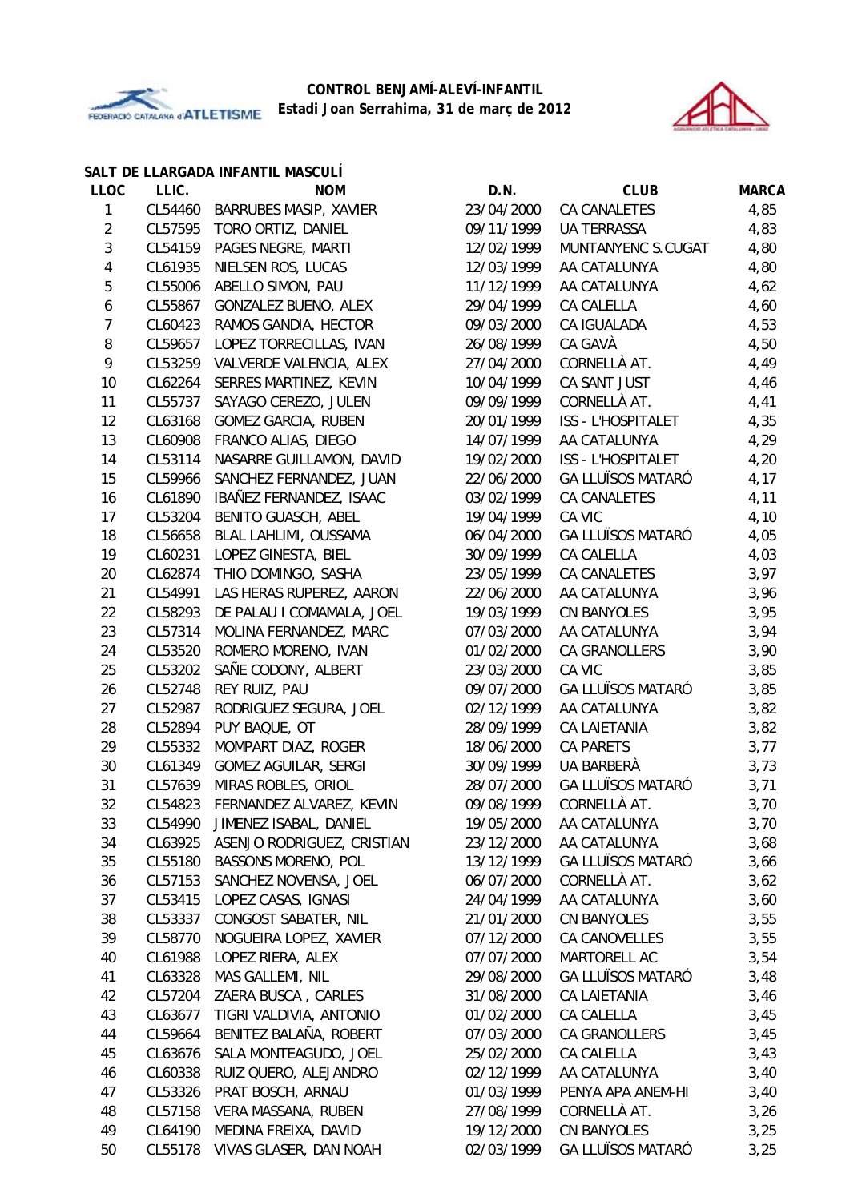**CONTROL BENJAMÍ-ALEVÍ-INFANTIL**
**Estadi Joan Serrahima, 31 de març de 2012**

### SALT DE LLARGADA INFANTIL MASCULÍ

| LLOC | LLIC. | NOM | D.N. | CLUB | MARCA |
|---|---|---|---|---|---|
| 1 | CL54460 | BARRUBES MASIP, XAVIER | 23/04/2000 | CA CANALETES | 4,85 |
| 2 | CL57595 | TORO ORTIZ, DANIEL | 09/11/1999 | UA TERRASSA | 4,83 |
| 3 | CL54159 | PAGES NEGRE, MARTI | 12/02/1999 | MUNTANYENC S.CUGAT | 4,80 |
| 4 | CL61935 | NIELSEN ROS, LUCAS | 12/03/1999 | AA CATALUNYA | 4,80 |
| 5 | CL55006 | ABELLO SIMON, PAU | 11/12/1999 | AA CATALUNYA | 4,62 |
| 6 | CL55867 | GONZALEZ BUENO, ALEX | 29/04/1999 | CA CALELLA | 4,60 |
| 7 | CL60423 | RAMOS GANDIA, HECTOR | 09/03/2000 | CA IGUALADA | 4,53 |
| 8 | CL59657 | LOPEZ TORRECILLAS, IVAN | 26/08/1999 | CA GAVÀ | 4,50 |
| 9 | CL53259 | VALVERDE VALENCIA, ALEX | 27/04/2000 | CORNELLÀ AT. | 4,49 |
| 10 | CL62264 | SERRES MARTINEZ, KEVIN | 10/04/1999 | CA SANT JUST | 4,46 |
| 11 | CL55737 | SAYAGO CEREZO, JULEN | 09/09/1999 | CORNELLÀ AT. | 4,41 |
| 12 | CL63168 | GOMEZ GARCIA, RUBEN | 20/01/1999 | ISS - L'HOSPITALET | 4,35 |
| 13 | CL60908 | FRANCO ALIAS, DIEGO | 14/07/1999 | AA CATALUNYA | 4,29 |
| 14 | CL53114 | NASARRE GUILLAMON, DAVID | 19/02/2000 | ISS - L'HOSPITALET | 4,20 |
| 15 | CL59966 | SANCHEZ FERNANDEZ, JUAN | 22/06/2000 | GA LLUÏSOS MATARÓ | 4,17 |
| 16 | CL61890 | IBAÑEZ FERNANDEZ, ISAAC | 03/02/1999 | CA CANALETES | 4,11 |
| 17 | CL53204 | BENITO GUASCH, ABEL | 19/04/1999 | CA VIC | 4,10 |
| 18 | CL56658 | BLAL LAHLIMI, OUSSAMA | 06/04/2000 | GA LLUÏSOS MATARÓ | 4,05 |
| 19 | CL60231 | LOPEZ GINESTA, BIEL | 30/09/1999 | CA CALELLA | 4,03 |
| 20 | CL62874 | THIO DOMINGO, SASHA | 23/05/1999 | CA CANALETES | 3,97 |
| 21 | CL54991 | LAS HERAS RUPEREZ, AARON | 22/06/2000 | AA CATALUNYA | 3,96 |
| 22 | CL58293 | DE PALAU I COMAMALA, JOEL | 19/03/1999 | CN BANYOLES | 3,95 |
| 23 | CL57314 | MOLINA FERNANDEZ, MARC | 07/03/2000 | AA CATALUNYA | 3,94 |
| 24 | CL53520 | ROMERO MORENO, IVAN | 01/02/2000 | CA GRANOLLERS | 3,90 |
| 25 | CL53202 | SAÑE CODONY, ALBERT | 23/03/2000 | CA VIC | 3,85 |
| 26 | CL52748 | REY RUIZ, PAU | 09/07/2000 | GA LLUÏSOS MATARÓ | 3,85 |
| 27 | CL52987 | RODRIGUEZ SEGURA, JOEL | 02/12/1999 | AA CATALUNYA | 3,82 |
| 28 | CL52894 | PUY BAQUE, OT | 28/09/1999 | CA LAIETANIA | 3,82 |
| 29 | CL55332 | MOMPART DIAZ, ROGER | 18/06/2000 | CA PARETS | 3,77 |
| 30 | CL61349 | GOMEZ AGUILAR, SERGI | 30/09/1999 | UA BARBERÀ | 3,73 |
| 31 | CL57639 | MIRAS ROBLES, ORIOL | 28/07/2000 | GA LLUÏSOS MATARÓ | 3,71 |
| 32 | CL54823 | FERNANDEZ ALVAREZ, KEVIN | 09/08/1999 | CORNELLÀ AT. | 3,70 |
| 33 | CL54990 | JIMENEZ ISABAL, DANIEL | 19/05/2000 | AA CATALUNYA | 3,70 |
| 34 | CL63925 | ASENJO RODRIGUEZ, CRISTIAN | 23/12/2000 | AA CATALUNYA | 3,68 |
| 35 | CL55180 | BASSONS MORENO, POL | 13/12/1999 | GA LLUÏSOS MATARÓ | 3,66 |
| 36 | CL57153 | SANCHEZ NOVENSA, JOEL | 06/07/2000 | CORNELLÀ AT. | 3,62 |
| 37 | CL53415 | LOPEZ CASAS, IGNASI | 24/04/1999 | AA CATALUNYA | 3,60 |
| 38 | CL53337 | CONGOST SABATER, NIL | 21/01/2000 | CN BANYOLES | 3,55 |
| 39 | CL58770 | NOGUEIRA LOPEZ, XAVIER | 07/12/2000 | CA CANOVELLES | 3,55 |
| 40 | CL61988 | LOPEZ RIERA, ALEX | 07/07/2000 | MARTORELL AC | 3,54 |
| 41 | CL63328 | MAS GALLEMI, NIL | 29/08/2000 | GA LLUÏSOS MATARÓ | 3,48 |
| 42 | CL57204 | ZAERA BUSCA , CARLES | 31/08/2000 | CA LAIETANIA | 3,46 |
| 43 | CL63677 | TIGRI VALDIVIA, ANTONIO | 01/02/2000 | CA CALELLA | 3,45 |
| 44 | CL59664 | BENITEZ BALAÑA, ROBERT | 07/03/2000 | CA GRANOLLERS | 3,45 |
| 45 | CL63676 | SALA MONTEAGUDO, JOEL | 25/02/2000 | CA CALELLA | 3,43 |
| 46 | CL60338 | RUIZ QUERO, ALEJANDRO | 02/12/1999 | AA CATALUNYA | 3,40 |
| 47 | CL53326 | PRAT BOSCH, ARNAU | 01/03/1999 | PENYA APA ANEM-HI | 3,40 |
| 48 | CL57158 | VERA MASSANA, RUBEN | 27/08/1999 | CORNELLÀ AT. | 3,26 |
| 49 | CL64190 | MEDINA FREIXA, DAVID | 19/12/2000 | CN BANYOLES | 3,25 |
| 50 | CL55178 | VIVAS GLASER, DAN NOAH | 02/03/1999 | GA LLUÏSOS MATARÓ | 3,25 |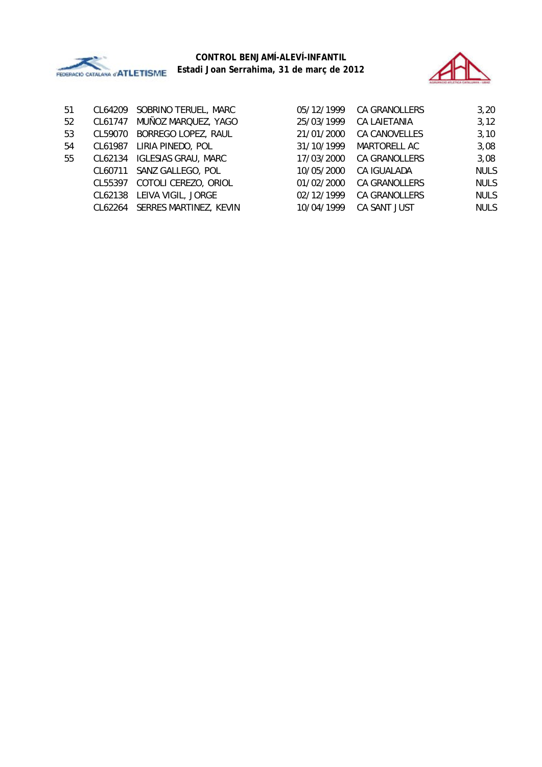| | | | | | |
|---|---|---|---|---|---|
| 51 | CL64209 | SOBRINO TERUEL, MARC | 05/12/1999 | CA GRANOLLERS | 3,20 |
| 52 | CL61747 | MUÑOZ MARQUEZ, YAGO | 25/03/1999 | CA LAIETANIA | 3,12 |
| 53 | CL59070 | BORREGO LOPEZ, RAUL | 21/01/2000 | CA CANOVELLES | 3,10 |
| 54 | CL61987 | LIRIA PINEDO, POL | 31/10/1999 | MARTORELL AC | 3,08 |
| 55 | CL62134 | IGLESIAS GRAU, MARC | 17/03/2000 | CA GRANOLLERS | 3,08 |
| | CL60711 | SANZ GALLEGO, POL | 10/05/2000 | CA IGUALADA | NULS |
| | CL55397 | COTOLI CEREZO, ORIOL | 01/02/2000 | CA GRANOLLERS | NULS |
| | CL62138 | LEIVA VIGIL, JORGE | 02/12/1999 | CA GRANOLLERS | NULS |
| | CL62264 | SERRES MARTINEZ, KEVIN | 10/04/1999 | CA SANT JUST | NULS |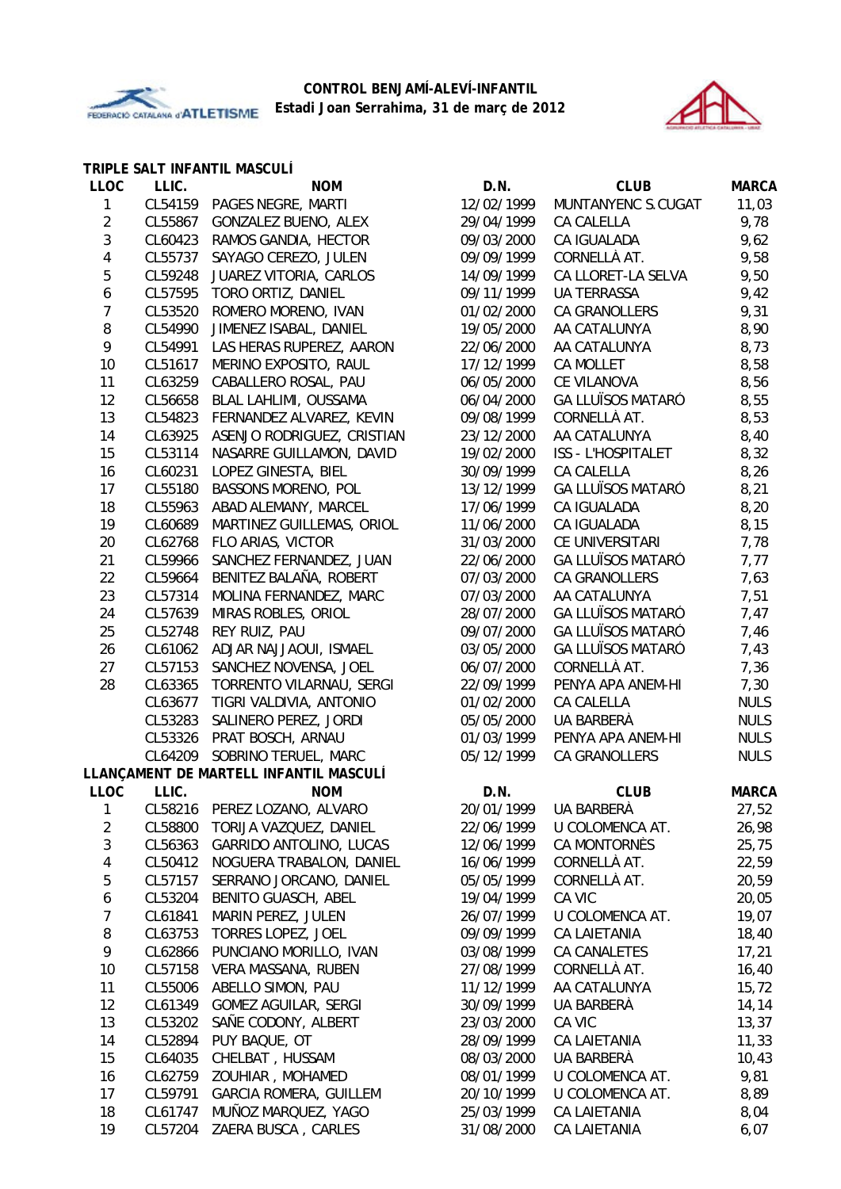**CONTROL BENJAMÍ-ALEVÍ-INFANTIL**
**Estadi Joan Serrahima, 31 de març de 2012**

### TRIPLE SALT INFANTIL MASCULÍ

| LLOC | LLIC. | NOM | D.N. | CLUB | MARCA |
|---|---|---|---|---|---|
| 1 | CL54159 | PAGES NEGRE, MARTI | 12/02/1999 | MUNTANYENC S.CUGAT | 11,03 |
| 2 | CL55867 | GONZALEZ BUENO, ALEX | 29/04/1999 | CA CALELLA | 9,78 |
| 3 | CL60423 | RAMOS GANDIA, HECTOR | 09/03/2000 | CA IGUALADA | 9,62 |
| 4 | CL55737 | SAYAGO CEREZO, JULEN | 09/09/1999 | CORNELLÀ AT. | 9,58 |
| 5 | CL59248 | JUAREZ VITORIA, CARLOS | 14/09/1999 | CA LLORET-LA SELVA | 9,50 |
| 6 | CL57595 | TORO ORTIZ, DANIEL | 09/11/1999 | UA TERRASSA | 9,42 |
| 7 | CL53520 | ROMERO MORENO, IVAN | 01/02/2000 | CA GRANOLLERS | 9,31 |
| 8 | CL54990 | JIMENEZ ISABAL, DANIEL | 19/05/2000 | AA CATALUNYA | 8,90 |
| 9 | CL54991 | LAS HERAS RUPEREZ, AARON | 22/06/2000 | AA CATALUNYA | 8,73 |
| 10 | CL51617 | MERINO EXPOSITO, RAUL | 17/12/1999 | CA MOLLET | 8,58 |
| 11 | CL63259 | CABALLERO ROSAL, PAU | 06/05/2000 | CE VILANOVA | 8,56 |
| 12 | CL56658 | BLAL LAHLIMI, OUSSAMA | 06/04/2000 | GA LLUÏSOS MATARÓ | 8,55 |
| 13 | CL54823 | FERNANDEZ ALVAREZ, KEVIN | 09/08/1999 | CORNELLÀ AT. | 8,53 |
| 14 | CL63925 | ASENJO RODRIGUEZ, CRISTIAN | 23/12/2000 | AA CATALUNYA | 8,40 |
| 15 | CL53114 | NASARRE GUILLAMON, DAVID | 19/02/2000 | ISS - L'HOSPITALET | 8,32 |
| 16 | CL60231 | LOPEZ GINESTA, BIEL | 30/09/1999 | CA CALELLA | 8,26 |
| 17 | CL55180 | BASSONS MORENO, POL | 13/12/1999 | GA LLUÏSOS MATARÓ | 8,21 |
| 18 | CL55963 | ABAD ALEMANY, MARCEL | 17/06/1999 | CA IGUALADA | 8,20 |
| 19 | CL60689 | MARTINEZ GUILLEMAS, ORIOL | 11/06/2000 | CA IGUALADA | 8,15 |
| 20 | CL62768 | FLO ARIAS, VICTOR | 31/03/2000 | CE UNIVERSITARI | 7,78 |
| 21 | CL59966 | SANCHEZ FERNANDEZ, JUAN | 22/06/2000 | GA LLUÏSOS MATARÓ | 7,77 |
| 22 | CL59664 | BENITEZ BALAÑA, ROBERT | 07/03/2000 | CA GRANOLLERS | 7,63 |
| 23 | CL57314 | MOLINA FERNANDEZ, MARC | 07/03/2000 | AA CATALUNYA | 7,51 |
| 24 | CL57639 | MIRAS ROBLES, ORIOL | 28/07/2000 | GA LLUÏSOS MATARÓ | 7,47 |
| 25 | CL52748 | REY RUIZ, PAU | 09/07/2000 | GA LLUÏSOS MATARÓ | 7,46 |
| 26 | CL61062 | ADJAR NAJJAOUI, ISMAEL | 03/05/2000 | GA LLUÏSOS MATARÓ | 7,43 |
| 27 | CL57153 | SANCHEZ NOVENSA, JOEL | 06/07/2000 | CORNELLÀ AT. | 7,36 |
| 28 | CL63365 | TORRENTO VILARNAU, SERGI | 22/09/1999 | PENYA APA ANEM-HI | 7,30 |
| | CL63677 | TIGRI VALDIVIA, ANTONIO | 01/02/2000 | CA CALELLA | NULS |
| | CL53283 | SALINERO PEREZ, JORDI | 05/05/2000 | UA BARBERÀ | NULS |
| | CL53326 | PRAT BOSCH, ARNAU | 01/03/1999 | PENYA APA ANEM-HI | NULS |
| | CL64209 | SOBRINO TERUEL, MARC | 05/12/1999 | CA GRANOLLERS | NULS |

### LLANÇAMENT DE MARTELL INFANTIL MASCULÍ

| LLOC | LLIC. | NOM | D.N. | CLUB | MARCA |
|---|---|---|---|---|---|
| 1 | CL58216 | PEREZ LOZANO, ALVARO | 20/01/1999 | UA BARBERÀ | 27,52 |
| 2 | CL58800 | TORIJA VAZQUEZ, DANIEL | 22/06/1999 | U COLOMENCA AT. | 26,98 |
| 3 | CL56363 | GARRIDO ANTOLINO, LUCAS | 12/06/1999 | CA MONTORNÈS | 25,75 |
| 4 | CL50412 | NOGUERA TRABALON, DANIEL | 16/06/1999 | CORNELLÀ AT. | 22,59 |
| 5 | CL57157 | SERRANO JORCANO, DANIEL | 05/05/1999 | CORNELLÀ AT. | 20,59 |
| 6 | CL53204 | BENITO GUASCH, ABEL | 19/04/1999 | CA VIC | 20,05 |
| 7 | CL61841 | MARIN PEREZ, JULEN | 26/07/1999 | U COLOMENCA AT. | 19,07 |
| 8 | CL63753 | TORRES LOPEZ, JOEL | 09/09/1999 | CA LAIETANIA | 18,40 |
| 9 | CL62866 | PUNCIANO MORILLO, IVAN | 03/08/1999 | CA CANALETES | 17,21 |
| 10 | CL57158 | VERA MASSANA, RUBEN | 27/08/1999 | CORNELLÀ AT. | 16,40 |
| 11 | CL55006 | ABELLO SIMON, PAU | 11/12/1999 | AA CATALUNYA | 15,72 |
| 12 | CL61349 | GOMEZ AGUILAR, SERGI | 30/09/1999 | UA BARBERÀ | 14,14 |
| 13 | CL53202 | SAÑE CODONY, ALBERT | 23/03/2000 | CA VIC | 13,37 |
| 14 | CL52894 | PUY BAQUE, OT | 28/09/1999 | CA LAIETANIA | 11,33 |
| 15 | CL64035 | CHELBAT , HUSSAM | 08/03/2000 | UA BARBERÀ | 10,43 |
| 16 | CL62759 | ZOUHIAR , MOHAMED | 08/01/1999 | U COLOMENCA AT. | 9,81 |
| 17 | CL59791 | GARCIA ROMERA, GUILLEM | 20/10/1999 | U COLOMENCA AT. | 8,89 |
| 18 | CL61747 | MUÑOZ MARQUEZ, YAGO | 25/03/1999 | CA LAIETANIA | 8,04 |
| 19 | CL57204 | ZAERA BUSCA , CARLES | 31/08/2000 | CA LAIETANIA | 6,07 |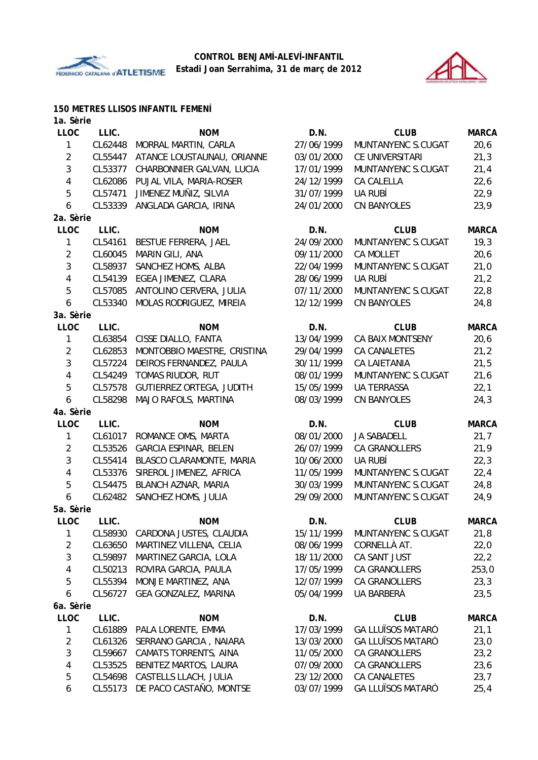**CONTROL BENJAMÍ-ALEVÍ-INFANTIL**
**Estadi Joan Serrahima, 31 de març de 2012**

## 150 METRES LLISOS INFANTIL FEMENÍ

### 1a. Sèrie

| LLOC | LLIC. | NOM | D.N. | CLUB | MARCA |
|---|---|---|---|---|---|
| 1 | CL62448 | MORRAL MARTIN, CARLA | 27/06/1999 | MUNTANYENC S.CUGAT | 20,6 |
| 2 | CL55447 | ATANCE LOUSTAUNAU, ORIANNE | 03/01/2000 | CE UNIVERSITARI | 21,3 |
| 3 | CL53377 | CHARBONNIER GALVAN, LUCIA | 17/01/1999 | MUNTANYENC S.CUGAT | 21,4 |
| 4 | CL62086 | PUJAL VILA, MARIA-ROSER | 24/12/1999 | CA CALELLA | 22,6 |
| 5 | CL57471 | JIMENEZ MUÑIZ, SILVIA | 31/07/1999 | UA RUBÍ | 22,9 |
| 6 | CL53339 | ANGLADA GARCIA, IRINA | 24/01/2000 | CN BANYOLES | 23,9 |

### 2a. Sèrie

| LLOC | LLIC. | NOM | D.N. | CLUB | MARCA |
|---|---|---|---|---|---|
| 1 | CL54161 | BESTUE FERRERA, JAEL | 24/09/2000 | MUNTANYENC S.CUGAT | 19,3 |
| 2 | CL60045 | MARIN GILI, ANA | 09/11/2000 | CA MOLLET | 20,6 |
| 3 | CL58937 | SANCHEZ HOMS, ALBA | 22/04/1999 | MUNTANYENC S.CUGAT | 21,0 |
| 4 | CL54139 | EGEA JIMENEZ, CLARA | 28/06/1999 | UA RUBÍ | 21,2 |
| 5 | CL57085 | ANTOLINO CERVERA, JULIA | 07/11/2000 | MUNTANYENC S.CUGAT | 22,8 |
| 6 | CL53340 | MOLAS RODRIGUEZ, MIREIA | 12/12/1999 | CN BANYOLES | 24,8 |

### 3a. Sèrie

| LLOC | LLIC. | NOM | D.N. | CLUB | MARCA |
|---|---|---|---|---|---|
| 1 | CL63854 | CISSE DIALLO, FANTA | 13/04/1999 | CA BAIX MONTSENY | 20,6 |
| 2 | CL62853 | MONTOBBIO MAESTRE, CRISTINA | 29/04/1999 | CA CANALETES | 21,2 |
| 3 | CL57224 | DEIROS FERNANDEZ, PAULA | 30/11/1999 | CA LAIETANIA | 21,5 |
| 4 | CL54249 | TOMAS RIUDOR, RUT | 08/01/1999 | MUNTANYENC S.CUGAT | 21,6 |
| 5 | CL57578 | GUTIERREZ ORTEGA, JUDITH | 15/05/1999 | UA TERRASSA | 22,1 |
| 6 | CL58298 | MAJO RAFOLS, MARTINA | 08/03/1999 | CN BANYOLES | 24,3 |

### 4a. Sèrie

| LLOC | LLIC. | NOM | D.N. | CLUB | MARCA |
|---|---|---|---|---|---|
| 1 | CL61017 | ROMANCE OMS, MARTA | 08/01/2000 | JA SABADELL | 21,7 |
| 2 | CL53526 | GARCIA ESPINAR, BELEN | 26/07/1999 | CA GRANOLLERS | 21,9 |
| 3 | CL55414 | BLASCO CLARAMONTE, MARIA | 10/06/2000 | UA RUBÍ | 22,3 |
| 4 | CL53376 | SIREROL JIMENEZ, AFRICA | 11/05/1999 | MUNTANYENC S.CUGAT | 22,4 |
| 5 | CL54475 | BLANCH AZNAR, MARIA | 30/03/1999 | MUNTANYENC S.CUGAT | 24,8 |
| 6 | CL62482 | SANCHEZ HOMS, JULIA | 29/09/2000 | MUNTANYENC S.CUGAT | 24,9 |

### 5a. Sèrie

| LLOC | LLIC. | NOM | D.N. | CLUB | MARCA |
|---|---|---|---|---|---|
| 1 | CL58930 | CARDONA JUSTES, CLAUDIA | 15/11/1999 | MUNTANYENC S.CUGAT | 21,8 |
| 2 | CL63650 | MARTINEZ VILLENA, CELIA | 08/06/1999 | CORNELLÀ AT. | 22,0 |
| 3 | CL59897 | MARTINEZ GARCIA, LOLA | 18/11/2000 | CA SANT JUST | 22,2 |
| 4 | CL50213 | ROVIRA GARCIA, PAULA | 17/05/1999 | CA GRANOLLERS | 253,0 |
| 5 | CL55394 | MONJE MARTINEZ, ANA | 12/07/1999 | CA GRANOLLERS | 23,3 |
| 6 | CL56727 | GEA GONZALEZ, MARINA | 05/04/1999 | UA BARBERÀ | 23,5 |

### 6a. Sèrie

| LLOC | LLIC. | NOM | D.N. | CLUB | MARCA |
|---|---|---|---|---|---|
| 1 | CL61889 | PALA LORENTE, EMMA | 17/03/1999 | GA LLUÏSOS MATARÓ | 21,1 |
| 2 | CL61326 | SERRANO GARCIA , NAIARA | 13/03/2000 | GA LLUÏSOS MATARÓ | 23,0 |
| 3 | CL59667 | CAMATS TORRENTS, AINA | 11/05/2000 | CA GRANOLLERS | 23,2 |
| 4 | CL53525 | BENITEZ MARTOS, LAURA | 07/09/2000 | CA GRANOLLERS | 23,6 |
| 5 | CL54698 | CASTELLS LLACH, JULIA | 23/12/2000 | CA CANALETES | 23,7 |
| 6 | CL55173 | DE PACO CASTAÑO, MONTSE | 03/07/1999 | GA LLUÏSOS MATARÓ | 25,4 |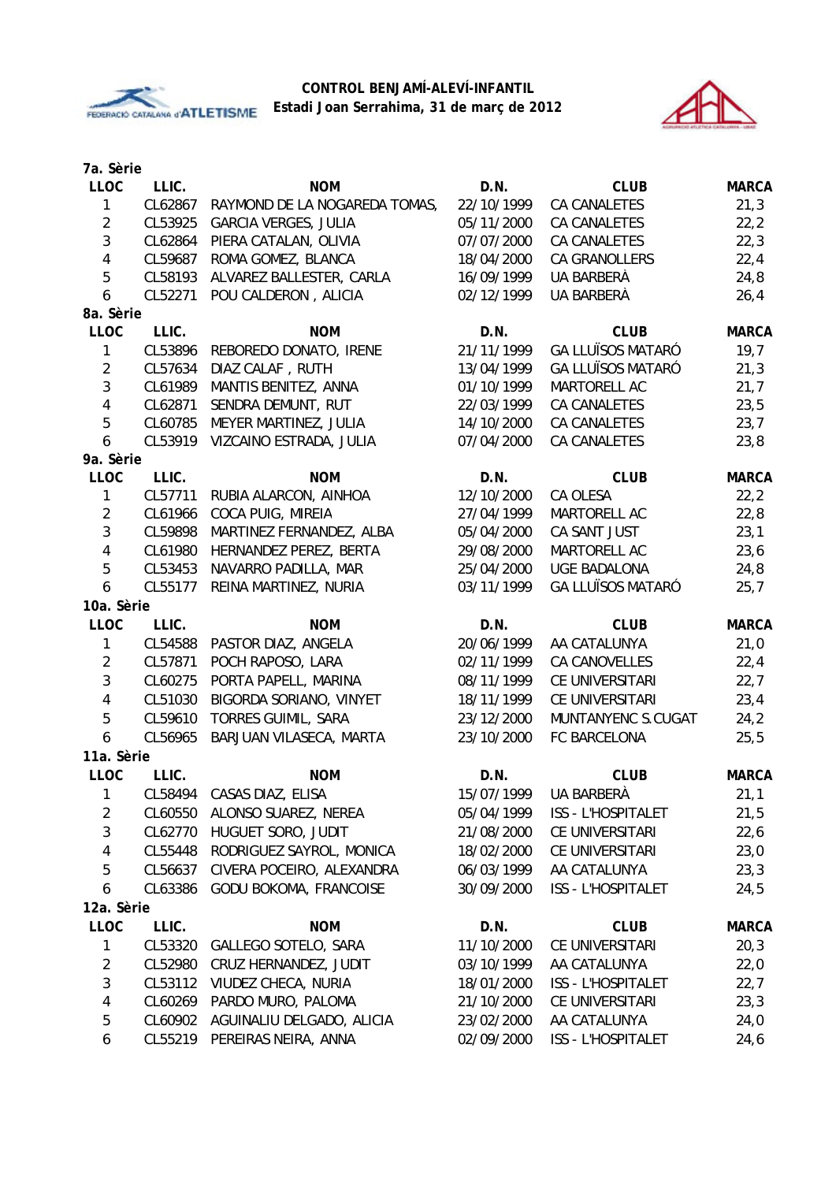**CONTROL BENJAMÍ-ALEVÍ-INFANTIL**
**Estadi Joan Serrahima, 31 de març de 2012**

**7a. Sèrie**

| LLOC | LLIC. | NOM | D.N. | CLUB | MARCA |
|---|---|---|---|---|---|
| 1 | CL62867 | RAYMOND DE LA NOGAREDA TOMAS, | 22/10/1999 | CA CANALETES | 21,3 |
| 2 | CL53925 | GARCIA VERGES, JULIA | 05/11/2000 | CA CANALETES | 22,2 |
| 3 | CL62864 | PIERA CATALAN, OLIVIA | 07/07/2000 | CA CANALETES | 22,3 |
| 4 | CL59687 | ROMA GOMEZ, BLANCA | 18/04/2000 | CA GRANOLLERS | 22,4 |
| 5 | CL58193 | ALVAREZ BALLESTER, CARLA | 16/09/1999 | UA BARBERÀ | 24,8 |
| 6 | CL52271 | POU CALDERON , ALICIA | 02/12/1999 | UA BARBERÀ | 26,4 |

**8a. Sèrie**

| LLOC | LLIC. | NOM | D.N. | CLUB | MARCA |
|---|---|---|---|---|---|
| 1 | CL53896 | REBOREDO DONATO, IRENE | 21/11/1999 | GA LLUÏSOS MATARÓ | 19,7 |
| 2 | CL57634 | DIAZ CALAF , RUTH | 13/04/1999 | GA LLUÏSOS MATARÓ | 21,3 |
| 3 | CL61989 | MANTIS BENITEZ, ANNA | 01/10/1999 | MARTORELL AC | 21,7 |
| 4 | CL62871 | SENDRA DEMUNT, RUT | 22/03/1999 | CA CANALETES | 23,5 |
| 5 | CL60785 | MEYER MARTINEZ, JULIA | 14/10/2000 | CA CANALETES | 23,7 |
| 6 | CL53919 | VIZCAINO ESTRADA, JULIA | 07/04/2000 | CA CANALETES | 23,8 |

**9a. Sèrie**

| LLOC | LLIC. | NOM | D.N. | CLUB | MARCA |
|---|---|---|---|---|---|
| 1 | CL57711 | RUBIA ALARCON, AINHOA | 12/10/2000 | CA OLESA | 22,2 |
| 2 | CL61966 | COCA PUIG, MIREIA | 27/04/1999 | MARTORELL AC | 22,8 |
| 3 | CL59898 | MARTINEZ FERNANDEZ, ALBA | 05/04/2000 | CA SANT JUST | 23,1 |
| 4 | CL61980 | HERNANDEZ PEREZ, BERTA | 29/08/2000 | MARTORELL AC | 23,6 |
| 5 | CL53453 | NAVARRO PADILLA, MAR | 25/04/2000 | UGE BADALONA | 24,8 |
| 6 | CL55177 | REINA MARTINEZ, NURIA | 03/11/1999 | GA LLUÏSOS MATARÓ | 25,7 |

**10a. Sèrie**

| LLOC | LLIC. | NOM | D.N. | CLUB | MARCA |
|---|---|---|---|---|---|
| 1 | CL54588 | PASTOR DIAZ, ANGELA | 20/06/1999 | AA CATALUNYA | 21,0 |
| 2 | CL57871 | POCH RAPOSO, LARA | 02/11/1999 | CA CANOVELLES | 22,4 |
| 3 | CL60275 | PORTA PAPELL, MARINA | 08/11/1999 | CE UNIVERSITARI | 22,7 |
| 4 | CL51030 | BIGORDA SORIANO, VINYET | 18/11/1999 | CE UNIVERSITARI | 23,4 |
| 5 | CL59610 | TORRES GUIMIL, SARA | 23/12/2000 | MUNTANYENC S.CUGAT | 24,2 |
| 6 | CL56965 | BARJUAN VILASECA, MARTA | 23/10/2000 | FC BARCELONA | 25,5 |

**11a. Sèrie**

| LLOC | LLIC. | NOM | D.N. | CLUB | MARCA |
|---|---|---|---|---|---|
| 1 | CL58494 | CASAS DIAZ, ELISA | 15/07/1999 | UA BARBERÀ | 21,1 |
| 2 | CL60550 | ALONSO SUAREZ, NEREA | 05/04/1999 | ISS - L'HOSPITALET | 21,5 |
| 3 | CL62770 | HUGUET SORO, JUDIT | 21/08/2000 | CE UNIVERSITARI | 22,6 |
| 4 | CL55448 | RODRIGUEZ SAYROL, MONICA | 18/02/2000 | CE UNIVERSITARI | 23,0 |
| 5 | CL56637 | CIVERA POCEIRO, ALEXANDRA | 06/03/1999 | AA CATALUNYA | 23,3 |
| 6 | CL63386 | GODU BOKOMA, FRANCOISE | 30/09/2000 | ISS - L'HOSPITALET | 24,5 |

**12a. Sèrie**

| LLOC | LLIC. | NOM | D.N. | CLUB | MARCA |
|---|---|---|---|---|---|
| 1 | CL53320 | GALLEGO SOTELO, SARA | 11/10/2000 | CE UNIVERSITARI | 20,3 |
| 2 | CL52980 | CRUZ HERNANDEZ, JUDIT | 03/10/1999 | AA CATALUNYA | 22,0 |
| 3 | CL53112 | VIUDEZ CHECA, NURIA | 18/01/2000 | ISS - L'HOSPITALET | 22,7 |
| 4 | CL60269 | PARDO MURO, PALOMA | 21/10/2000 | CE UNIVERSITARI | 23,3 |
| 5 | CL60902 | AGUINALIU DELGADO, ALICIA | 23/02/2000 | AA CATALUNYA | 24,0 |
| 6 | CL55219 | PEREIRAS NEIRA, ANNA | 02/09/2000 | ISS - L'HOSPITALET | 24,6 |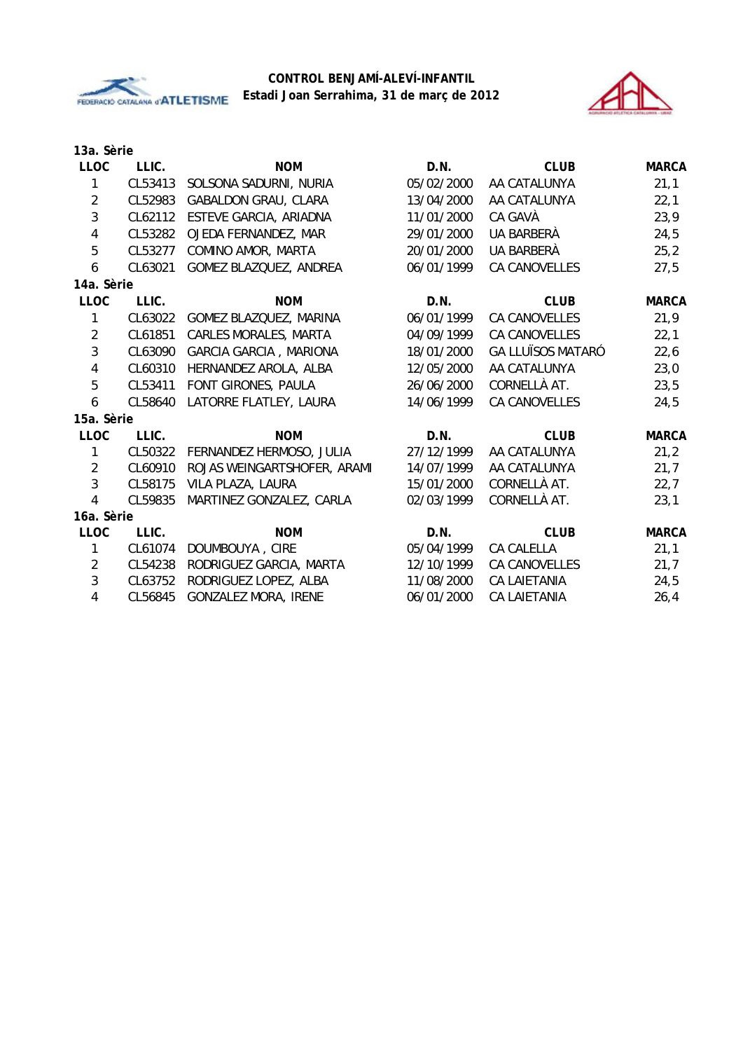**CONTROL BENJAMÍ-ALEVÍ-INFANTIL**
**Estadi Joan Serrahima, 31 de març de 2012**

**13a. Sèrie**

| LLOC | LLIC. | NOM | D.N. | CLUB | MARCA |
|---|---|---|---|---|---|
| 1 | CL53413 | SOLSONA SADURNI, NURIA | 05/02/2000 | AA CATALUNYA | 21,1 |
| 2 | CL52983 | GABALDON GRAU, CLARA | 13/04/2000 | AA CATALUNYA | 22,1 |
| 3 | CL62112 | ESTEVE GARCIA, ARIADNA | 11/01/2000 | CA GAVÀ | 23,9 |
| 4 | CL53282 | OJEDA FERNANDEZ, MAR | 29/01/2000 | UA BARBERÀ | 24,5 |
| 5 | CL53277 | COMINO AMOR, MARTA | 20/01/2000 | UA BARBERÀ | 25,2 |
| 6 | CL63021 | GOMEZ BLAZQUEZ, ANDREA | 06/01/1999 | CA CANOVELLES | 27,5 |

**14a. Sèrie**

| LLOC | LLIC. | NOM | D.N. | CLUB | MARCA |
|---|---|---|---|---|---|
| 1 | CL63022 | GOMEZ BLAZQUEZ, MARINA | 06/01/1999 | CA CANOVELLES | 21,9 |
| 2 | CL61851 | CARLES MORALES, MARTA | 04/09/1999 | CA CANOVELLES | 22,1 |
| 3 | CL63090 | GARCIA GARCIA , MARIONA | 18/01/2000 | GA LLUÏSOS MATARÓ | 22,6 |
| 4 | CL60310 | HERNANDEZ AROLA, ALBA | 12/05/2000 | AA CATALUNYA | 23,0 |
| 5 | CL53411 | FONT GIRONES, PAULA | 26/06/2000 | CORNELLÀ AT. | 23,5 |
| 6 | CL58640 | LATORRE FLATLEY, LAURA | 14/06/1999 | CA CANOVELLES | 24,5 |

**15a. Sèrie**

| LLOC | LLIC. | NOM | D.N. | CLUB | MARCA |
|---|---|---|---|---|---|
| 1 | CL50322 | FERNANDEZ HERMOSO, JULIA | 27/12/1999 | AA CATALUNYA | 21,2 |
| 2 | CL60910 | ROJAS WEINGARTSHOFER, ARAMI | 14/07/1999 | AA CATALUNYA | 21,7 |
| 3 | CL58175 | VILA PLAZA, LAURA | 15/01/2000 | CORNELLÀ AT. | 22,7 |
| 4 | CL59835 | MARTINEZ GONZALEZ, CARLA | 02/03/1999 | CORNELLÀ AT. | 23,1 |

**16a. Sèrie**

| LLOC | LLIC. | NOM | D.N. | CLUB | MARCA |
|---|---|---|---|---|---|
| 1 | CL61074 | DOUMBOUYA , CIRE | 05/04/1999 | CA CALELLA | 21,1 |
| 2 | CL54238 | RODRIGUEZ GARCIA, MARTA | 12/10/1999 | CA CANOVELLES | 21,7 |
| 3 | CL63752 | RODRIGUEZ LOPEZ, ALBA | 11/08/2000 | CA LAIETANIA | 24,5 |
| 4 | CL56845 | GONZALEZ MORA, IRENE | 06/01/2000 | CA LAIETANIA | 26,4 |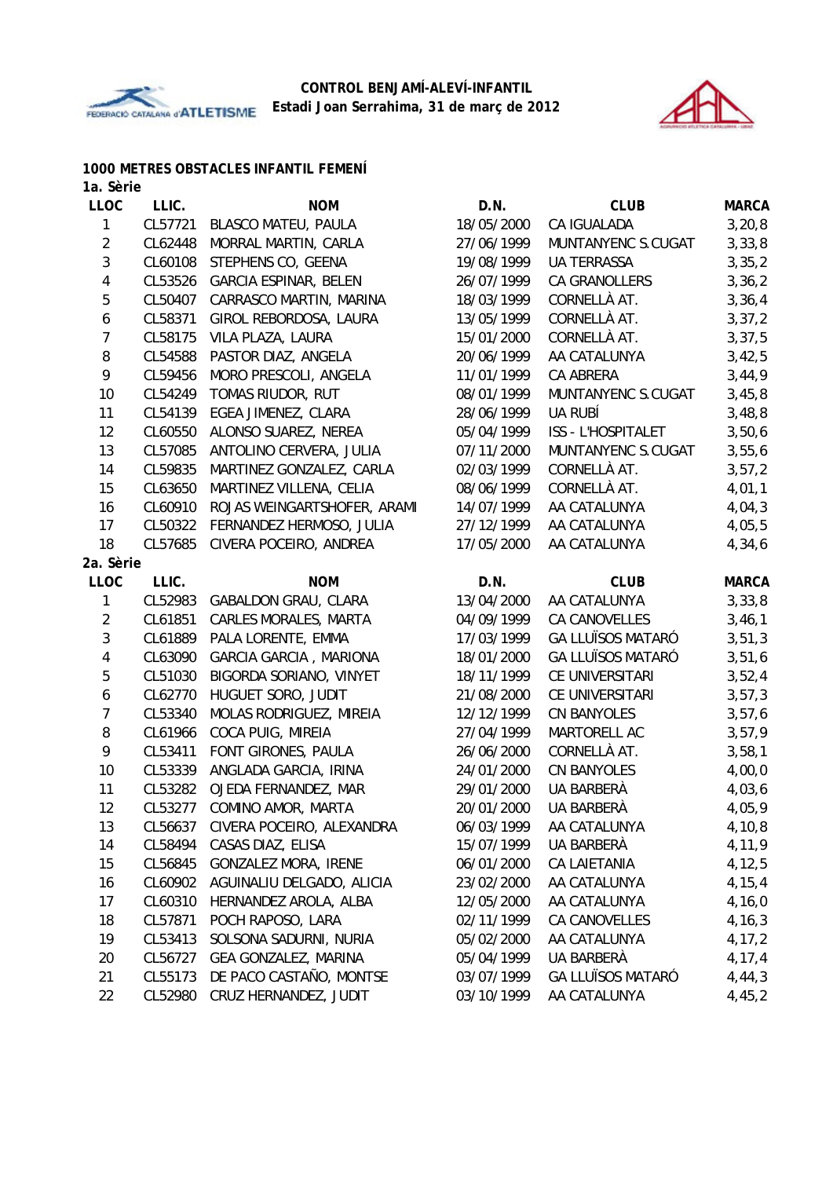**CONTROL BENJAMÍ-ALEVÍ-INFANTIL**
**Estadi Joan Serrahima, 31 de març de 2012**

### 1000 METRES OBSTACLES INFANTIL FEMENÍ

**1a. Sèrie**

| LLOC | LLIC. | NOM | D.N. | CLUB | MARCA |
|---|---|---|---|---|---|
| 1 | CL57721 | BLASCO MATEU, PAULA | 18/05/2000 | CA IGUALADA | 3,20,8 |
| 2 | CL62448 | MORRAL MARTIN, CARLA | 27/06/1999 | MUNTANYENC S.CUGAT | 3,33,8 |
| 3 | CL60108 | STEPHENS CO, GEENA | 19/08/1999 | UA TERRASSA | 3,35,2 |
| 4 | CL53526 | GARCIA ESPINAR, BELEN | 26/07/1999 | CA GRANOLLERS | 3,36,2 |
| 5 | CL50407 | CARRASCO MARTIN, MARINA | 18/03/1999 | CORNELLÀ AT. | 3,36,4 |
| 6 | CL58371 | GIROL REBORDOSA, LAURA | 13/05/1999 | CORNELLÀ AT. | 3,37,2 |
| 7 | CL58175 | VILA PLAZA, LAURA | 15/01/2000 | CORNELLÀ AT. | 3,37,5 |
| 8 | CL54588 | PASTOR DIAZ, ANGELA | 20/06/1999 | AA CATALUNYA | 3,42,5 |
| 9 | CL59456 | MORO PRESCOLI, ANGELA | 11/01/1999 | CA ABRERA | 3,44,9 |
| 10 | CL54249 | TOMAS RIUDOR, RUT | 08/01/1999 | MUNTANYENC S.CUGAT | 3,45,8 |
| 11 | CL54139 | EGEA JIMENEZ, CLARA | 28/06/1999 | UA RUBÍ | 3,48,8 |
| 12 | CL60550 | ALONSO SUAREZ, NEREA | 05/04/1999 | ISS - L'HOSPITALET | 3,50,6 |
| 13 | CL57085 | ANTOLINO CERVERA, JULIA | 07/11/2000 | MUNTANYENC S.CUGAT | 3,55,6 |
| 14 | CL59835 | MARTINEZ GONZALEZ, CARLA | 02/03/1999 | CORNELLÀ AT. | 3,57,2 |
| 15 | CL63650 | MARTINEZ VILLENA, CELIA | 08/06/1999 | CORNELLÀ AT. | 4,01,1 |
| 16 | CL60910 | ROJAS WEINGARTSHOFER, ARAMI | 14/07/1999 | AA CATALUNYA | 4,04,3 |
| 17 | CL50322 | FERNANDEZ HERMOSO, JULIA | 27/12/1999 | AA CATALUNYA | 4,05,5 |
| 18 | CL57685 | CIVERA POCEIRO, ANDREA | 17/05/2000 | AA CATALUNYA | 4,34,6 |

**2a. Sèrie**

| LLOC | LLIC. | NOM | D.N. | CLUB | MARCA |
|---|---|---|---|---|---|
| 1 | CL52983 | GABALDON GRAU, CLARA | 13/04/2000 | AA CATALUNYA | 3,33,8 |
| 2 | CL61851 | CARLES MORALES, MARTA | 04/09/1999 | CA CANOVELLES | 3,46,1 |
| 3 | CL61889 | PALA LORENTE, EMMA | 17/03/1999 | GA LLUÏSOS MATARÓ | 3,51,3 |
| 4 | CL63090 | GARCIA GARCIA , MARIONA | 18/01/2000 | GA LLUÏSOS MATARÓ | 3,51,6 |
| 5 | CL51030 | BIGORDA SORIANO, VINYET | 18/11/1999 | CE UNIVERSITARI | 3,52,4 |
| 6 | CL62770 | HUGUET SORO, JUDIT | 21/08/2000 | CE UNIVERSITARI | 3,57,3 |
| 7 | CL53340 | MOLAS RODRIGUEZ, MIREIA | 12/12/1999 | CN BANYOLES | 3,57,6 |
| 8 | CL61966 | COCA PUIG, MIREIA | 27/04/1999 | MARTORELL AC | 3,57,9 |
| 9 | CL53411 | FONT GIRONES, PAULA | 26/06/2000 | CORNELLÀ AT. | 3,58,1 |
| 10 | CL53339 | ANGLADA GARCIA, IRINA | 24/01/2000 | CN BANYOLES | 4,00,0 |
| 11 | CL53282 | OJEDA FERNANDEZ, MAR | 29/01/2000 | UA BARBERÀ | 4,03,6 |
| 12 | CL53277 | COMINO AMOR, MARTA | 20/01/2000 | UA BARBERÀ | 4,05,9 |
| 13 | CL56637 | CIVERA POCEIRO, ALEXANDRA | 06/03/1999 | AA CATALUNYA | 4,10,8 |
| 14 | CL58494 | CASAS DIAZ, ELISA | 15/07/1999 | UA BARBERÀ | 4,11,9 |
| 15 | CL56845 | GONZALEZ MORA, IRENE | 06/01/2000 | CA LAIETANIA | 4,12,5 |
| 16 | CL60902 | AGUINALIU DELGADO, ALICIA | 23/02/2000 | AA CATALUNYA | 4,15,4 |
| 17 | CL60310 | HERNANDEZ AROLA, ALBA | 12/05/2000 | AA CATALUNYA | 4,16,0 |
| 18 | CL57871 | POCH RAPOSO, LARA | 02/11/1999 | CA CANOVELLES | 4,16,3 |
| 19 | CL53413 | SOLSONA SADURNI, NURIA | 05/02/2000 | AA CATALUNYA | 4,17,2 |
| 20 | CL56727 | GEA GONZALEZ, MARINA | 05/04/1999 | UA BARBERÀ | 4,17,4 |
| 21 | CL55173 | DE PACO CASTAÑO, MONTSE | 03/07/1999 | GA LLUÏSOS MATARÓ | 4,44,3 |
| 22 | CL52980 | CRUZ HERNANDEZ, JUDIT | 03/10/1999 | AA CATALUNYA | 4,45,2 |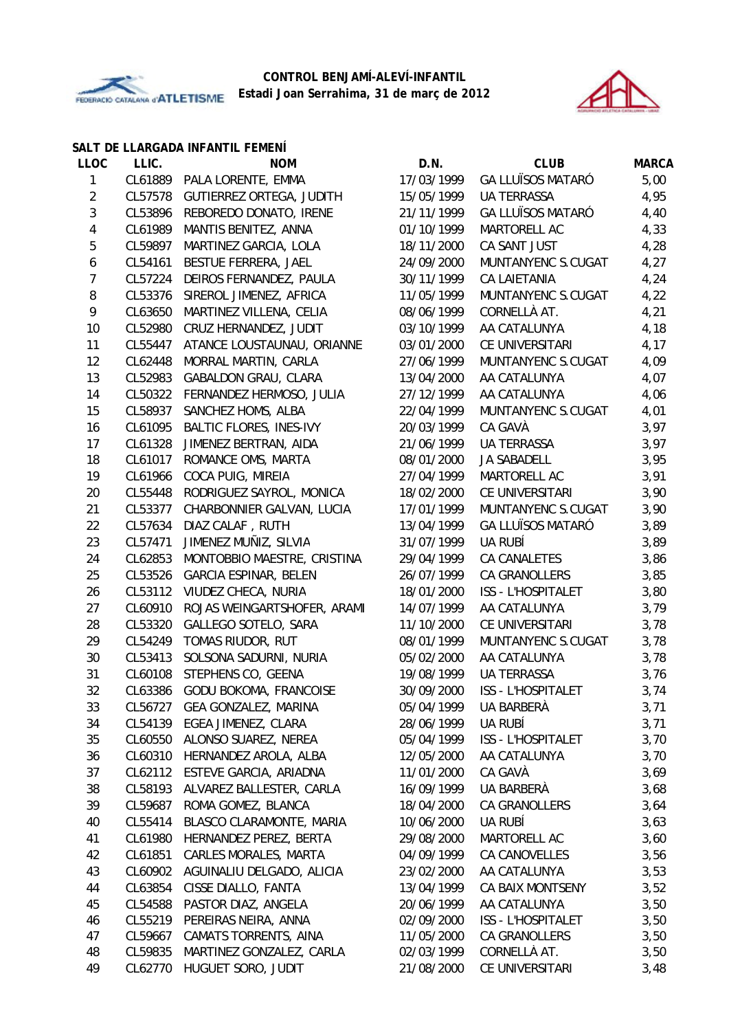**CONTROL BENJAMÍ-ALEVÍ-INFANTIL**
**Estadi Joan Serrahima, 31 de març de 2012**

## SALT DE LLARGADA INFANTIL FEMENÍ

| LLOC | LLIC. | NOM | D.N. | CLUB | MARCA |
|---|---|---|---|---|---|
| 1 | CL61889 | PALA LORENTE, EMMA | 17/03/1999 | GA LLUÏSOS MATARÓ | 5,00 |
| 2 | CL57578 | GUTIERREZ ORTEGA, JUDITH | 15/05/1999 | UA TERRASSA | 4,95 |
| 3 | CL53896 | REBOREDO DONATO, IRENE | 21/11/1999 | GA LLUÏSOS MATARÓ | 4,40 |
| 4 | CL61989 | MANTIS BENITEZ, ANNA | 01/10/1999 | MARTORELL AC | 4,33 |
| 5 | CL59897 | MARTINEZ GARCIA, LOLA | 18/11/2000 | CA SANT JUST | 4,28 |
| 6 | CL54161 | BESTUE FERRERA, JAEL | 24/09/2000 | MUNTANYENC S.CUGAT | 4,27 |
| 7 | CL57224 | DEIROS FERNANDEZ, PAULA | 30/11/1999 | CA LAIETANIA | 4,24 |
| 8 | CL53376 | SIREROL JIMENEZ, AFRICA | 11/05/1999 | MUNTANYENC S.CUGAT | 4,22 |
| 9 | CL63650 | MARTINEZ VILLENA, CELIA | 08/06/1999 | CORNELLÀ AT. | 4,21 |
| 10 | CL52980 | CRUZ HERNANDEZ, JUDIT | 03/10/1999 | AA CATALUNYA | 4,18 |
| 11 | CL55447 | ATANCE LOUSTAUNAU, ORIANNE | 03/01/2000 | CE UNIVERSITARI | 4,17 |
| 12 | CL62448 | MORRAL MARTIN, CARLA | 27/06/1999 | MUNTANYENC S.CUGAT | 4,09 |
| 13 | CL52983 | GABALDON GRAU, CLARA | 13/04/2000 | AA CATALUNYA | 4,07 |
| 14 | CL50322 | FERNANDEZ HERMOSO, JULIA | 27/12/1999 | AA CATALUNYA | 4,06 |
| 15 | CL58937 | SANCHEZ HOMS, ALBA | 22/04/1999 | MUNTANYENC S.CUGAT | 4,01 |
| 16 | CL61095 | BALTIC FLORES, INES-IVY | 20/03/1999 | CA GAVÀ | 3,97 |
| 17 | CL61328 | JIMENEZ BERTRAN, AIDA | 21/06/1999 | UA TERRASSA | 3,97 |
| 18 | CL61017 | ROMANCE OMS, MARTA | 08/01/2000 | JA SABADELL | 3,95 |
| 19 | CL61966 | COCA PUIG, MIREIA | 27/04/1999 | MARTORELL AC | 3,91 |
| 20 | CL55448 | RODRIGUEZ SAYROL, MONICA | 18/02/2000 | CE UNIVERSITARI | 3,90 |
| 21 | CL53377 | CHARBONNIER GALVAN, LUCIA | 17/01/1999 | MUNTANYENC S.CUGAT | 3,90 |
| 22 | CL57634 | DIAZ CALAF , RUTH | 13/04/1999 | GA LLUÏSOS MATARÓ | 3,89 |
| 23 | CL57471 | JIMENEZ MUÑIZ, SILVIA | 31/07/1999 | UA RUBÍ | 3,89 |
| 24 | CL62853 | MONTOBBIO MAESTRE, CRISTINA | 29/04/1999 | CA CANALETES | 3,86 |
| 25 | CL53526 | GARCIA ESPINAR, BELEN | 26/07/1999 | CA GRANOLLERS | 3,85 |
| 26 | CL53112 | VIUDEZ CHECA, NURIA | 18/01/2000 | ISS - L'HOSPITALET | 3,80 |
| 27 | CL60910 | ROJAS WEINGARTSHOFER, ARAMI | 14/07/1999 | AA CATALUNYA | 3,79 |
| 28 | CL53320 | GALLEGO SOTELO, SARA | 11/10/2000 | CE UNIVERSITARI | 3,78 |
| 29 | CL54249 | TOMAS RIUDOR, RUT | 08/01/1999 | MUNTANYENC S.CUGAT | 3,78 |
| 30 | CL53413 | SOLSONA SADURNI, NURIA | 05/02/2000 | AA CATALUNYA | 3,78 |
| 31 | CL60108 | STEPHENS CO, GEENA | 19/08/1999 | UA TERRASSA | 3,76 |
| 32 | CL63386 | GODU BOKOMA, FRANCOISE | 30/09/2000 | ISS - L'HOSPITALET | 3,74 |
| 33 | CL56727 | GEA GONZALEZ, MARINA | 05/04/1999 | UA BARBERÀ | 3,71 |
| 34 | CL54139 | EGEA JIMENEZ, CLARA | 28/06/1999 | UA RUBÍ | 3,71 |
| 35 | CL60550 | ALONSO SUAREZ, NEREA | 05/04/1999 | ISS - L'HOSPITALET | 3,70 |
| 36 | CL60310 | HERNANDEZ AROLA, ALBA | 12/05/2000 | AA CATALUNYA | 3,70 |
| 37 | CL62112 | ESTEVE GARCIA, ARIADNA | 11/01/2000 | CA GAVÀ | 3,69 |
| 38 | CL58193 | ALVAREZ BALLESTER, CARLA | 16/09/1999 | UA BARBERÀ | 3,68 |
| 39 | CL59687 | ROMA GOMEZ, BLANCA | 18/04/2000 | CA GRANOLLERS | 3,64 |
| 40 | CL55414 | BLASCO CLARAMONTE, MARIA | 10/06/2000 | UA RUBÍ | 3,63 |
| 41 | CL61980 | HERNANDEZ PEREZ, BERTA | 29/08/2000 | MARTORELL AC | 3,60 |
| 42 | CL61851 | CARLES MORALES, MARTA | 04/09/1999 | CA CANOVELLES | 3,56 |
| 43 | CL60902 | AGUINALIU DELGADO, ALICIA | 23/02/2000 | AA CATALUNYA | 3,53 |
| 44 | CL63854 | CISSE DIALLO, FANTA | 13/04/1999 | CA BAIX MONTSENY | 3,52 |
| 45 | CL54588 | PASTOR DIAZ, ANGELA | 20/06/1999 | AA CATALUNYA | 3,50 |
| 46 | CL55219 | PEREIRAS NEIRA, ANNA | 02/09/2000 | ISS - L'HOSPITALET | 3,50 |
| 47 | CL59667 | CAMATS TORRENTS, AINA | 11/05/2000 | CA GRANOLLERS | 3,50 |
| 48 | CL59835 | MARTINEZ GONZALEZ, CARLA | 02/03/1999 | CORNELLÀ AT. | 3,50 |
| 49 | CL62770 | HUGUET SORO, JUDIT | 21/08/2000 | CE UNIVERSITARI | 3,48 |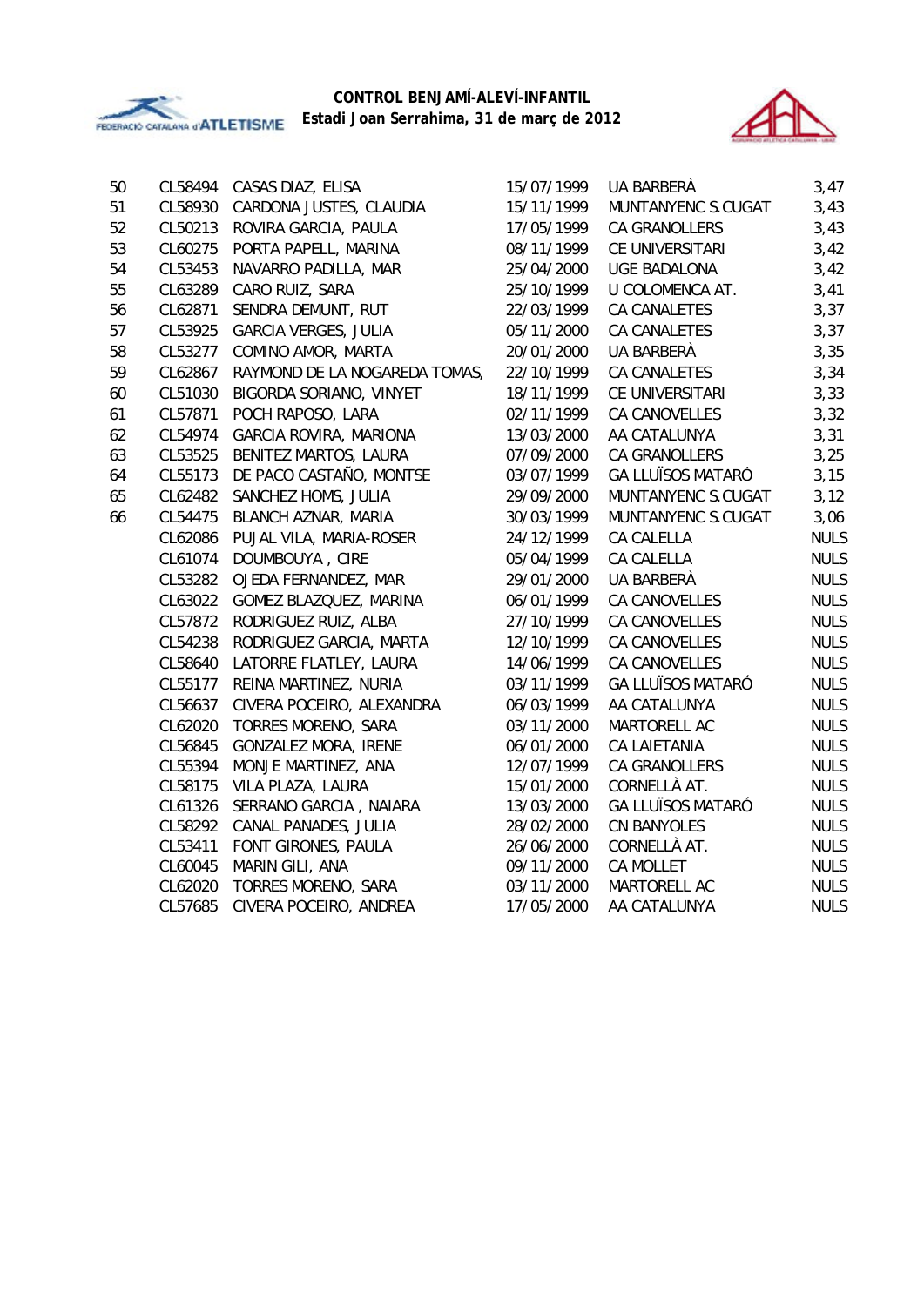**CONTROL BENJAMÍ-ALEVÍ-INFANTIL**
**Estadi Joan Serrahima, 31 de març de 2012**

| | | | | | |
|---|---|---|---|---|---|
| 50 | CL58494 | CASAS DIAZ, ELISA | 15/07/1999 | UA BARBERÀ | 3,47 |
| 51 | CL58930 | CARDONA JUSTES, CLAUDIA | 15/11/1999 | MUNTANYENC S.CUGAT | 3,43 |
| 52 | CL50213 | ROVIRA GARCIA, PAULA | 17/05/1999 | CA GRANOLLERS | 3,43 |
| 53 | CL60275 | PORTA PAPELL, MARINA | 08/11/1999 | CE UNIVERSITARI | 3,42 |
| 54 | CL53453 | NAVARRO PADILLA, MAR | 25/04/2000 | UGE BADALONA | 3,42 |
| 55 | CL63289 | CARO RUIZ, SARA | 25/10/1999 | U COLOMENCA AT. | 3,41 |
| 56 | CL62871 | SENDRA DEMUNT, RUT | 22/03/1999 | CA CANALETES | 3,37 |
| 57 | CL53925 | GARCIA VERGES, JULIA | 05/11/2000 | CA CANALETES | 3,37 |
| 58 | CL53277 | COMINO AMOR, MARTA | 20/01/2000 | UA BARBERÀ | 3,35 |
| 59 | CL62867 | RAYMOND DE LA NOGAREDA TOMAS, | 22/10/1999 | CA CANALETES | 3,34 |
| 60 | CL51030 | BIGORDA SORIANO, VINYET | 18/11/1999 | CE UNIVERSITARI | 3,33 |
| 61 | CL57871 | POCH RAPOSO, LARA | 02/11/1999 | CA CANOVELLES | 3,32 |
| 62 | CL54974 | GARCIA ROVIRA, MARIONA | 13/03/2000 | AA CATALUNYA | 3,31 |
| 63 | CL53525 | BENITEZ MARTOS, LAURA | 07/09/2000 | CA GRANOLLERS | 3,25 |
| 64 | CL55173 | DE PACO CASTAÑO, MONTSE | 03/07/1999 | GA LLUÏSOS MATARÓ | 3,15 |
| 65 | CL62482 | SANCHEZ HOMS, JULIA | 29/09/2000 | MUNTANYENC S.CUGAT | 3,12 |
| 66 | CL54475 | BLANCH AZNAR, MARIA | 30/03/1999 | MUNTANYENC S.CUGAT | 3,06 |
| | CL62086 | PUJAL VILA, MARIA-ROSER | 24/12/1999 | CA CALELLA | NULS |
| | CL61074 | DOUMBOUYA , CIRE | 05/04/1999 | CA CALELLA | NULS |
| | CL53282 | OJEDA FERNANDEZ, MAR | 29/01/2000 | UA BARBERÀ | NULS |
| | CL63022 | GOMEZ BLAZQUEZ, MARINA | 06/01/1999 | CA CANOVELLES | NULS |
| | CL57872 | RODRIGUEZ RUIZ, ALBA | 27/10/1999 | CA CANOVELLES | NULS |
| | CL54238 | RODRIGUEZ GARCIA, MARTA | 12/10/1999 | CA CANOVELLES | NULS |
| | CL58640 | LATORRE FLATLEY, LAURA | 14/06/1999 | CA CANOVELLES | NULS |
| | CL55177 | REINA MARTINEZ, NURIA | 03/11/1999 | GA LLUÏSOS MATARÓ | NULS |
| | CL56637 | CIVERA POCEIRO, ALEXANDRA | 06/03/1999 | AA CATALUNYA | NULS |
| | CL62020 | TORRES MORENO, SARA | 03/11/2000 | MARTORELL AC | NULS |
| | CL56845 | GONZALEZ MORA, IRENE | 06/01/2000 | CA LAIETANIA | NULS |
| | CL55394 | MONJE MARTINEZ, ANA | 12/07/1999 | CA GRANOLLERS | NULS |
| | CL58175 | VILA PLAZA, LAURA | 15/01/2000 | CORNELLÀ AT. | NULS |
| | CL61326 | SERRANO GARCIA , NAIARA | 13/03/2000 | GA LLUÏSOS MATARÓ | NULS |
| | CL58292 | CANAL PANADES, JULIA | 28/02/2000 | CN BANYOLES | NULS |
| | CL53411 | FONT GIRONES, PAULA | 26/06/2000 | CORNELLÀ AT. | NULS |
| | CL60045 | MARIN GILI, ANA | 09/11/2000 | CA MOLLET | NULS |
| | CL62020 | TORRES MORENO, SARA | 03/11/2000 | MARTORELL AC | NULS |
| | CL57685 | CIVERA POCEIRO, ANDREA | 17/05/2000 | AA CATALUNYA | NULS |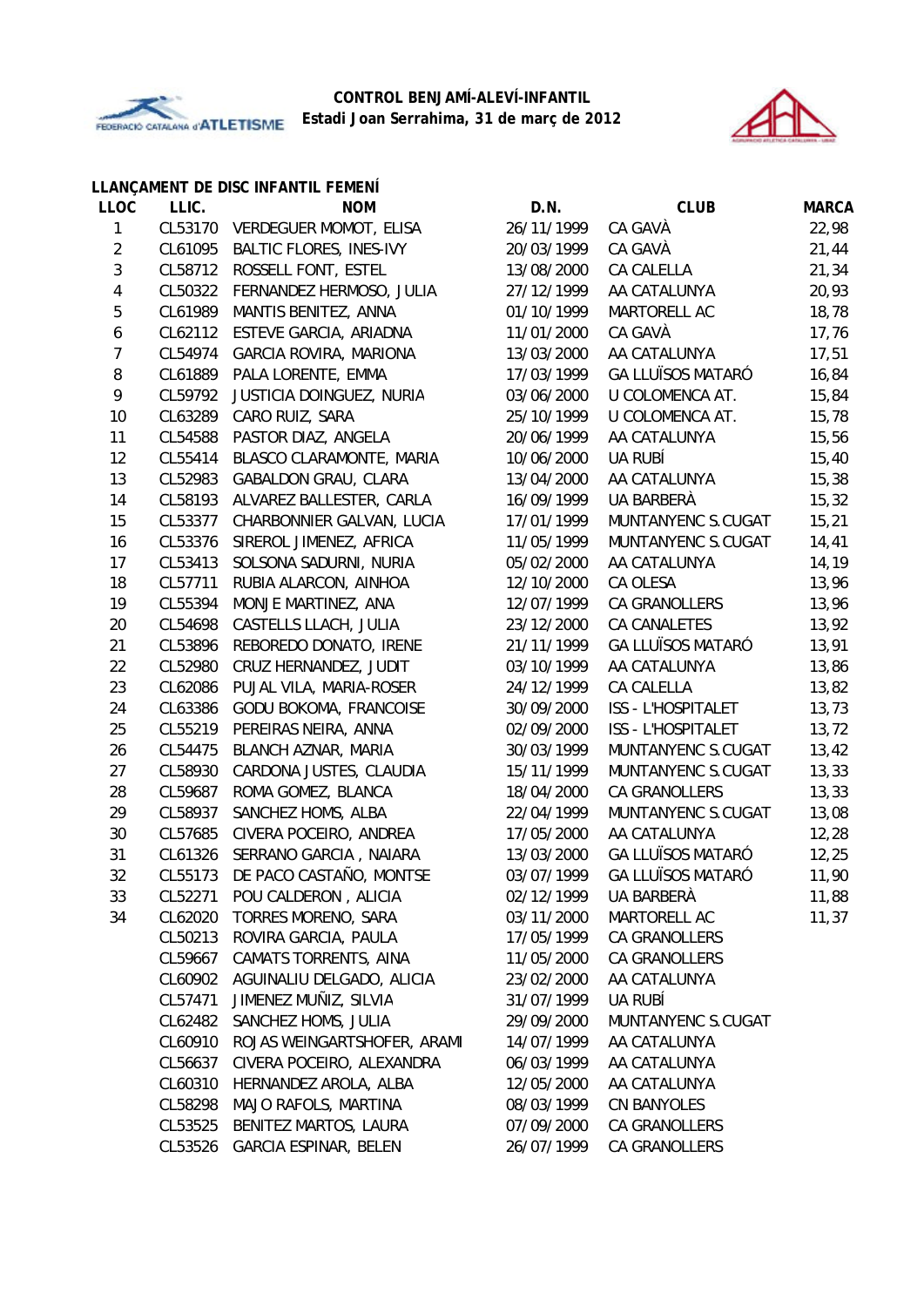**CONTROL BENJAMÍ-ALEVÍ-INFANTIL**
**Estadi Joan Serrahima, 31 de març de 2012**

## LLANÇAMENT DE DISC INFANTIL FEMENÍ

| LLOC | LLIC. | NOM | D.N. | CLUB | MARCA |
|---|---|---|---|---|---|
| 1 | CL53170 | VERDEGUER MOMOT, ELISA | 26/11/1999 | CA GAVÀ | 22,98 |
| 2 | CL61095 | BALTIC FLORES, INES-IVY | 20/03/1999 | CA GAVÀ | 21,44 |
| 3 | CL58712 | ROSSELL FONT, ESTEL | 13/08/2000 | CA CALELLA | 21,34 |
| 4 | CL50322 | FERNANDEZ HERMOSO, JULIA | 27/12/1999 | AA CATALUNYA | 20,93 |
| 5 | CL61989 | MANTIS BENITEZ, ANNA | 01/10/1999 | MARTORELL AC | 18,78 |
| 6 | CL62112 | ESTEVE GARCIA, ARIADNA | 11/01/2000 | CA GAVÀ | 17,76 |
| 7 | CL54974 | GARCIA ROVIRA, MARIONA | 13/03/2000 | AA CATALUNYA | 17,51 |
| 8 | CL61889 | PALA LORENTE, EMMA | 17/03/1999 | GA LLUÏSOS MATARÓ | 16,84 |
| 9 | CL59792 | JUSTICIA DOINGUEZ, NURIA | 03/06/2000 | U COLOMENCA AT. | 15,84 |
| 10 | CL63289 | CARO RUIZ, SARA | 25/10/1999 | U COLOMENCA AT. | 15,78 |
| 11 | CL54588 | PASTOR DIAZ, ANGELA | 20/06/1999 | AA CATALUNYA | 15,56 |
| 12 | CL55414 | BLASCO CLARAMONTE, MARIA | 10/06/2000 | UA RUBÍ | 15,40 |
| 13 | CL52983 | GABALDON GRAU, CLARA | 13/04/2000 | AA CATALUNYA | 15,38 |
| 14 | CL58193 | ALVAREZ BALLESTER, CARLA | 16/09/1999 | UA BARBERÀ | 15,32 |
| 15 | CL53377 | CHARBONNIER GALVAN, LUCIA | 17/01/1999 | MUNTANYENC S.CUGAT | 15,21 |
| 16 | CL53376 | SIREROL JIMENEZ, AFRICA | 11/05/1999 | MUNTANYENC S.CUGAT | 14,41 |
| 17 | CL53413 | SOLSONA SADURNI, NURIA | 05/02/2000 | AA CATALUNYA | 14,19 |
| 18 | CL57711 | RUBIA ALARCON, AINHOA | 12/10/2000 | CA OLESA | 13,96 |
| 19 | CL55394 | MONJE MARTINEZ, ANA | 12/07/1999 | CA GRANOLLERS | 13,96 |
| 20 | CL54698 | CASTELLS LLACH, JULIA | 23/12/2000 | CA CANALETES | 13,92 |
| 21 | CL53896 | REBOREDO DONATO, IRENE | 21/11/1999 | GA LLUÏSOS MATARÓ | 13,91 |
| 22 | CL52980 | CRUZ HERNANDEZ, JUDIT | 03/10/1999 | AA CATALUNYA | 13,86 |
| 23 | CL62086 | PUJAL VILA, MARIA-ROSER | 24/12/1999 | CA CALELLA | 13,82 |
| 24 | CL63386 | GODU BOKOMA, FRANCOISE | 30/09/2000 | ISS - L'HOSPITALET | 13,73 |
| 25 | CL55219 | PEREIRAS NEIRA, ANNA | 02/09/2000 | ISS - L'HOSPITALET | 13,72 |
| 26 | CL54475 | BLANCH AZNAR, MARIA | 30/03/1999 | MUNTANYENC S.CUGAT | 13,42 |
| 27 | CL58930 | CARDONA JUSTES, CLAUDIA | 15/11/1999 | MUNTANYENC S.CUGAT | 13,33 |
| 28 | CL59687 | ROMA GOMEZ, BLANCA | 18/04/2000 | CA GRANOLLERS | 13,33 |
| 29 | CL58937 | SANCHEZ HOMS, ALBA | 22/04/1999 | MUNTANYENC S.CUGAT | 13,08 |
| 30 | CL57685 | CIVERA POCEIRO, ANDREA | 17/05/2000 | AA CATALUNYA | 12,28 |
| 31 | CL61326 | SERRANO GARCIA , NAIARA | 13/03/2000 | GA LLUÏSOS MATARÓ | 12,25 |
| 32 | CL55173 | DE PACO CASTAÑO, MONTSE | 03/07/1999 | GA LLUÏSOS MATARÓ | 11,90 |
| 33 | CL52271 | POU CALDERON , ALICIA | 02/12/1999 | UA BARBERÀ | 11,88 |
| 34 | CL62020 | TORRES MORENO, SARA | 03/11/2000 | MARTORELL AC | 11,37 |
| | CL50213 | ROVIRA GARCIA, PAULA | 17/05/1999 | CA GRANOLLERS | |
| | CL59667 | CAMATS TORRENTS, AINA | 11/05/2000 | CA GRANOLLERS | |
| | CL60902 | AGUINALIU DELGADO, ALICIA | 23/02/2000 | AA CATALUNYA | |
| | CL57471 | JIMENEZ MUÑIZ, SILVIA | 31/07/1999 | UA RUBÍ | |
| | CL62482 | SANCHEZ HOMS, JULIA | 29/09/2000 | MUNTANYENC S.CUGAT | |
| | CL60910 | ROJAS WEINGARTSHOFER, ARAMI | 14/07/1999 | AA CATALUNYA | |
| | CL56637 | CIVERA POCEIRO, ALEXANDRA | 06/03/1999 | AA CATALUNYA | |
| | CL60310 | HERNANDEZ AROLA, ALBA | 12/05/2000 | AA CATALUNYA | |
| | CL58298 | MAJO RAFOLS, MARTINA | 08/03/1999 | CN BANYOLES | |
| | CL53525 | BENITEZ MARTOS, LAURA | 07/09/2000 | CA GRANOLLERS | |
| | CL53526 | GARCIA ESPINAR, BELEN | 26/07/1999 | CA GRANOLLERS | |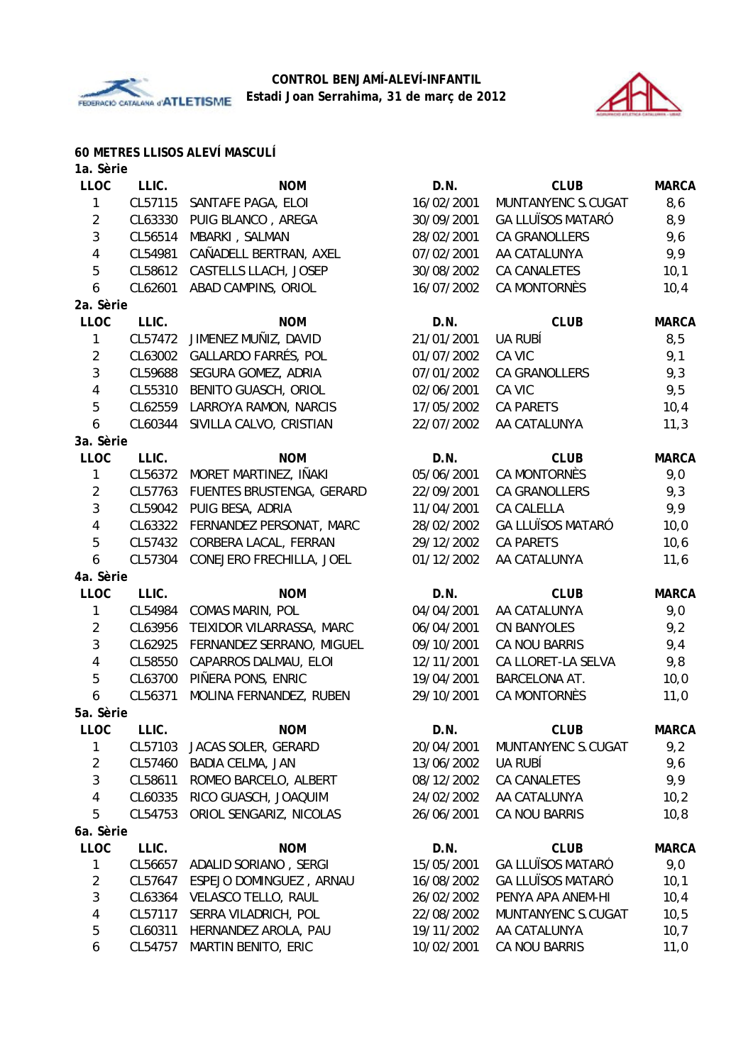**CONTROL BENJAMÍ-ALEVÍ-INFANTIL**
**Estadi Joan Serrahima, 31 de març de 2012**

## 60 METRES LLISOS ALEVÍ MASCULÍ

### 1a. Sèrie

| LLOC | LLIC. | NOM | D.N. | CLUB | MARCA |
|---|---|---|---|---|---|
| 1 | CL57115 | SANTAFE PAGA, ELOI | 16/02/2001 | MUNTANYENC S.CUGAT | 8,6 |
| 2 | CL63330 | PUIG BLANCO , AREGA | 30/09/2001 | GA LLUÏSOS MATARÓ | 8,9 |
| 3 | CL56514 | MBARKI , SALMAN | 28/02/2001 | CA GRANOLLERS | 9,6 |
| 4 | CL54981 | CAÑADELL BERTRAN, AXEL | 07/02/2001 | AA CATALUNYA | 9,9 |
| 5 | CL58612 | CASTELLS LLACH, JOSEP | 30/08/2002 | CA CANALETES | 10,1 |
| 6 | CL62601 | ABAD CAMPINS, ORIOL | 16/07/2002 | CA MONTORNÈS | 10,4 |

### 2a. Sèrie

| LLOC | LLIC. | NOM | D.N. | CLUB | MARCA |
|---|---|---|---|---|---|
| 1 | CL57472 | JIMENEZ MUÑIZ, DAVID | 21/01/2001 | UA RUBÍ | 8,5 |
| 2 | CL63002 | GALLARDO FARRÉS, POL | 01/07/2002 | CA VIC | 9,1 |
| 3 | CL59688 | SEGURA GOMEZ, ADRIA | 07/01/2002 | CA GRANOLLERS | 9,3 |
| 4 | CL55310 | BENITO GUASCH, ORIOL | 02/06/2001 | CA VIC | 9,5 |
| 5 | CL62559 | LARROYA RAMON, NARCIS | 17/05/2002 | CA PARETS | 10,4 |
| 6 | CL60344 | SIVILLA CALVO, CRISTIAN | 22/07/2002 | AA CATALUNYA | 11,3 |

### 3a. Sèrie

| LLOC | LLIC. | NOM | D.N. | CLUB | MARCA |
|---|---|---|---|---|---|
| 1 | CL56372 | MORET MARTINEZ, IÑAKI | 05/06/2001 | CA MONTORNÈS | 9,0 |
| 2 | CL57763 | FUENTES BRUSTENGA, GERARD | 22/09/2001 | CA GRANOLLERS | 9,3 |
| 3 | CL59042 | PUIG BESA, ADRIA | 11/04/2001 | CA CALELLA | 9,9 |
| 4 | CL63322 | FERNANDEZ PERSONAT, MARC | 28/02/2002 | GA LLUÏSOS MATARÓ | 10,0 |
| 5 | CL57432 | CORBERA LACAL, FERRAN | 29/12/2002 | CA PARETS | 10,6 |
| 6 | CL57304 | CONEJERO FRECHILLA, JOEL | 01/12/2002 | AA CATALUNYA | 11,6 |

### 4a. Sèrie

| LLOC | LLIC. | NOM | D.N. | CLUB | MARCA |
|---|---|---|---|---|---|
| 1 | CL54984 | COMAS MARIN, POL | 04/04/2001 | AA CATALUNYA | 9,0 |
| 2 | CL63956 | TEIXIDOR VILARRASSA, MARC | 06/04/2001 | CN BANYOLES | 9,2 |
| 3 | CL62925 | FERNANDEZ SERRANO, MIGUEL | 09/10/2001 | CA NOU BARRIS | 9,4 |
| 4 | CL58550 | CAPARROS DALMAU, ELOI | 12/11/2001 | CA LLORET-LA SELVA | 9,8 |
| 5 | CL63700 | PIÑERA PONS, ENRIC | 19/04/2001 | BARCELONA AT. | 10,0 |
| 6 | CL56371 | MOLINA FERNANDEZ, RUBEN | 29/10/2001 | CA MONTORNÈS | 11,0 |

### 5a. Sèrie

| LLOC | LLIC. | NOM | D.N. | CLUB | MARCA |
|---|---|---|---|---|---|
| 1 | CL57103 | JACAS SOLER, GERARD | 20/04/2001 | MUNTANYENC S.CUGAT | 9,2 |
| 2 | CL57460 | BADIA CELMA, JAN | 13/06/2002 | UA RUBÍ | 9,6 |
| 3 | CL58611 | ROMEO BARCELO, ALBERT | 08/12/2002 | CA CANALETES | 9,9 |
| 4 | CL60335 | RICO GUASCH, JOAQUIM | 24/02/2002 | AA CATALUNYA | 10,2 |
| 5 | CL54753 | ORIOL SENGARIZ, NICOLAS | 26/06/2001 | CA NOU BARRIS | 10,8 |

### 6a. Sèrie

| LLOC | LLIC. | NOM | D.N. | CLUB | MARCA |
|---|---|---|---|---|---|
| 1 | CL56657 | ADALID SORIANO , SERGI | 15/05/2001 | GA LLUÏSOS MATARÓ | 9,0 |
| 2 | CL57647 | ESPEJO DOMINGUEZ , ARNAU | 16/08/2002 | GA LLUÏSOS MATARÓ | 10,1 |
| 3 | CL63364 | VELASCO TELLO, RAUL | 26/02/2002 | PENYA APA ANEM-HI | 10,4 |
| 4 | CL57117 | SERRA VILADRICH, POL | 22/08/2002 | MUNTANYENC S.CUGAT | 10,5 |
| 5 | CL60311 | HERNANDEZ AROLA, PAU | 19/11/2002 | AA CATALUNYA | 10,7 |
| 6 | CL54757 | MARTIN BENITO, ERIC | 10/02/2001 | CA NOU BARRIS | 11,0 |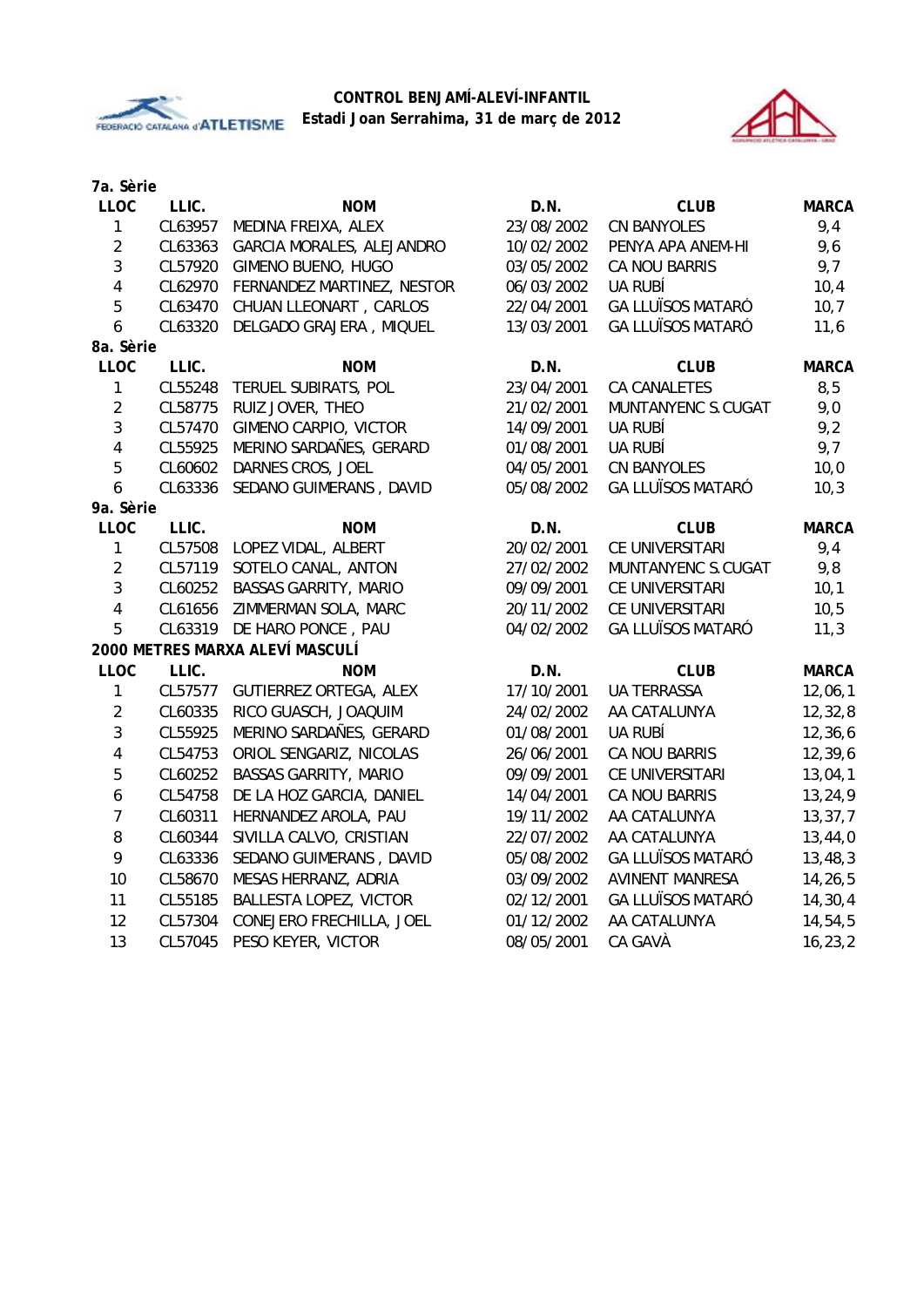**CONTROL BENJAMÍ-ALEVÍ-INFANTIL**
**Estadi Joan Serrahima, 31 de març de 2012**

**7a. Sèrie**

| LLOC | LLIC. | NOM | D.N. | CLUB | MARCA |
|---|---|---|---|---|---|
| 1 | CL63957 | MEDINA FREIXA, ALEX | 23/08/2002 | CN BANYOLES | 9,4 |
| 2 | CL63363 | GARCIA MORALES, ALEJANDRO | 10/02/2002 | PENYA APA ANEM-HI | 9,6 |
| 3 | CL57920 | GIMENO BUENO, HUGO | 03/05/2002 | CA NOU BARRIS | 9,7 |
| 4 | CL62970 | FERNANDEZ MARTINEZ, NESTOR | 06/03/2002 | UA RUBÍ | 10,4 |
| 5 | CL63470 | CHUAN LLEONART , CARLOS | 22/04/2001 | GA LLUÏSOS MATARÓ | 10,7 |
| 6 | CL63320 | DELGADO GRAJERA , MIQUEL | 13/03/2001 | GA LLUÏSOS MATARÓ | 11,6 |

**8a. Sèrie**

| LLOC | LLIC. | NOM | D.N. | CLUB | MARCA |
|---|---|---|---|---|---|
| 1 | CL55248 | TERUEL SUBIRATS, POL | 23/04/2001 | CA CANALETES | 8,5 |
| 2 | CL58775 | RUIZ JOVER, THEO | 21/02/2001 | MUNTANYENC S.CUGAT | 9,0 |
| 3 | CL57470 | GIMENO CARPIO, VICTOR | 14/09/2001 | UA RUBÍ | 9,2 |
| 4 | CL55925 | MERINO SARDAÑES, GERARD | 01/08/2001 | UA RUBÍ | 9,7 |
| 5 | CL60602 | DARNES CROS, JOEL | 04/05/2001 | CN BANYOLES | 10,0 |
| 6 | CL63336 | SEDANO GUIMERANS , DAVID | 05/08/2002 | GA LLUÏSOS MATARÓ | 10,3 |

**9a. Sèrie**

| LLOC | LLIC. | NOM | D.N. | CLUB | MARCA |
|---|---|---|---|---|---|
| 1 | CL57508 | LOPEZ VIDAL, ALBERT | 20/02/2001 | CE UNIVERSITARI | 9,4 |
| 2 | CL57119 | SOTELO CANAL, ANTON | 27/02/2002 | MUNTANYENC S.CUGAT | 9,8 |
| 3 | CL60252 | BASSAS GARRITY, MARIO | 09/09/2001 | CE UNIVERSITARI | 10,1 |
| 4 | CL61656 | ZIMMERMAN SOLA, MARC | 20/11/2002 | CE UNIVERSITARI | 10,5 |
| 5 | CL63319 | DE HARO PONCE , PAU | 04/02/2002 | GA LLUÏSOS MATARÓ | 11,3 |

**2000 METRES MARXA ALEVÍ MASCULÍ**

| LLOC | LLIC. | NOM | D.N. | CLUB | MARCA |
|---|---|---|---|---|---|
| 1 | CL57577 | GUTIERREZ ORTEGA, ALEX | 17/10/2001 | UA TERRASSA | 12,06,1 |
| 2 | CL60335 | RICO GUASCH, JOAQUIM | 24/02/2002 | AA CATALUNYA | 12,32,8 |
| 3 | CL55925 | MERINO SARDAÑES, GERARD | 01/08/2001 | UA RUBÍ | 12,36,6 |
| 4 | CL54753 | ORIOL SENGARIZ, NICOLAS | 26/06/2001 | CA NOU BARRIS | 12,39,6 |
| 5 | CL60252 | BASSAS GARRITY, MARIO | 09/09/2001 | CE UNIVERSITARI | 13,04,1 |
| 6 | CL54758 | DE LA HOZ GARCIA, DANIEL | 14/04/2001 | CA NOU BARRIS | 13,24,9 |
| 7 | CL60311 | HERNANDEZ AROLA, PAU | 19/11/2002 | AA CATALUNYA | 13,37,7 |
| 8 | CL60344 | SIVILLA CALVO, CRISTIAN | 22/07/2002 | AA CATALUNYA | 13,44,0 |
| 9 | CL63336 | SEDANO GUIMERANS , DAVID | 05/08/2002 | GA LLUÏSOS MATARÓ | 13,48,3 |
| 10 | CL58670 | MESAS HERRANZ, ADRIA | 03/09/2002 | AVINENT MANRESA | 14,26,5 |
| 11 | CL55185 | BALLESTA LOPEZ, VICTOR | 02/12/2001 | GA LLUÏSOS MATARÓ | 14,30,4 |
| 12 | CL57304 | CONEJERO FRECHILLA, JOEL | 01/12/2002 | AA CATALUNYA | 14,54,5 |
| 13 | CL57045 | PESO KEYER, VICTOR | 08/05/2001 | CA GAVÀ | 16,23,2 |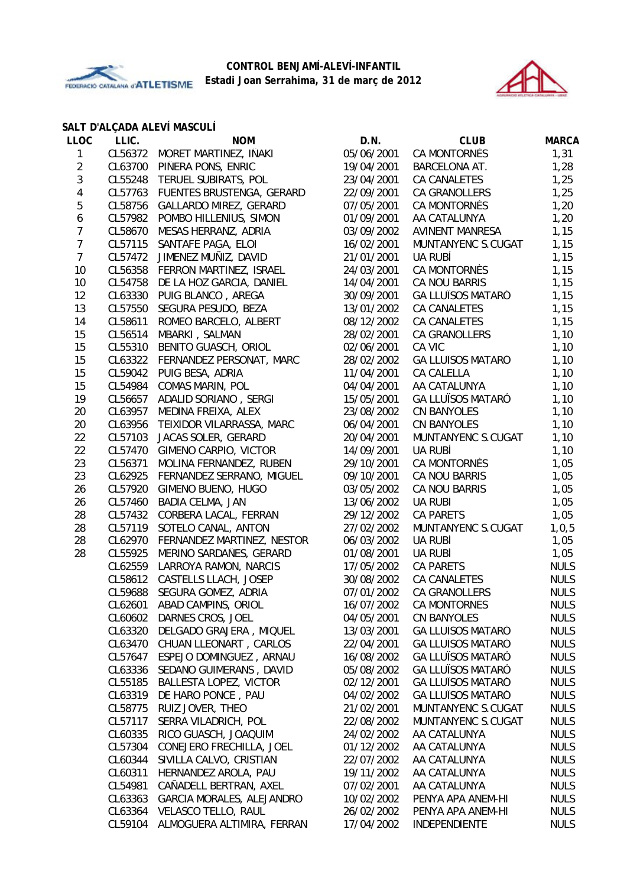**CONTROL BENJAMÍ-ALEVÍ-INFANTIL**
**Estadi Joan Serrahima, 31 de març de 2012**

### SALT D'ALÇADA ALEVÍ MASCULÍ

| LLOC | LLIC. | NOM | D.N. | CLUB | MARCA |
|---|---|---|---|---|---|
| 1 | CL56372 | MORET MARTINEZ, INAKI | 05/06/2001 | CA MONTORNES | 1,31 |
| 2 | CL63700 | PINERA PONS, ENRIC | 19/04/2001 | BARCELONA AT. | 1,28 |
| 3 | CL55248 | TERUEL SUBIRATS, POL | 23/04/2001 | CA CANALETES | 1,25 |
| 4 | CL57763 | FUENTES BRUSTENGA, GERARD | 22/09/2001 | CA GRANOLLERS | 1,25 |
| 5 | CL58756 | GALLARDO MIREZ, GERARD | 07/05/2001 | CA MONTORNÈS | 1,20 |
| 6 | CL57982 | POMBO HILLENIUS, SIMON | 01/09/2001 | AA CATALUNYA | 1,20 |
| 7 | CL58670 | MESAS HERRANZ, ADRIA | 03/09/2002 | AVINENT MANRESA | 1,15 |
| 7 | CL57115 | SANTAFE PAGA, ELOI | 16/02/2001 | MUNTANYENC S.CUGAT | 1,15 |
| 7 | CL57472 | JIMENEZ MUÑIZ, DAVID | 21/01/2001 | UA RUBÍ | 1,15 |
| 10 | CL56358 | FERRON MARTINEZ, ISRAEL | 24/03/2001 | CA MONTORNÈS | 1,15 |
| 10 | CL54758 | DE LA HOZ GARCIA, DANIEL | 14/04/2001 | CA NOU BARRIS | 1,15 |
| 12 | CL63330 | PUIG BLANCO , AREGA | 30/09/2001 | GA LLUISOS MATARO | 1,15 |
| 13 | CL57550 | SEGURA PESUDO, BEZA | 13/01/2002 | CA CANALETES | 1,15 |
| 14 | CL58611 | ROMEO BARCELO, ALBERT | 08/12/2002 | CA CANALETES | 1,15 |
| 15 | CL56514 | MBARKI , SALMAN | 28/02/2001 | CA GRANOLLERS | 1,10 |
| 15 | CL55310 | BENITO GUASCH, ORIOL | 02/06/2001 | CA VIC | 1,10 |
| 15 | CL63322 | FERNANDEZ PERSONAT, MARC | 28/02/2002 | GA LLUÏSOS MATARÓ | 1,10 |
| 15 | CL59042 | PUIG BESA, ADRIA | 11/04/2001 | CA CALELLA | 1,10 |
| 15 | CL54984 | COMAS MARIN, POL | 04/04/2001 | AA CATALUNYA | 1,10 |
| 19 | CL56657 | ADALID SORIANO , SERGI | 15/05/2001 | GA LLUÏSOS MATARÓ | 1,10 |
| 20 | CL63957 | MEDINA FREIXA, ALEX | 23/08/2002 | CN BANYOLES | 1,10 |
| 20 | CL63956 | TEIXIDOR VILARRASSA, MARC | 06/04/2001 | CN BANYOLES | 1,10 |
| 22 | CL57103 | JACAS SOLER, GERARD | 20/04/2001 | MUNTANYENC S.CUGAT | 1,10 |
| 22 | CL57470 | GIMENO CARPIO, VICTOR | 14/09/2001 | UA RUBÍ | 1,10 |
| 23 | CL56371 | MOLINA FERNANDEZ, RUBEN | 29/10/2001 | CA MONTORNÈS | 1,05 |
| 23 | CL62925 | FERNANDEZ SERRANO, MIGUEL | 09/10/2001 | CA NOU BARRIS | 1,05 |
| 26 | CL57920 | GIMENO BUENO, HUGO | 03/05/2002 | CA NOU BARRIS | 1,05 |
| 26 | CL57460 | BADIA CELMA, JAN | 13/06/2002 | UA RUBI | 1,05 |
| 28 | CL57432 | CORBERA LACAL, FERRAN | 29/12/2002 | CA PARETS | 1,05 |
| 28 | CL57119 | SOTELO CANAL, ANTON | 27/02/2002 | MUNTANYENC S.CUGAT | 1,0,5 |
| 28 | CL62970 | FERNANDEZ MARTINEZ, NESTOR | 06/03/2002 | UA RUBÌ | 1,05 |
| 28 | CL55925 | MERINO SARDANES, GERARD | 01/08/2001 | UA RUBÌ | 1,05 |
| | CL62559 | LARROYA RAMON, NARCIS | 17/05/2002 | CA PARETS | NULS |
| | CL58612 | CASTELLS LLACH, JOSEP | 30/08/2002 | CA CANALETES | NULS |
| | CL59688 | SEGURA GOMEZ, ADRIA | 07/01/2002 | CA GRANOLLERS | NULS |
| | CL62601 | ABAD CAMPINS, ORIOL | 16/07/2002 | CA MONTORNES | NULS |
| | CL60602 | DARNES CROS, JOEL | 04/05/2001 | CN BANYOLES | NULS |
| | CL63320 | DELGADO GRAJERA , MIQUEL | 13/03/2001 | GA LLUISOS MATARO | NULS |
| | CL63470 | CHUAN LLEONART , CARLOS | 22/04/2001 | GA LLUISOS MATARO | NULS |
| | CL57647 | ESPEJO DOMINGUEZ , ARNAU | 16/08/2002 | GA LLUÏSOS MATARÓ | NULS |
| | CL63336 | SEDANO GUIMERANS , DAVID | 05/08/2002 | GA LLUÏSOS MATARÓ | NULS |
| | CL55185 | BALLESTA LOPEZ, VICTOR | 02/12/2001 | GA LLUISOS MATARO | NULS |
| | CL63319 | DE HARO PONCE , PAU | 04/02/2002 | GA LLUISOS MATARO | NULS |
| | CL58775 | RUIZ JOVER, THEO | 21/02/2001 | MUNTANYENC S.CUGAT | NULS |
| | CL57117 | SERRA VILADRICH, POL | 22/08/2002 | MUNTANYENC S.CUGAT | NULS |
| | CL60335 | RICO GUASCH, JOAQUIM | 24/02/2002 | AA CATALUNYA | NULS |
| | CL57304 | CONEJERO FRECHILLA, JOEL | 01/12/2002 | AA CATALUNYA | NULS |
| | CL60344 | SIVILLA CALVO, CRISTIAN | 22/07/2002 | AA CATALUNYA | NULS |
| | CL60311 | HERNANDEZ AROLA, PAU | 19/11/2002 | AA CATALUNYA | NULS |
| | CL54981 | CAÑADELL BERTRAN, AXEL | 07/02/2001 | AA CATALUNYA | NULS |
| | CL63363 | GARCIA MORALES, ALEJANDRO | 10/02/2002 | PENYA APA ANEM-HI | NULS |
| | CL63364 | VELASCO TELLO, RAUL | 26/02/2002 | PENYA APA ANEM-HI | NULS |
| | CL59104 | ALMOGUERA ALTIMIRA, FERRAN | 17/04/2002 | INDEPENDIENTE | NULS |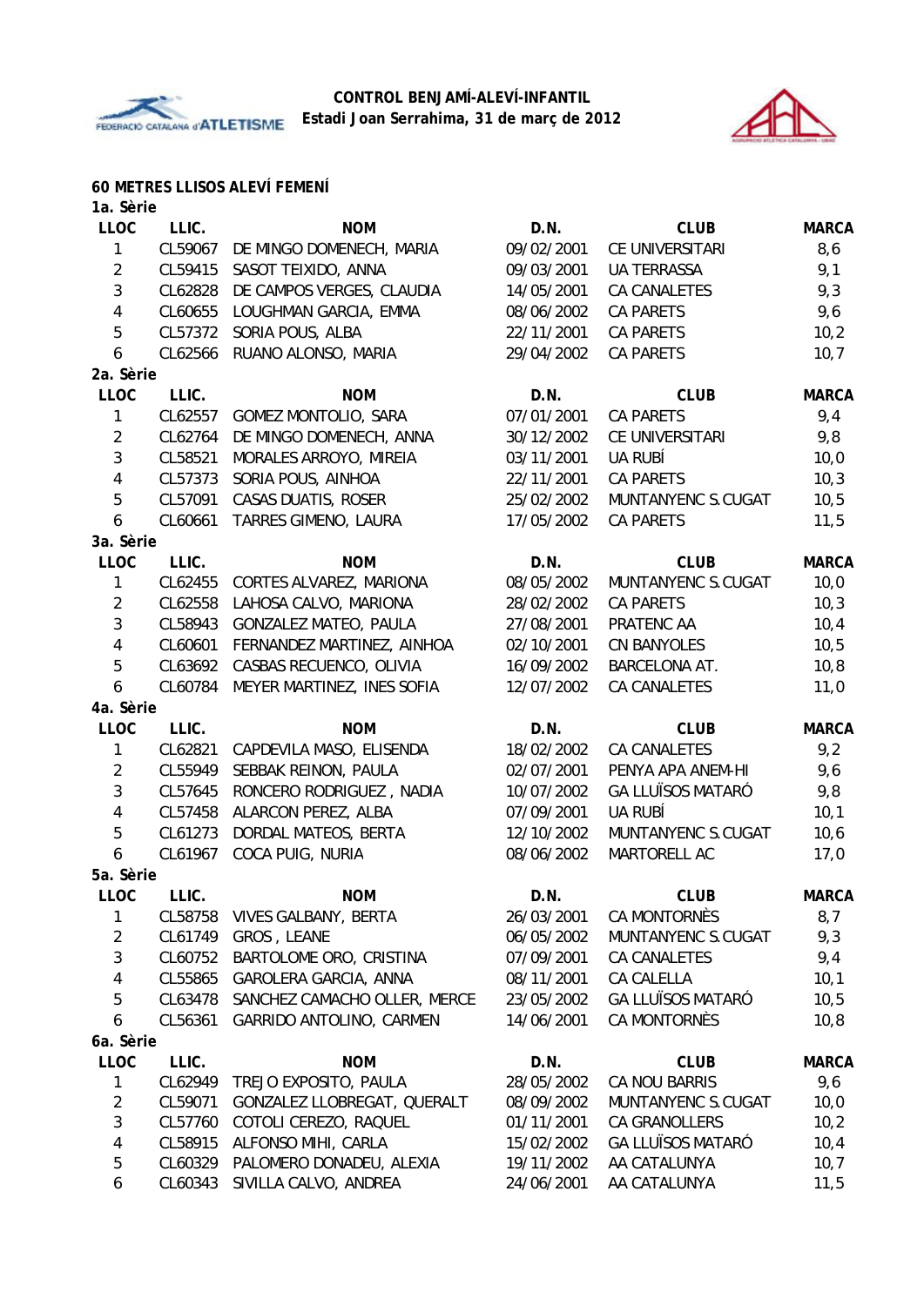**CONTROL BENJAMÍ-ALEVÍ-INFANTIL**
**Estadi Joan Serrahima, 31 de març de 2012**

## 60 METRES LLISOS ALEVÍ FEMENÍ

### 1a. Sèrie

| LLOC | LLIC. | NOM | D.N. | CLUB | MARCA |
|---|---|---|---|---|---|
| 1 | CL59067 | DE MINGO DOMENECH, MARIA | 09/02/2001 | CE UNIVERSITARI | 8,6 |
| 2 | CL59415 | SASOT TEIXIDO, ANNA | 09/03/2001 | UA TERRASSA | 9,1 |
| 3 | CL62828 | DE CAMPOS VERGES, CLAUDIA | 14/05/2001 | CA CANALETES | 9,3 |
| 4 | CL60655 | LOUGHMAN GARCIA, EMMA | 08/06/2002 | CA PARETS | 9,6 |
| 5 | CL57372 | SORIA POUS, ALBA | 22/11/2001 | CA PARETS | 10,2 |
| 6 | CL62566 | RUANO ALONSO, MARIA | 29/04/2002 | CA PARETS | 10,7 |

### 2a. Sèrie

| LLOC | LLIC. | NOM | D.N. | CLUB | MARCA |
|---|---|---|---|---|---|
| 1 | CL62557 | GOMEZ MONTOLIO, SARA | 07/01/2001 | CA PARETS | 9,4 |
| 2 | CL62764 | DE MINGO DOMENECH, ANNA | 30/12/2002 | CE UNIVERSITARI | 9,8 |
| 3 | CL58521 | MORALES ARROYO, MIREIA | 03/11/2001 | UA RUBÍ | 10,0 |
| 4 | CL57373 | SORIA POUS, AINHOA | 22/11/2001 | CA PARETS | 10,3 |
| 5 | CL57091 | CASAS DUATIS, ROSER | 25/02/2002 | MUNTANYENC S.CUGAT | 10,5 |
| 6 | CL60661 | TARRES GIMENO, LAURA | 17/05/2002 | CA PARETS | 11,5 |

### 3a. Sèrie

| LLOC | LLIC. | NOM | D.N. | CLUB | MARCA |
|---|---|---|---|---|---|
| 1 | CL62455 | CORTES ALVAREZ, MARIONA | 08/05/2002 | MUNTANYENC S.CUGAT | 10,0 |
| 2 | CL62558 | LAHOSA CALVO, MARIONA | 28/02/2002 | CA PARETS | 10,3 |
| 3 | CL58943 | GONZALEZ MATEO, PAULA | 27/08/2001 | PRATENC AA | 10,4 |
| 4 | CL60601 | FERNANDEZ MARTINEZ, AINHOA | 02/10/2001 | CN BANYOLES | 10,5 |
| 5 | CL63692 | CASBAS RECUENCO, OLIVIA | 16/09/2002 | BARCELONA AT. | 10,8 |
| 6 | CL60784 | MEYER MARTINEZ, INES SOFIA | 12/07/2002 | CA CANALETES | 11,0 |

### 4a. Sèrie

| LLOC | LLIC. | NOM | D.N. | CLUB | MARCA |
|---|---|---|---|---|---|
| 1 | CL62821 | CAPDEVILA MASO, ELISENDA | 18/02/2002 | CA CANALETES | 9,2 |
| 2 | CL55949 | SEBBAK REINON, PAULA | 02/07/2001 | PENYA APA ANEM-HI | 9,6 |
| 3 | CL57645 | RONCERO RODRIGUEZ , NADIA | 10/07/2002 | GA LLUÏSOS MATARÓ | 9,8 |
| 4 | CL57458 | ALARCON PEREZ, ALBA | 07/09/2001 | UA RUBÍ | 10,1 |
| 5 | CL61273 | DORDAL MATEOS, BERTA | 12/10/2002 | MUNTANYENC S.CUGAT | 10,6 |
| 6 | CL61967 | COCA PUIG, NURIA | 08/06/2002 | MARTORELL AC | 17,0 |

### 5a. Sèrie

| LLOC | LLIC. | NOM | D.N. | CLUB | MARCA |
|---|---|---|---|---|---|
| 1 | CL58758 | VIVES GALBANY, BERTA | 26/03/2001 | CA MONTORNÈS | 8,7 |
| 2 | CL61749 | GROS , LEANE | 06/05/2002 | MUNTANYENC S.CUGAT | 9,3 |
| 3 | CL60752 | BARTOLOME ORO, CRISTINA | 07/09/2001 | CA CANALETES | 9,4 |
| 4 | CL55865 | GAROLERA GARCIA, ANNA | 08/11/2001 | CA CALELLA | 10,1 |
| 5 | CL63478 | SANCHEZ CAMACHO OLLER, MERCE | 23/05/2002 | GA LLUÏSOS MATARÓ | 10,5 |
| 6 | CL56361 | GARRIDO ANTOLINO, CARMEN | 14/06/2001 | CA MONTORNÈS | 10,8 |

### 6a. Sèrie

| LLOC | LLIC. | NOM | D.N. | CLUB | MARCA |
|---|---|---|---|---|---|
| 1 | CL62949 | TREJO EXPOSITO, PAULA | 28/05/2002 | CA NOU BARRIS | 9,6 |
| 2 | CL59071 | GONZALEZ LLOBREGAT, QUERALT | 08/09/2002 | MUNTANYENC S.CUGAT | 10,0 |
| 3 | CL57760 | COTOLI CEREZO, RAQUEL | 01/11/2001 | CA GRANOLLERS | 10,2 |
| 4 | CL58915 | ALFONSO MIHI, CARLA | 15/02/2002 | GA LLUÏSOS MATARÓ | 10,4 |
| 5 | CL60329 | PALOMERO DONADEU, ALEXIA | 19/11/2002 | AA CATALUNYA | 10,7 |
| 6 | CL60343 | SIVILLA CALVO, ANDREA | 24/06/2001 | AA CATALUNYA | 11,5 |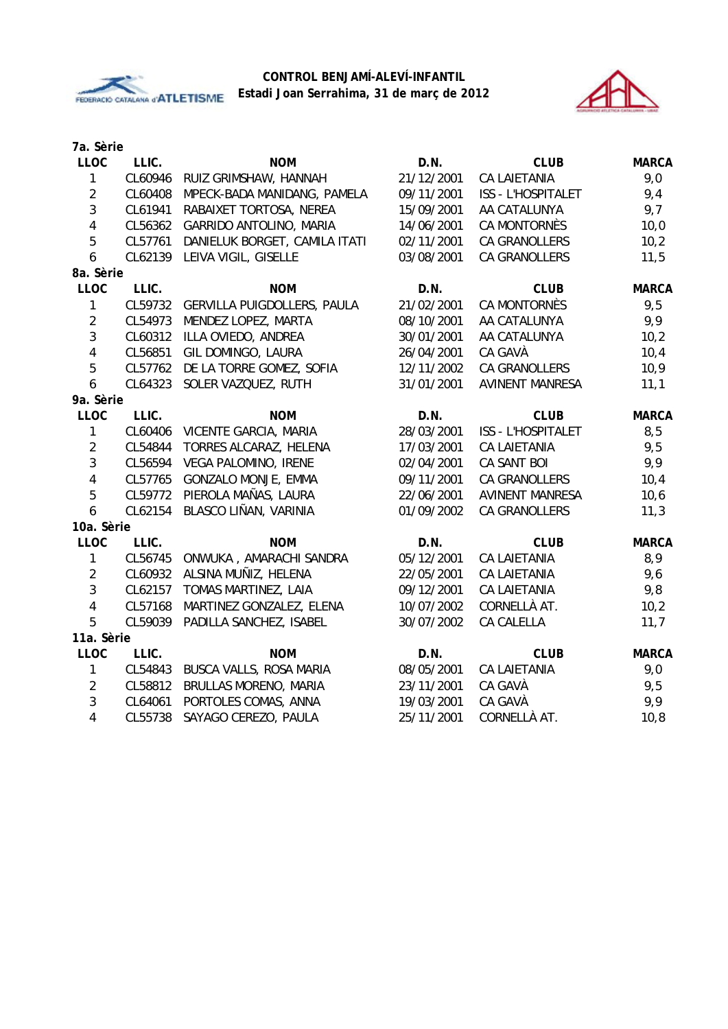**CONTROL BENJAMÍ-ALEVÍ-INFANTIL**
**Estadi Joan Serrahima, 31 de març de 2012**

**7a. Sèrie**

| LLOC | LLIC. | NOM | D.N. | CLUB | MARCA |
|---|---|---|---|---|---|
| 1 | CL60946 | RUIZ GRIMSHAW, HANNAH | 21/12/2001 | CA LAIETANIA | 9,0 |
| 2 | CL60408 | MPECK-BADA MANIDANG, PAMELA | 09/11/2001 | ISS - L'HOSPITALET | 9,4 |
| 3 | CL61941 | RABAIXET TORTOSA, NEREA | 15/09/2001 | AA CATALUNYA | 9,7 |
| 4 | CL56362 | GARRIDO ANTOLINO, MARIA | 14/06/2001 | CA MONTORNÈS | 10,0 |
| 5 | CL57761 | DANIELUK BORGET, CAMILA ITATI | 02/11/2001 | CA GRANOLLERS | 10,2 |
| 6 | CL62139 | LEIVA VIGIL, GISELLE | 03/08/2001 | CA GRANOLLERS | 11,5 |

**8a. Sèrie**

| LLOC | LLIC. | NOM | D.N. | CLUB | MARCA |
|---|---|---|---|---|---|
| 1 | CL59732 | GERVILLA PUIGDOLLERS, PAULA | 21/02/2001 | CA MONTORNÈS | 9,5 |
| 2 | CL54973 | MENDEZ LOPEZ, MARTA | 08/10/2001 | AA CATALUNYA | 9,9 |
| 3 | CL60312 | ILLA OVIEDO, ANDREA | 30/01/2001 | AA CATALUNYA | 10,2 |
| 4 | CL56851 | GIL DOMINGO, LAURA | 26/04/2001 | CA GAVÀ | 10,4 |
| 5 | CL57762 | DE LA TORRE GOMEZ, SOFIA | 12/11/2002 | CA GRANOLLERS | 10,9 |
| 6 | CL64323 | SOLER VAZQUEZ, RUTH | 31/01/2001 | AVINENT MANRESA | 11,1 |

**9a. Sèrie**

| LLOC | LLIC. | NOM | D.N. | CLUB | MARCA |
|---|---|---|---|---|---|
| 1 | CL60406 | VICENTE GARCIA, MARIA | 28/03/2001 | ISS - L'HOSPITALET | 8,5 |
| 2 | CL54844 | TORRES ALCARAZ, HELENA | 17/03/2001 | CA LAIETANIA | 9,5 |
| 3 | CL56594 | VEGA PALOMINO, IRENE | 02/04/2001 | CA SANT BOI | 9,9 |
| 4 | CL57765 | GONZALO MONJE, EMMA | 09/11/2001 | CA GRANOLLERS | 10,4 |
| 5 | CL59772 | PIEROLA MAÑAS, LAURA | 22/06/2001 | AVINENT MANRESA | 10,6 |
| 6 | CL62154 | BLASCO LIÑAN, VARINIA | 01/09/2002 | CA GRANOLLERS | 11,3 |

**10a. Sèrie**

| LLOC | LLIC. | NOM | D.N. | CLUB | MARCA |
|---|---|---|---|---|---|
| 1 | CL56745 | ONWUKA , AMARACHI SANDRA | 05/12/2001 | CA LAIETANIA | 8,9 |
| 2 | CL60932 | ALSINA MUÑIZ, HELENA | 22/05/2001 | CA LAIETANIA | 9,6 |
| 3 | CL62157 | TOMAS MARTINEZ, LAIA | 09/12/2001 | CA LAIETANIA | 9,8 |
| 4 | CL57168 | MARTINEZ GONZALEZ, ELENA | 10/07/2002 | CORNELLÀ AT. | 10,2 |
| 5 | CL59039 | PADILLA SANCHEZ, ISABEL | 30/07/2002 | CA CALELLA | 11,7 |

**11a. Sèrie**

| LLOC | LLIC. | NOM | D.N. | CLUB | MARCA |
|---|---|---|---|---|---|
| 1 | CL54843 | BUSCA VALLS, ROSA MARIA | 08/05/2001 | CA LAIETANIA | 9,0 |
| 2 | CL58812 | BRULLAS MORENO, MARIA | 23/11/2001 | CA GAVÀ | 9,5 |
| 3 | CL64061 | PORTOLES COMAS, ANNA | 19/03/2001 | CA GAVÀ | 9,9 |
| 4 | CL55738 | SAYAGO CEREZO, PAULA | 25/11/2001 | CORNELLÀ AT. | 10,8 |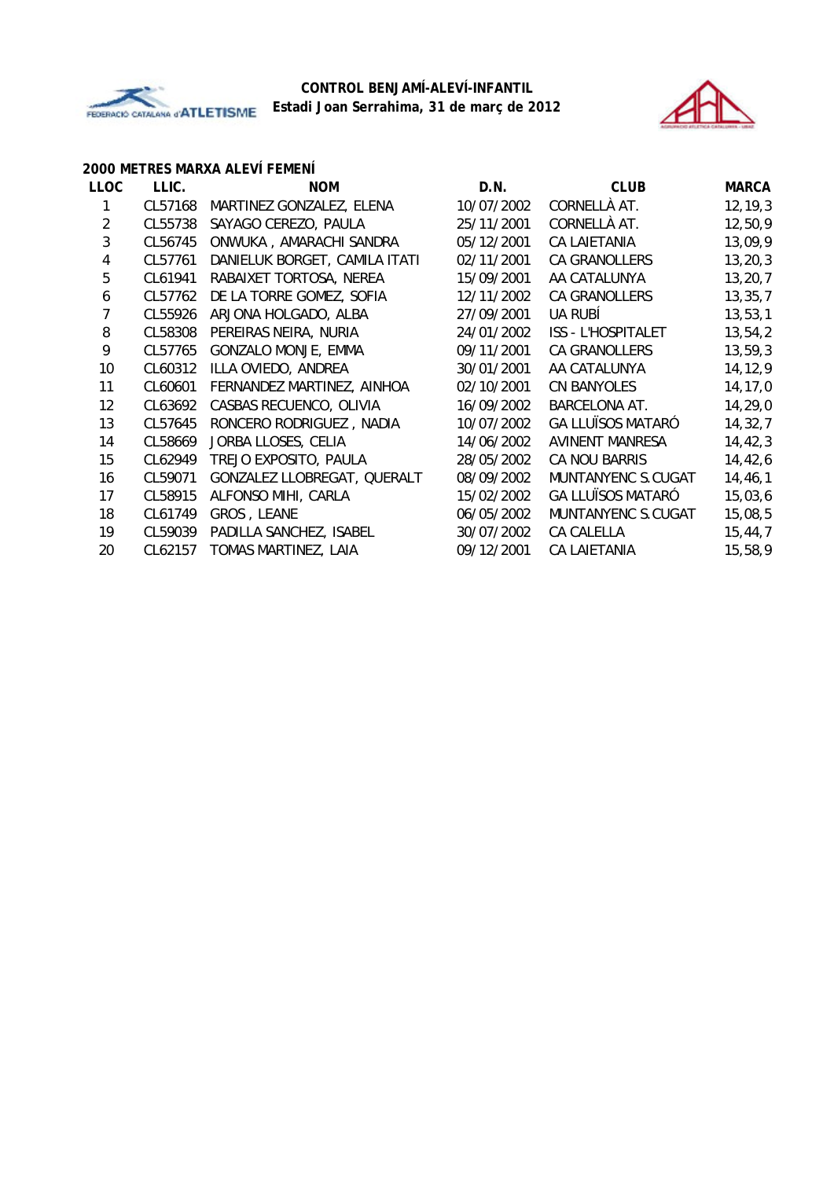**CONTROL BENJAMÍ-ALEVÍ-INFANTIL**
**Estadi Joan Serrahima, 31 de març de 2012**

## 2000 METRES MARXA ALEVÍ FEMENÍ

| LLOC | LLIC. | NOM | D.N. | CLUB | MARCA |
|---|---|---|---|---|---|
| 1 | CL57168 | MARTINEZ GONZALEZ, ELENA | 10/07/2002 | CORNELLÀ AT. | 12,19,3 |
| 2 | CL55738 | SAYAGO CEREZO, PAULA | 25/11/2001 | CORNELLÀ AT. | 12,50,9 |
| 3 | CL56745 | ONWUKA , AMARACHI SANDRA | 05/12/2001 | CA LAIETANIA | 13,09,9 |
| 4 | CL57761 | DANIELUK BORGET, CAMILA ITATI | 02/11/2001 | CA GRANOLLERS | 13,20,3 |
| 5 | CL61941 | RABAIXET TORTOSA, NEREA | 15/09/2001 | AA CATALUNYA | 13,20,7 |
| 6 | CL57762 | DE LA TORRE GOMEZ, SOFIA | 12/11/2002 | CA GRANOLLERS | 13,35,7 |
| 7 | CL55926 | ARJONA HOLGADO, ALBA | 27/09/2001 | UA RUBÍ | 13,53,1 |
| 8 | CL58308 | PEREIRAS NEIRA, NURIA | 24/01/2002 | ISS - L'HOSPITALET | 13,54,2 |
| 9 | CL57765 | GONZALO MONJE, EMMA | 09/11/2001 | CA GRANOLLERS | 13,59,3 |
| 10 | CL60312 | ILLA OVIEDO, ANDREA | 30/01/2001 | AA CATALUNYA | 14,12,9 |
| 11 | CL60601 | FERNANDEZ MARTINEZ, AINHOA | 02/10/2001 | CN BANYOLES | 14,17,0 |
| 12 | CL63692 | CASBAS RECUENCO, OLIVIA | 16/09/2002 | BARCELONA AT. | 14,29,0 |
| 13 | CL57645 | RONCERO RODRIGUEZ , NADIA | 10/07/2002 | GA LLUÏSOS MATARÓ | 14,32,7 |
| 14 | CL58669 | JORBA LLOSES, CELIA | 14/06/2002 | AVINENT MANRESA | 14,42,3 |
| 15 | CL62949 | TREJO EXPOSITO, PAULA | 28/05/2002 | CA NOU BARRIS | 14,42,6 |
| 16 | CL59071 | GONZALEZ LLOBREGAT, QUERALT | 08/09/2002 | MUNTANYENC S.CUGAT | 14,46,1 |
| 17 | CL58915 | ALFONSO MIHI, CARLA | 15/02/2002 | GA LLUÏSOS MATARÓ | 15,03,6 |
| 18 | CL61749 | GROS , LEANE | 06/05/2002 | MUNTANYENC S.CUGAT | 15,08,5 |
| 19 | CL59039 | PADILLA SANCHEZ, ISABEL | 30/07/2002 | CA CALELLA | 15,44,7 |
| 20 | CL62157 | TOMAS MARTINEZ, LAIA | 09/12/2001 | CA LAIETANIA | 15,58,9 |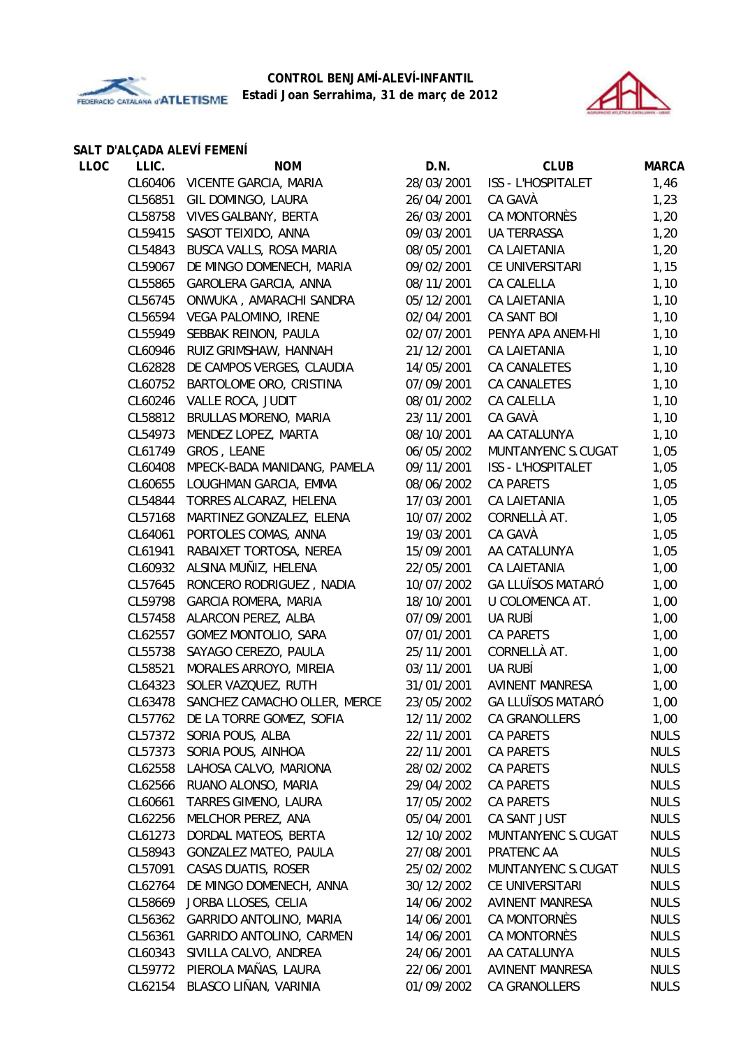**CONTROL BENJAMÍ-ALEVÍ-INFANTIL**
**Estadi Joan Serrahima, 31 de març de 2012**

## SALT D'ALÇADA ALEVÍ FEMENÍ

| LLOC | LLIC. | NOM | D.N. | CLUB | MARCA |
|---|---|---|---|---|---|
| | CL60406 | VICENTE GARCIA, MARIA | 28/03/2001 | ISS - L'HOSPITALET | 1,46 |
| | CL56851 | GIL DOMINGO, LAURA | 26/04/2001 | CA GAVÀ | 1,23 |
| | CL58758 | VIVES GALBANY, BERTA | 26/03/2001 | CA MONTORNÈS | 1,20 |
| | CL59415 | SASOT TEIXIDO, ANNA | 09/03/2001 | UA TERRASSA | 1,20 |
| | CL54843 | BUSCA VALLS, ROSA MARIA | 08/05/2001 | CA LAIETANIA | 1,20 |
| | CL59067 | DE MINGO DOMENECH, MARIA | 09/02/2001 | CE UNIVERSITARI | 1,15 |
| | CL55865 | GAROLERA GARCIA, ANNA | 08/11/2001 | CA CALELLA | 1,10 |
| | CL56745 | ONWUKA , AMARACHI SANDRA | 05/12/2001 | CA LAIETANIA | 1,10 |
| | CL56594 | VEGA PALOMINO, IRENE | 02/04/2001 | CA SANT BOI | 1,10 |
| | CL55949 | SEBBAK REINON, PAULA | 02/07/2001 | PENYA APA ANEM-HI | 1,10 |
| | CL60946 | RUIZ GRIMSHAW, HANNAH | 21/12/2001 | CA LAIETANIA | 1,10 |
| | CL62828 | DE CAMPOS VERGES, CLAUDIA | 14/05/2001 | CA CANALETES | 1,10 |
| | CL60752 | BARTOLOME ORO, CRISTINA | 07/09/2001 | CA CANALETES | 1,10 |
| | CL60246 | VALLE ROCA, JUDIT | 08/01/2002 | CA CALELLA | 1,10 |
| | CL58812 | BRULLAS MORENO, MARIA | 23/11/2001 | CA GAVÀ | 1,10 |
| | CL54973 | MENDEZ LOPEZ, MARTA | 08/10/2001 | AA CATALUNYA | 1,10 |
| | CL61749 | GROS , LEANE | 06/05/2002 | MUNTANYENC S.CUGAT | 1,05 |
| | CL60408 | MPECK-BADA MANIDANG, PAMELA | 09/11/2001 | ISS - L'HOSPITALET | 1,05 |
| | CL60655 | LOUGHMAN GARCIA, EMMA | 08/06/2002 | CA PARETS | 1,05 |
| | CL54844 | TORRES ALCARAZ, HELENA | 17/03/2001 | CA LAIETANIA | 1,05 |
| | CL57168 | MARTINEZ GONZALEZ, ELENA | 10/07/2002 | CORNELLÀ AT. | 1,05 |
| | CL64061 | PORTOLES COMAS, ANNA | 19/03/2001 | CA GAVÀ | 1,05 |
| | CL61941 | RABAIXET TORTOSA, NEREA | 15/09/2001 | AA CATALUNYA | 1,05 |
| | CL60932 | ALSINA MUÑIZ, HELENA | 22/05/2001 | CA LAIETANIA | 1,00 |
| | CL57645 | RONCERO RODRIGUEZ , NADIA | 10/07/2002 | GA LLUÏSOS MATARÓ | 1,00 |
| | CL59798 | GARCIA ROMERA, MARIA | 18/10/2001 | U COLOMENCA AT. | 1,00 |
| | CL57458 | ALARCON PEREZ, ALBA | 07/09/2001 | UA RUBÍ | 1,00 |
| | CL62557 | GOMEZ MONTOLIO, SARA | 07/01/2001 | CA PARETS | 1,00 |
| | CL55738 | SAYAGO CEREZO, PAULA | 25/11/2001 | CORNELLÀ AT. | 1,00 |
| | CL58521 | MORALES ARROYO, MIREIA | 03/11/2001 | UA RUBÍ | 1,00 |
| | CL64323 | SOLER VAZQUEZ, RUTH | 31/01/2001 | AVINENT MANRESA | 1,00 |
| | CL63478 | SANCHEZ CAMACHO OLLER, MERCE | 23/05/2002 | GA LLUÏSOS MATARÓ | 1,00 |
| | CL57762 | DE LA TORRE GOMEZ, SOFIA | 12/11/2002 | CA GRANOLLERS | 1,00 |
| | CL57372 | SORIA POUS, ALBA | 22/11/2001 | CA PARETS | NULS |
| | CL57373 | SORIA POUS, AINHOA | 22/11/2001 | CA PARETS | NULS |
| | CL62558 | LAHOSA CALVO, MARIONA | 28/02/2002 | CA PARETS | NULS |
| | CL62566 | RUANO ALONSO, MARIA | 29/04/2002 | CA PARETS | NULS |
| | CL60661 | TARRES GIMENO, LAURA | 17/05/2002 | CA PARETS | NULS |
| | CL62256 | MELCHOR PEREZ, ANA | 05/04/2001 | CA SANT JUST | NULS |
| | CL61273 | DORDAL MATEOS, BERTA | 12/10/2002 | MUNTANYENC S.CUGAT | NULS |
| | CL58943 | GONZALEZ MATEO, PAULA | 27/08/2001 | PRATENC AA | NULS |
| | CL57091 | CASAS DUATIS, ROSER | 25/02/2002 | MUNTANYENC S.CUGAT | NULS |
| | CL62764 | DE MINGO DOMENECH, ANNA | 30/12/2002 | CE UNIVERSITARI | NULS |
| | CL58669 | JORBA LLOSES, CELIA | 14/06/2002 | AVINENT MANRESA | NULS |
| | CL56362 | GARRIDO ANTOLINO, MARIA | 14/06/2001 | CA MONTORNÈS | NULS |
| | CL56361 | GARRIDO ANTOLINO, CARMEN | 14/06/2001 | CA MONTORNÈS | NULS |
| | CL60343 | SIVILLA CALVO, ANDREA | 24/06/2001 | AA CATALUNYA | NULS |
| | CL59772 | PIEROLA MAÑAS, LAURA | 22/06/2001 | AVINENT MANRESA | NULS |
| | CL62154 | BLASCO LIÑAN, VARINIA | 01/09/2002 | CA GRANOLLERS | NULS |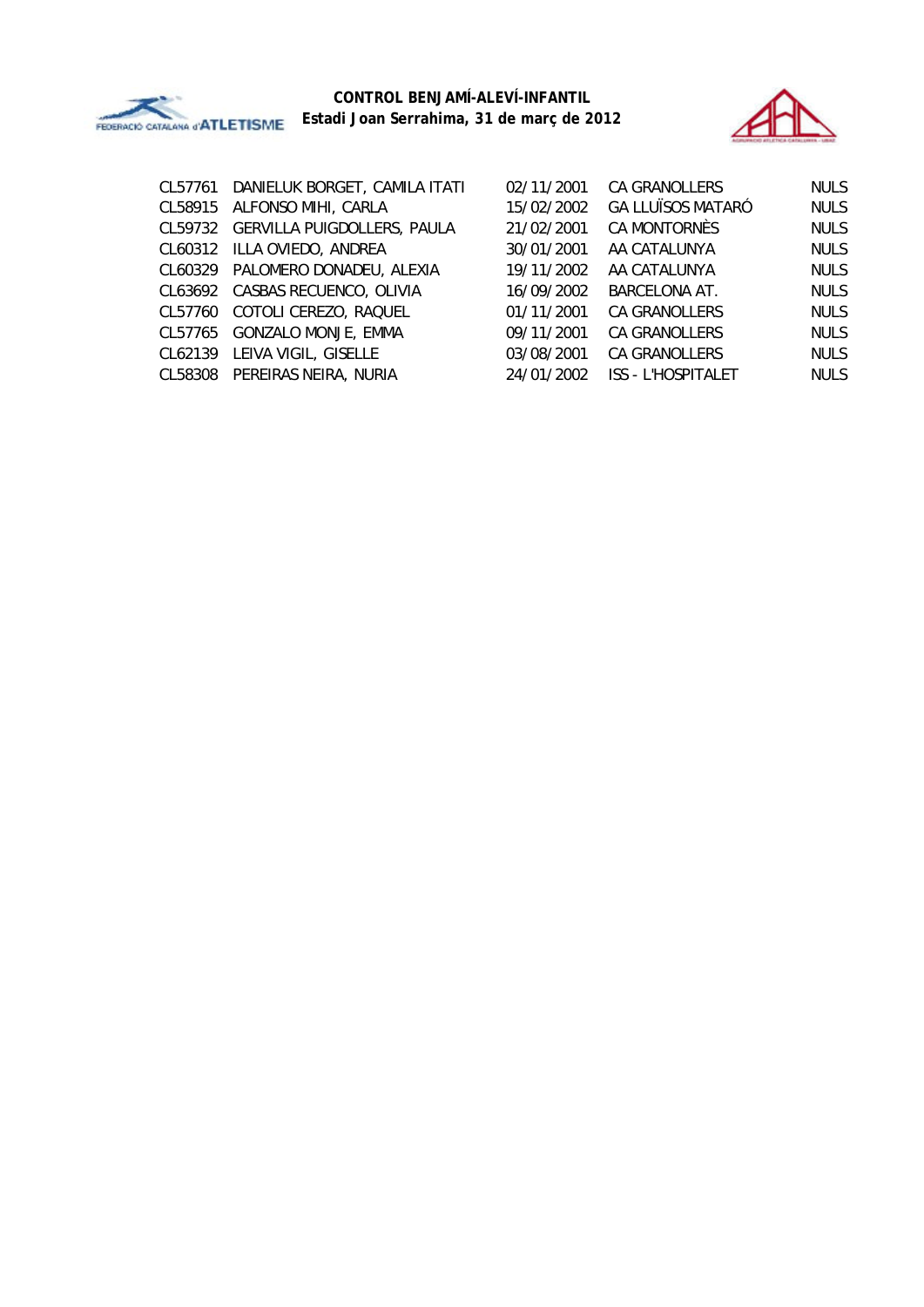**CONTROL BENJAMÍ-ALEVÍ-INFANTIL**
**Estadi Joan Serrahima, 31 de març de 2012**

| | | | | |
|---|---|---|---|---|
| CL57761 | DANIELUK BORGET, CAMILA ITATI | 02/11/2001 | CA GRANOLLERS | NULS |
| CL58915 | ALFONSO MIHI, CARLA | 15/02/2002 | GA LLUÏSOS MATARÓ | NULS |
| CL59732 | GERVILLA PUIGDOLLERS, PAULA | 21/02/2001 | CA MONTORNÈS | NULS |
| CL60312 | ILLA OVIEDO, ANDREA | 30/01/2001 | AA CATALUNYA | NULS |
| CL60329 | PALOMERO DONADEU, ALEXIA | 19/11/2002 | AA CATALUNYA | NULS |
| CL63692 | CASBAS RECUENCO, OLIVIA | 16/09/2002 | BARCELONA AT. | NULS |
| CL57760 | COTOLI CEREZO, RAQUEL | 01/11/2001 | CA GRANOLLERS | NULS |
| CL57765 | GONZALO MONJE, EMMA | 09/11/2001 | CA GRANOLLERS | NULS |
| CL62139 | LEIVA VIGIL, GISELLE | 03/08/2001 | CA GRANOLLERS | NULS |
| CL58308 | PEREIRAS NEIRA, NURIA | 24/01/2002 | ISS - L'HOSPITALET | NULS |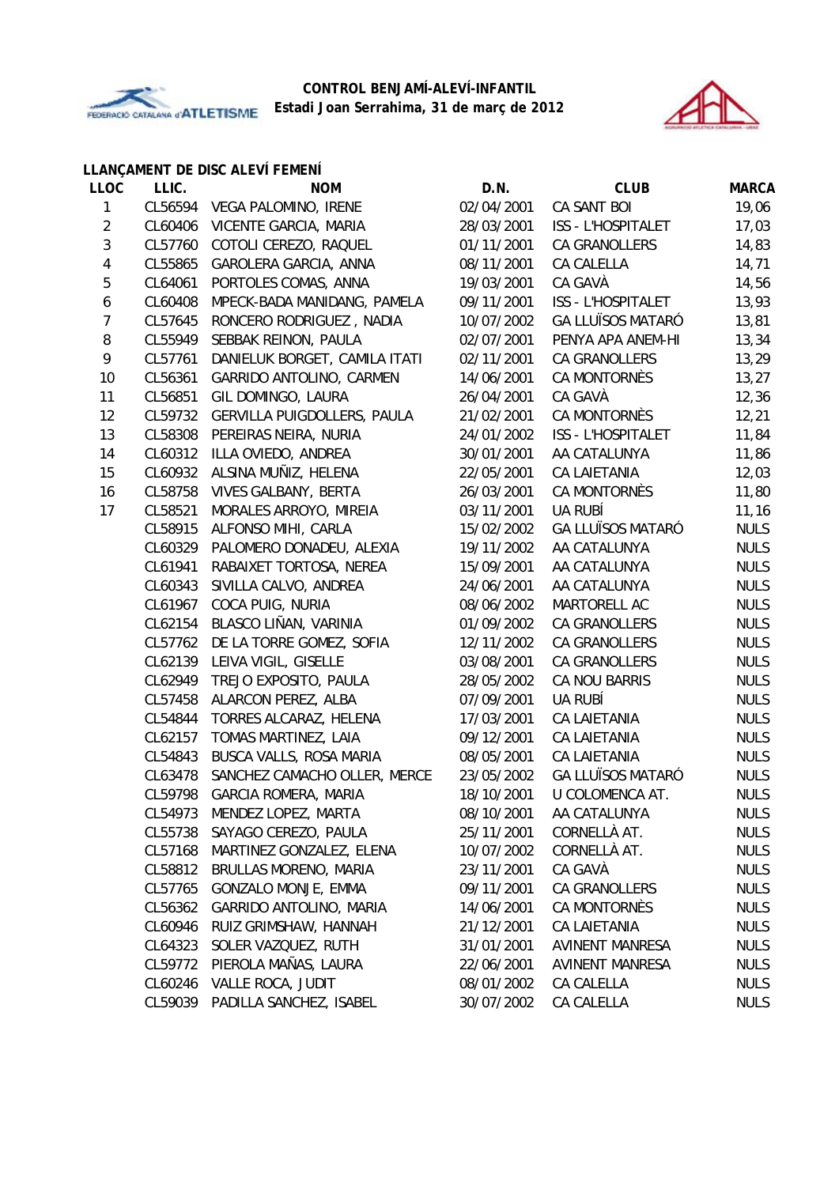**CONTROL BENJAMÍ-ALEVÍ-INFANTIL**
**Estadi Joan Serrahima, 31 de març de 2012**

### LLANÇAMENT DE DISC ALEVÍ FEMENÍ

| LLOC | LLIC. | NOM | D.N. | CLUB | MARCA |
|---|---|---|---|---|---|
| 1 | CL56594 | VEGA PALOMINO, IRENE | 02/04/2001 | CA SANT BOI | 19,06 |
| 2 | CL60406 | VICENTE GARCIA, MARIA | 28/03/2001 | ISS - L'HOSPITALET | 17,03 |
| 3 | CL57760 | COTOLI CEREZO, RAQUEL | 01/11/2001 | CA GRANOLLERS | 14,83 |
| 4 | CL55865 | GAROLERA GARCIA, ANNA | 08/11/2001 | CA CALELLA | 14,71 |
| 5 | CL64061 | PORTOLES COMAS, ANNA | 19/03/2001 | CA GAVÀ | 14,56 |
| 6 | CL60408 | MPECK-BADA MANIDANG, PAMELA | 09/11/2001 | ISS - L'HOSPITALET | 13,93 |
| 7 | CL57645 | RONCERO RODRIGUEZ , NADIA | 10/07/2002 | GA LLUÏSOS MATARÓ | 13,81 |
| 8 | CL55949 | SEBBAK REINON, PAULA | 02/07/2001 | PENYA APA ANEM-HI | 13,34 |
| 9 | CL57761 | DANIELUK BORGET, CAMILA ITATI | 02/11/2001 | CA GRANOLLERS | 13,29 |
| 10 | CL56361 | GARRIDO ANTOLINO, CARMEN | 14/06/2001 | CA MONTORNÈS | 13,27 |
| 11 | CL56851 | GIL DOMINGO, LAURA | 26/04/2001 | CA GAVÀ | 12,36 |
| 12 | CL59732 | GERVILLA PUIGDOLLERS, PAULA | 21/02/2001 | CA MONTORNÈS | 12,21 |
| 13 | CL58308 | PEREIRAS NEIRA, NURIA | 24/01/2002 | ISS - L'HOSPITALET | 11,84 |
| 14 | CL60312 | ILLA OVIEDO, ANDREA | 30/01/2001 | AA CATALUNYA | 11,86 |
| 15 | CL60932 | ALSINA MUÑIZ, HELENA | 22/05/2001 | CA LAIETANIA | 12,03 |
| 16 | CL58758 | VIVES GALBANY, BERTA | 26/03/2001 | CA MONTORNÈS | 11,80 |
| 17 | CL58521 | MORALES ARROYO, MIREIA | 03/11/2001 | UA RUBÍ | 11,16 |
| | CL58915 | ALFONSO MIHI, CARLA | 15/02/2002 | GA LLUÏSOS MATARÓ | NULS |
| | CL60329 | PALOMERO DONADEU, ALEXIA | 19/11/2002 | AA CATALUNYA | NULS |
| | CL61941 | RABAIXET TORTOSA, NEREA | 15/09/2001 | AA CATALUNYA | NULS |
| | CL60343 | SIVILLA CALVO, ANDREA | 24/06/2001 | AA CATALUNYA | NULS |
| | CL61967 | COCA PUIG, NURIA | 08/06/2002 | MARTORELL AC | NULS |
| | CL62154 | BLASCO LIÑAN, VARINIA | 01/09/2002 | CA GRANOLLERS | NULS |
| | CL57762 | DE LA TORRE GOMEZ, SOFIA | 12/11/2002 | CA GRANOLLERS | NULS |
| | CL62139 | LEIVA VIGIL, GISELLE | 03/08/2001 | CA GRANOLLERS | NULS |
| | CL62949 | TREJO EXPOSITO, PAULA | 28/05/2002 | CA NOU BARRIS | NULS |
| | CL57458 | ALARCON PEREZ, ALBA | 07/09/2001 | UA RUBÍ | NULS |
| | CL54844 | TORRES ALCARAZ, HELENA | 17/03/2001 | CA LAIETANIA | NULS |
| | CL62157 | TOMAS MARTINEZ, LAIA | 09/12/2001 | CA LAIETANIA | NULS |
| | CL54843 | BUSCA VALLS, ROSA MARIA | 08/05/2001 | CA LAIETANIA | NULS |
| | CL63478 | SANCHEZ CAMACHO OLLER, MERCE | 23/05/2002 | GA LLUÏSOS MATARÓ | NULS |
| | CL59798 | GARCIA ROMERA, MARIA | 18/10/2001 | U COLOMENCA AT. | NULS |
| | CL54973 | MENDEZ LOPEZ, MARTA | 08/10/2001 | AA CATALUNYA | NULS |
| | CL55738 | SAYAGO CEREZO, PAULA | 25/11/2001 | CORNELLÀ AT. | NULS |
| | CL57168 | MARTINEZ GONZALEZ, ELENA | 10/07/2002 | CORNELLÀ AT. | NULS |
| | CL58812 | BRULLAS MORENO, MARIA | 23/11/2001 | CA GAVÀ | NULS |
| | CL57765 | GONZALO MONJE, EMMA | 09/11/2001 | CA GRANOLLERS | NULS |
| | CL56362 | GARRIDO ANTOLINO, MARIA | 14/06/2001 | CA MONTORNÈS | NULS |
| | CL60946 | RUIZ GRIMSHAW, HANNAH | 21/12/2001 | CA LAIETANIA | NULS |
| | CL64323 | SOLER VAZQUEZ, RUTH | 31/01/2001 | AVINENT MANRESA | NULS |
| | CL59772 | PIEROLA MAÑAS, LAURA | 22/06/2001 | AVINENT MANRESA | NULS |
| | CL60246 | VALLE ROCA, JUDIT | 08/01/2002 | CA CALELLA | NULS |
| | CL59039 | PADILLA SANCHEZ, ISABEL | 30/07/2002 | CA CALELLA | NULS |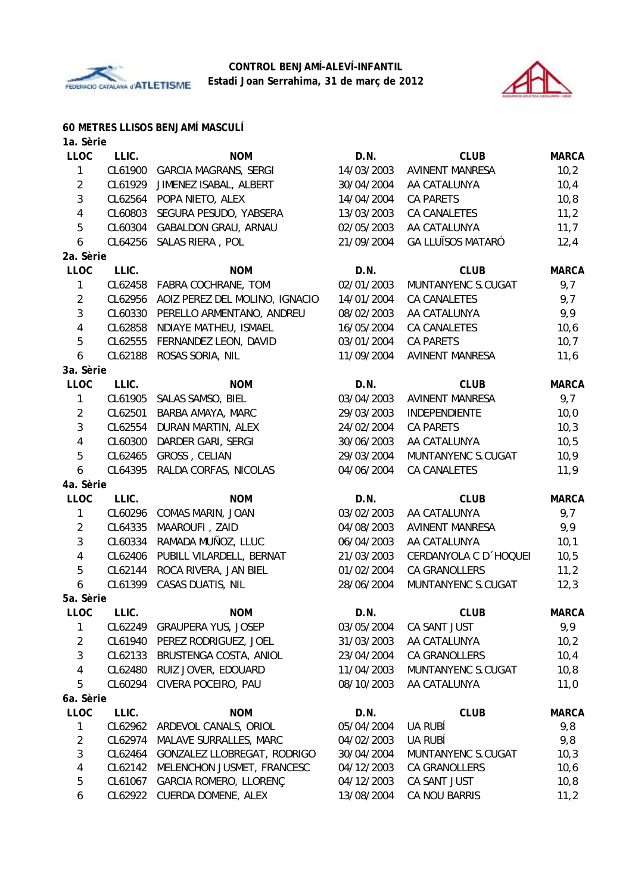**CONTROL BENJAMÍ-ALEVÍ-INFANTIL**
**Estadi Joan Serrahima, 31 de març de 2012**

## 60 METRES LLISOS BENJAMÍ MASCULÍ

### 1a. Sèrie

| LLOC | LLIC. | NOM | D.N. | CLUB | MARCA |
|---|---|---|---|---|---|
| 1 | CL61900 | GARCIA MAGRANS, SERGI | 14/03/2003 | AVINENT MANRESA | 10,2 |
| 2 | CL61929 | JIMENEZ ISABAL, ALBERT | 30/04/2004 | AA CATALUNYA | 10,4 |
| 3 | CL62564 | POPA NIETO, ALEX | 14/04/2004 | CA PARETS | 10,8 |
| 4 | CL60803 | SEGURA PESUDO, YABSERA | 13/03/2003 | CA CANALETES | 11,2 |
| 5 | CL60304 | GABALDON GRAU, ARNAU | 02/05/2003 | AA CATALUNYA | 11,7 |
| 6 | CL64256 | SALAS RIERA , POL | 21/09/2004 | GA LLUÏSOS MATARÓ | 12,4 |

### 2a. Sèrie

| LLOC | LLIC. | NOM | D.N. | CLUB | MARCA |
|---|---|---|---|---|---|
| 1 | CL62458 | FABRA COCHRANE, TOM | 02/01/2003 | MUNTANYENC S.CUGAT | 9,7 |
| 2 | CL62956 | AOIZ PEREZ DEL MOLINO, IGNACIO | 14/01/2004 | CA CANALETES | 9,7 |
| 3 | CL60330 | PERELLO ARMENTANO, ANDREU | 08/02/2003 | AA CATALUNYA | 9,9 |
| 4 | CL62858 | NDIAYE MATHEU, ISMAEL | 16/05/2004 | CA CANALETES | 10,6 |
| 5 | CL62555 | FERNANDEZ LEON, DAVID | 03/01/2004 | CA PARETS | 10,7 |
| 6 | CL62188 | ROSAS SORIA, NIL | 11/09/2004 | AVINENT MANRESA | 11,6 |

### 3a. Sèrie

| LLOC | LLIC. | NOM | D.N. | CLUB | MARCA |
|---|---|---|---|---|---|
| 1 | CL61905 | SALAS SAMSO, BIEL | 03/04/2003 | AVINENT MANRESA | 9,7 |
| 2 | CL62501 | BARBA AMAYA, MARC | 29/03/2003 | INDEPENDIENTE | 10,0 |
| 3 | CL62554 | DURAN MARTIN, ALEX | 24/02/2004 | CA PARETS | 10,3 |
| 4 | CL60300 | DARDER GARI, SERGI | 30/06/2003 | AA CATALUNYA | 10,5 |
| 5 | CL62465 | GROSS , CELIAN | 29/03/2004 | MUNTANYENC S.CUGAT | 10,9 |
| 6 | CL64395 | RALDA CORFAS, NICOLAS | 04/06/2004 | CA CANALETES | 11,9 |

### 4a. Sèrie

| LLOC | LLIC. | NOM | D.N. | CLUB | MARCA |
|---|---|---|---|---|---|
| 1 | CL60296 | COMAS MARIN, JOAN | 03/02/2003 | AA CATALUNYA | 9,7 |
| 2 | CL64335 | MAAROUFI , ZAID | 04/08/2003 | AVINENT MANRESA | 9,9 |
| 3 | CL60334 | RAMADA MUÑOZ, LLUC | 06/04/2003 | AA CATALUNYA | 10,1 |
| 4 | CL62406 | PUBILL VILARDELL, BERNAT | 21/03/2003 | CERDANYOLA C D´HOQUEI | 10,5 |
| 5 | CL62144 | ROCA RIVERA, JAN BIEL | 01/02/2004 | CA GRANOLLERS | 11,2 |
| 6 | CL61399 | CASAS DUATIS, NIL | 28/06/2004 | MUNTANYENC S.CUGAT | 12,3 |

### 5a. Sèrie

| LLOC | LLIC. | NOM | D.N. | CLUB | MARCA |
|---|---|---|---|---|---|
| 1 | CL62249 | GRAUPERA YUS, JOSEP | 03/05/2004 | CA SANT JUST | 9,9 |
| 2 | CL61940 | PEREZ RODRIGUEZ, JOEL | 31/03/2003 | AA CATALUNYA | 10,2 |
| 3 | CL62133 | BRUSTENGA COSTA, ANIOL | 23/04/2004 | CA GRANOLLERS | 10,4 |
| 4 | CL62480 | RUIZ JOVER, EDOUARD | 11/04/2003 | MUNTANYENC S.CUGAT | 10,8 |
| 5 | CL60294 | CIVERA POCEIRO, PAU | 08/10/2003 | AA CATALUNYA | 11,0 |

### 6a. Sèrie

| LLOC | LLIC. | NOM | D.N. | CLUB | MARCA |
|---|---|---|---|---|---|
| 1 | CL62962 | ARDEVOL CANALS, ORIOL | 05/04/2004 | UA RUBÍ | 9,8 |
| 2 | CL62974 | MALAVE SURRALLES, MARC | 04/02/2003 | UA RUBÍ | 9,8 |
| 3 | CL62464 | GONZALEZ LLOBREGAT, RODRIGO | 30/04/2004 | MUNTANYENC S.CUGAT | 10,3 |
| 4 | CL62142 | MELENCHON JUSMET, FRANCESC | 04/12/2003 | CA GRANOLLERS | 10,6 |
| 5 | CL61067 | GARCIA ROMERO, LLORENÇ | 04/12/2003 | CA SANT JUST | 10,8 |
| 6 | CL62922 | CUERDA DOMENE, ALEX | 13/08/2004 | CA NOU BARRIS | 11,2 |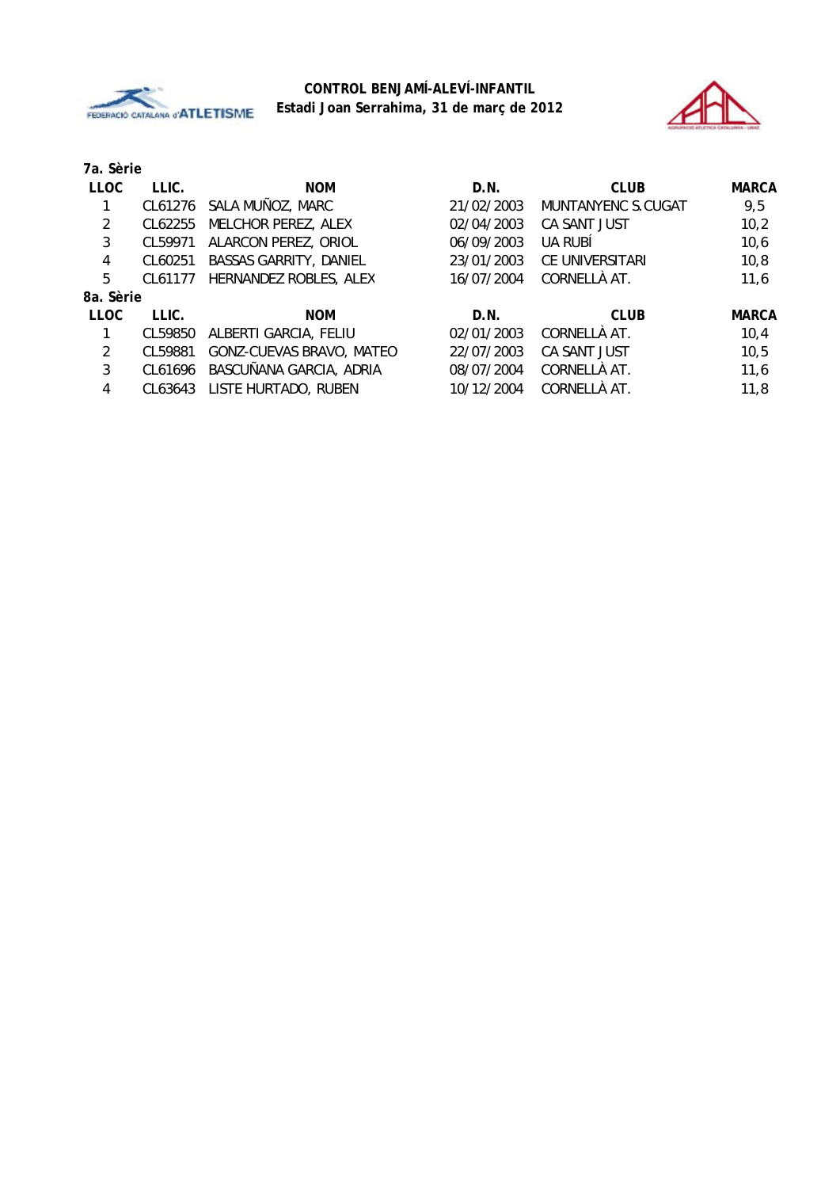**CONTROL BENJAMÍ-ALEVÍ-INFANTIL**
**Estadi Joan Serrahima, 31 de març de 2012**

**7a. Sèrie**

| LLOC | LLIC. | NOM | D.N. | CLUB | MARCA |
|---|---|---|---|---|---|
| 1 | CL61276 | SALA MUÑOZ, MARC | 21/02/2003 | MUNTANYENC S.CUGAT | 9,5 |
| 2 | CL62255 | MELCHOR PEREZ, ALEX | 02/04/2003 | CA SANT JUST | 10,2 |
| 3 | CL59971 | ALARCON PEREZ, ORIOL | 06/09/2003 | UA RUBÍ | 10,6 |
| 4 | CL60251 | BASSAS GARRITY, DANIEL | 23/01/2003 | CE UNIVERSITARI | 10,8 |
| 5 | CL61177 | HERNANDEZ ROBLES, ALEX | 16/07/2004 | CORNELLÀ AT. | 11,6 |

**8a. Sèrie**

| LLOC | LLIC. | NOM | D.N. | CLUB | MARCA |
|---|---|---|---|---|---|
| 1 | CL59850 | ALBERTI GARCIA, FELIU | 02/01/2003 | CORNELLÀ AT. | 10,4 |
| 2 | CL59881 | GONZ-CUEVAS BRAVO, MATEO | 22/07/2003 | CA SANT JUST | 10,5 |
| 3 | CL61696 | BASCUÑANA GARCIA, ADRIA | 08/07/2004 | CORNELLÀ AT. | 11,6 |
| 4 | CL63643 | LISTE HURTADO, RUBEN | 10/12/2004 | CORNELLÀ AT. | 11,8 |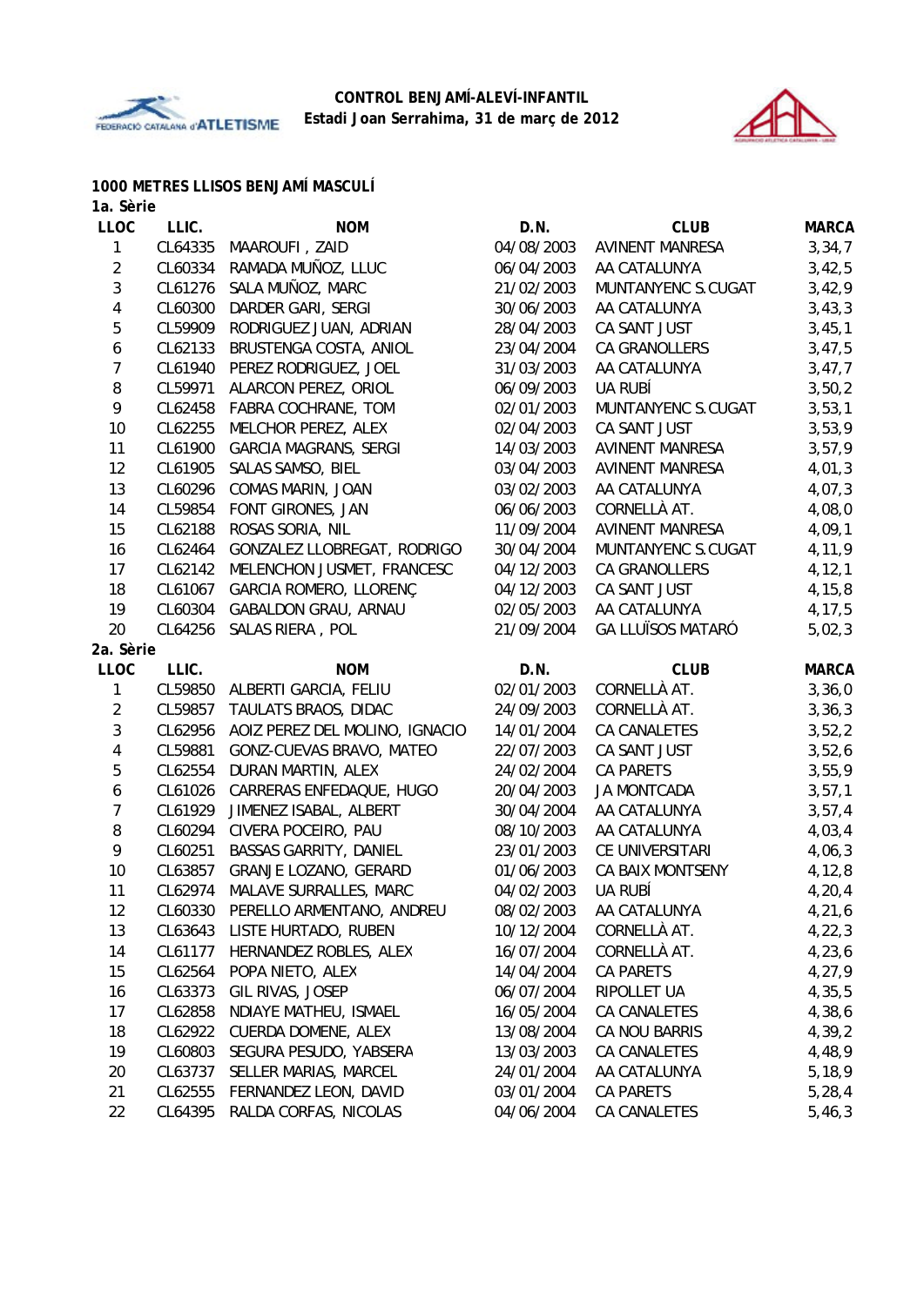**CONTROL BENJAMÍ-ALEVÍ-INFANTIL**
**Estadi Joan Serrahima, 31 de març de 2012**

### 1000 METRES LLISOS BENJAMÍ MASCULÍ

**1a. Sèrie**

| LLOC | LLIC. | NOM | D.N. | CLUB | MARCA |
|---|---|---|---|---|---|
| 1 | CL64335 | MAAROUFI , ZAID | 04/08/2003 | AVINENT MANRESA | 3,34,7 |
| 2 | CL60334 | RAMADA MUÑOZ, LLUC | 06/04/2003 | AA CATALUNYA | 3,42,5 |
| 3 | CL61276 | SALA MUÑOZ, MARC | 21/02/2003 | MUNTANYENC S.CUGAT | 3,42,9 |
| 4 | CL60300 | DARDER GARI, SERGI | 30/06/2003 | AA CATALUNYA | 3,43,3 |
| 5 | CL59909 | RODRIGUEZ JUAN, ADRIAN | 28/04/2003 | CA SANT JUST | 3,45,1 |
| 6 | CL62133 | BRUSTENGA COSTA, ANIOL | 23/04/2004 | CA GRANOLLERS | 3,47,5 |
| 7 | CL61940 | PEREZ RODRIGUEZ, JOEL | 31/03/2003 | AA CATALUNYA | 3,47,7 |
| 8 | CL59971 | ALARCON PEREZ, ORIOL | 06/09/2003 | UA RUBÍ | 3,50,2 |
| 9 | CL62458 | FABRA COCHRANE, TOM | 02/01/2003 | MUNTANYENC S.CUGAT | 3,53,1 |
| 10 | CL62255 | MELCHOR PEREZ, ALEX | 02/04/2003 | CA SANT JUST | 3,53,9 |
| 11 | CL61900 | GARCIA MAGRANS, SERGI | 14/03/2003 | AVINENT MANRESA | 3,57,9 |
| 12 | CL61905 | SALAS SAMSO, BIEL | 03/04/2003 | AVINENT MANRESA | 4,01,3 |
| 13 | CL60296 | COMAS MARIN, JOAN | 03/02/2003 | AA CATALUNYA | 4,07,3 |
| 14 | CL59854 | FONT GIRONES, JAN | 06/06/2003 | CORNELLÀ AT. | 4,08,0 |
| 15 | CL62188 | ROSAS SORIA, NIL | 11/09/2004 | AVINENT MANRESA | 4,09,1 |
| 16 | CL62464 | GONZALEZ LLOBREGAT, RODRIGO | 30/04/2004 | MUNTANYENC S.CUGAT | 4,11,9 |
| 17 | CL62142 | MELENCHON JUSMET, FRANCESC | 04/12/2003 | CA GRANOLLERS | 4,12,1 |
| 18 | CL61067 | GARCIA ROMERO, LLORENÇ | 04/12/2003 | CA SANT JUST | 4,15,8 |
| 19 | CL60304 | GABALDON GRAU, ARNAU | 02/05/2003 | AA CATALUNYA | 4,17,5 |
| 20 | CL64256 | SALAS RIERA , POL | 21/09/2004 | GA LLUÏSOS MATARÓ | 5,02,3 |

**2a. Sèrie**

| LLOC | LLIC. | NOM | D.N. | CLUB | MARCA |
|---|---|---|---|---|---|
| 1 | CL59850 | ALBERTI GARCIA, FELIU | 02/01/2003 | CORNELLÀ AT. | 3,36,0 |
| 2 | CL59857 | TAULATS BRAOS, DIDAC | 24/09/2003 | CORNELLÀ AT. | 3,36,3 |
| 3 | CL62956 | AOIZ PEREZ DEL MOLINO, IGNACIO | 14/01/2004 | CA CANALETES | 3,52,2 |
| 4 | CL59881 | GONZ-CUEVAS BRAVO, MATEO | 22/07/2003 | CA SANT JUST | 3,52,6 |
| 5 | CL62554 | DURAN MARTIN, ALEX | 24/02/2004 | CA PARETS | 3,55,9 |
| 6 | CL61026 | CARRERAS ENFEDAQUE, HUGO | 20/04/2003 | JA MONTCADA | 3,57,1 |
| 7 | CL61929 | JIMENEZ ISABAL, ALBERT | 30/04/2004 | AA CATALUNYA | 3,57,4 |
| 8 | CL60294 | CIVERA POCEIRO, PAU | 08/10/2003 | AA CATALUNYA | 4,03,4 |
| 9 | CL60251 | BASSAS GARRITY, DANIEL | 23/01/2003 | CE UNIVERSITARI | 4,06,3 |
| 10 | CL63857 | GRANJE LOZANO, GERARD | 01/06/2003 | CA BAIX MONTSENY | 4,12,8 |
| 11 | CL62974 | MALAVE SURRALLES, MARC | 04/02/2003 | UA RUBÍ | 4,20,4 |
| 12 | CL60330 | PERELLO ARMENTANO, ANDREU | 08/02/2003 | AA CATALUNYA | 4,21,6 |
| 13 | CL63643 | LISTE HURTADO, RUBEN | 10/12/2004 | CORNELLÀ AT. | 4,22,3 |
| 14 | CL61177 | HERNANDEZ ROBLES, ALEX | 16/07/2004 | CORNELLÀ AT. | 4,23,6 |
| 15 | CL62564 | POPA NIETO, ALEX | 14/04/2004 | CA PARETS | 4,27,9 |
| 16 | CL63373 | GIL RIVAS, JOSEP | 06/07/2004 | RIPOLLET UA | 4,35,5 |
| 17 | CL62858 | NDIAYE MATHEU, ISMAEL | 16/05/2004 | CA CANALETES | 4,38,6 |
| 18 | CL62922 | CUERDA DOMENE, ALEX | 13/08/2004 | CA NOU BARRIS | 4,39,2 |
| 19 | CL60803 | SEGURA PESUDO, YABSERA | 13/03/2003 | CA CANALETES | 4,48,9 |
| 20 | CL63737 | SELLER MARIAS, MARCEL | 24/01/2004 | AA CATALUNYA | 5,18,9 |
| 21 | CL62555 | FERNANDEZ LEON, DAVID | 03/01/2004 | CA PARETS | 5,28,4 |
| 22 | CL64395 | RALDA CORFAS, NICOLAS | 04/06/2004 | CA CANALETES | 5,46,3 |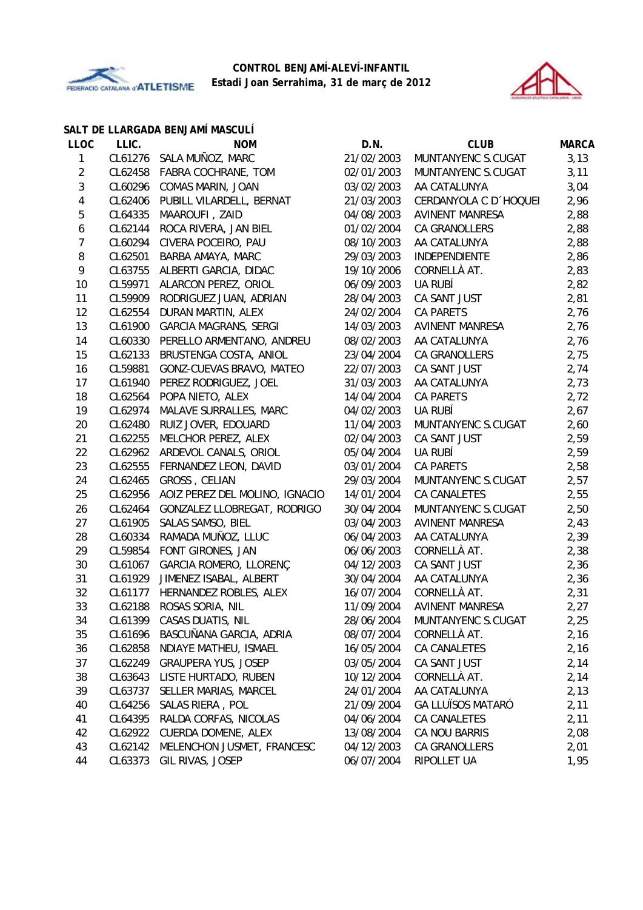**CONTROL BENJAMÍ-ALEVÍ-INFANTIL**
**Estadi Joan Serrahima, 31 de març de 2012**

## SALT DE LLARGADA BENJAMÍ MASCULÍ

| LLOC | LLIC. | NOM | D.N. | CLUB | MARCA |
|---|---|---|---|---|---|
| 1 | CL61276 | SALA MUÑOZ, MARC | 21/02/2003 | MUNTANYENC S.CUGAT | 3,13 |
| 2 | CL62458 | FABRA COCHRANE, TOM | 02/01/2003 | MUNTANYENC S.CUGAT | 3,11 |
| 3 | CL60296 | COMAS MARIN, JOAN | 03/02/2003 | AA CATALUNYA | 3,04 |
| 4 | CL62406 | PUBILL VILARDELL, BERNAT | 21/03/2003 | CERDANYOLA C D´HOQUEI | 2,96 |
| 5 | CL64335 | MAAROUFI , ZAID | 04/08/2003 | AVINENT MANRESA | 2,88 |
| 6 | CL62144 | ROCA RIVERA, JAN BIEL | 01/02/2004 | CA GRANOLLERS | 2,88 |
| 7 | CL60294 | CIVERA POCEIRO, PAU | 08/10/2003 | AA CATALUNYA | 2,88 |
| 8 | CL62501 | BARBA AMAYA, MARC | 29/03/2003 | INDEPENDIENTE | 2,86 |
| 9 | CL63755 | ALBERTI GARCIA, DIDAC | 19/10/2006 | CORNELLÀ AT. | 2,83 |
| 10 | CL59971 | ALARCON PEREZ, ORIOL | 06/09/2003 | UA RUBÍ | 2,82 |
| 11 | CL59909 | RODRIGUEZ JUAN, ADRIAN | 28/04/2003 | CA SANT JUST | 2,81 |
| 12 | CL62554 | DURAN MARTIN, ALEX | 24/02/2004 | CA PARETS | 2,76 |
| 13 | CL61900 | GARCIA MAGRANS, SERGI | 14/03/2003 | AVINENT MANRESA | 2,76 |
| 14 | CL60330 | PERELLO ARMENTANO, ANDREU | 08/02/2003 | AA CATALUNYA | 2,76 |
| 15 | CL62133 | BRUSTENGA COSTA, ANIOL | 23/04/2004 | CA GRANOLLERS | 2,75 |
| 16 | CL59881 | GONZ-CUEVAS BRAVO, MATEO | 22/07/2003 | CA SANT JUST | 2,74 |
| 17 | CL61940 | PEREZ RODRIGUEZ, JOEL | 31/03/2003 | AA CATALUNYA | 2,73 |
| 18 | CL62564 | POPA NIETO, ALEX | 14/04/2004 | CA PARETS | 2,72 |
| 19 | CL62974 | MALAVE SURRALLES, MARC | 04/02/2003 | UA RUBÍ | 2,67 |
| 20 | CL62480 | RUIZ JOVER, EDOUARD | 11/04/2003 | MUNTANYENC S.CUGAT | 2,60 |
| 21 | CL62255 | MELCHOR PEREZ, ALEX | 02/04/2003 | CA SANT JUST | 2,59 |
| 22 | CL62962 | ARDEVOL CANALS, ORIOL | 05/04/2004 | UA RUBÍ | 2,59 |
| 23 | CL62555 | FERNANDEZ LEON, DAVID | 03/01/2004 | CA PARETS | 2,58 |
| 24 | CL62465 | GROSS , CELIAN | 29/03/2004 | MUNTANYENC S.CUGAT | 2,57 |
| 25 | CL62956 | AOIZ PEREZ DEL MOLINO, IGNACIO | 14/01/2004 | CA CANALETES | 2,55 |
| 26 | CL62464 | GONZALEZ LLOBREGAT, RODRIGO | 30/04/2004 | MUNTANYENC S.CUGAT | 2,50 |
| 27 | CL61905 | SALAS SAMSO, BIEL | 03/04/2003 | AVINENT MANRESA | 2,43 |
| 28 | CL60334 | RAMADA MUÑOZ, LLUC | 06/04/2003 | AA CATALUNYA | 2,39 |
| 29 | CL59854 | FONT GIRONES, JAN | 06/06/2003 | CORNELLÀ AT. | 2,38 |
| 30 | CL61067 | GARCIA ROMERO, LLORENÇ | 04/12/2003 | CA SANT JUST | 2,36 |
| 31 | CL61929 | JIMENEZ ISABAL, ALBERT | 30/04/2004 | AA CATALUNYA | 2,36 |
| 32 | CL61177 | HERNANDEZ ROBLES, ALEX | 16/07/2004 | CORNELLÀ AT. | 2,31 |
| 33 | CL62188 | ROSAS SORIA, NIL | 11/09/2004 | AVINENT MANRESA | 2,27 |
| 34 | CL61399 | CASAS DUATIS, NIL | 28/06/2004 | MUNTANYENC S.CUGAT | 2,25 |
| 35 | CL61696 | BASCUÑANA GARCIA, ADRIA | 08/07/2004 | CORNELLÀ AT. | 2,16 |
| 36 | CL62858 | NDIAYE MATHEU, ISMAEL | 16/05/2004 | CA CANALETES | 2,16 |
| 37 | CL62249 | GRAUPERA YUS, JOSEP | 03/05/2004 | CA SANT JUST | 2,14 |
| 38 | CL63643 | LISTE HURTADO, RUBEN | 10/12/2004 | CORNELLÀ AT. | 2,14 |
| 39 | CL63737 | SELLER MARIAS, MARCEL | 24/01/2004 | AA CATALUNYA | 2,13 |
| 40 | CL64256 | SALAS RIERA , POL | 21/09/2004 | GA LLUÏSOS MATARÓ | 2,11 |
| 41 | CL64395 | RALDA CORFAS, NICOLAS | 04/06/2004 | CA CANALETES | 2,11 |
| 42 | CL62922 | CUERDA DOMENE, ALEX | 13/08/2004 | CA NOU BARRIS | 2,08 |
| 43 | CL62142 | MELENCHON JUSMET, FRANCESC | 04/12/2003 | CA GRANOLLERS | 2,01 |
| 44 | CL63373 | GIL RIVAS, JOSEP | 06/07/2004 | RIPOLLET UA | 1,95 |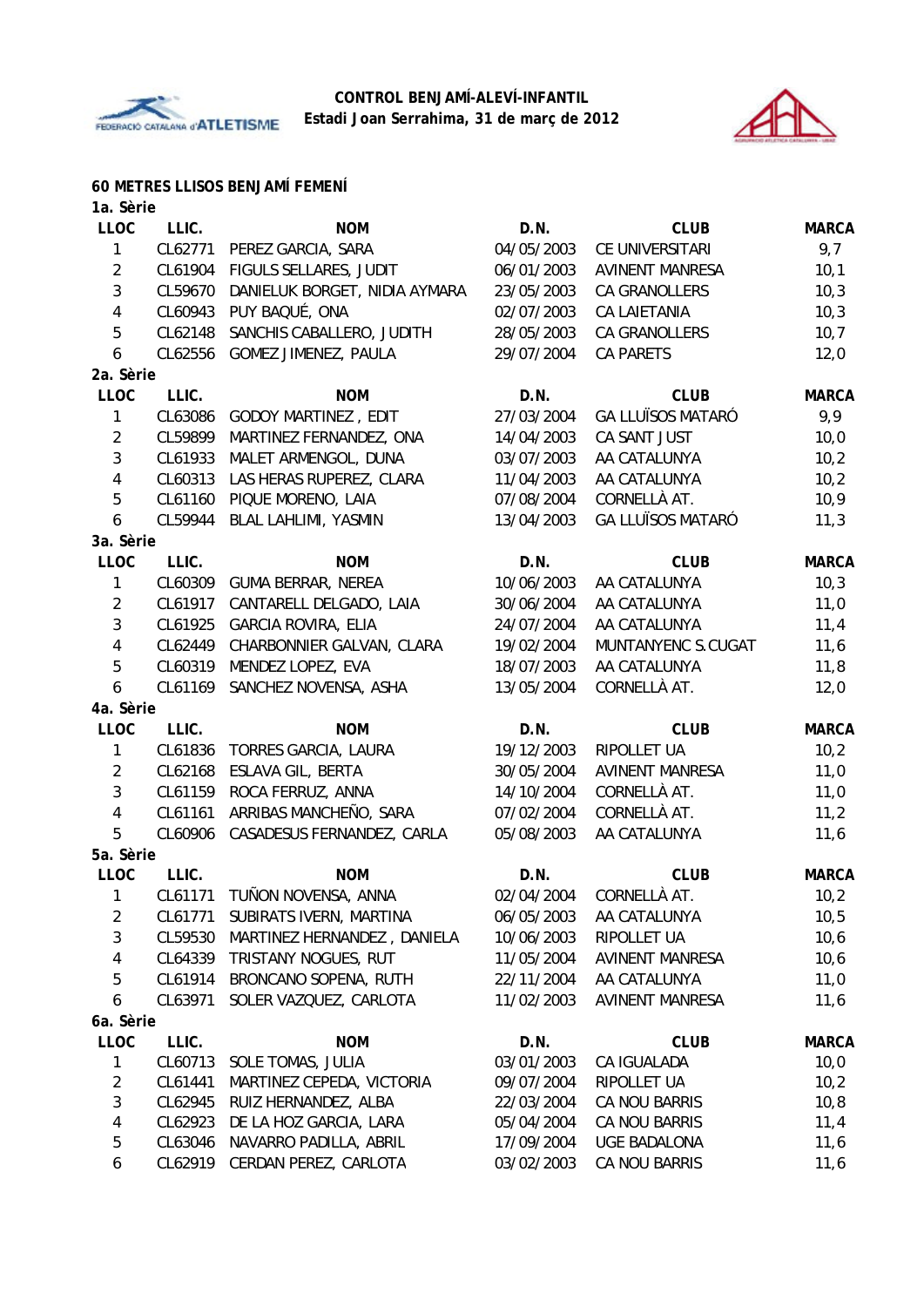**CONTROL BENJAMÍ-ALEVÍ-INFANTIL**
**Estadi Joan Serrahima, 31 de març de 2012**

## 60 METRES LLISOS BENJAMÍ FEMENÍ

### 1a. Sèrie

| LLOC | LLIC. | NOM | D.N. | CLUB | MARCA |
|---|---|---|---|---|---|
| 1 | CL62771 | PEREZ GARCIA, SARA | 04/05/2003 | CE UNIVERSITARI | 9,7 |
| 2 | CL61904 | FIGULS SELLARES, JUDIT | 06/01/2003 | AVINENT MANRESA | 10,1 |
| 3 | CL59670 | DANIELUK BORGET, NIDIA AYMARA | 23/05/2003 | CA GRANOLLERS | 10,3 |
| 4 | CL60943 | PUY BAQUÉ, ONA | 02/07/2003 | CA LAIETANIA | 10,3 |
| 5 | CL62148 | SANCHIS CABALLERO, JUDITH | 28/05/2003 | CA GRANOLLERS | 10,7 |
| 6 | CL62556 | GOMEZ JIMENEZ, PAULA | 29/07/2004 | CA PARETS | 12,0 |

### 2a. Sèrie

| LLOC | LLIC. | NOM | D.N. | CLUB | MARCA |
|---|---|---|---|---|---|
| 1 | CL63086 | GODOY MARTINEZ , EDIT | 27/03/2004 | GA LLUÏSOS MATARÓ | 9,9 |
| 2 | CL59899 | MARTINEZ FERNANDEZ, ONA | 14/04/2003 | CA SANT JUST | 10,0 |
| 3 | CL61933 | MALET ARMENGOL, DUNA | 03/07/2003 | AA CATALUNYA | 10,2 |
| 4 | CL60313 | LAS HERAS RUPEREZ, CLARA | 11/04/2003 | AA CATALUNYA | 10,2 |
| 5 | CL61160 | PIQUE MORENO, LAIA | 07/08/2004 | CORNELLÀ AT. | 10,9 |
| 6 | CL59944 | BLAL LAHLIMI, YASMIN | 13/04/2003 | GA LLUÏSOS MATARÓ | 11,3 |

### 3a. Sèrie

| LLOC | LLIC. | NOM | D.N. | CLUB | MARCA |
|---|---|---|---|---|---|
| 1 | CL60309 | GUMA BERRAR, NEREA | 10/06/2003 | AA CATALUNYA | 10,3 |
| 2 | CL61917 | CANTARELL DELGADO, LAIA | 30/06/2004 | AA CATALUNYA | 11,0 |
| 3 | CL61925 | GARCIA ROVIRA, ELIA | 24/07/2004 | AA CATALUNYA | 11,4 |
| 4 | CL62449 | CHARBONNIER GALVAN, CLARA | 19/02/2004 | MUNTANYENC S.CUGAT | 11,6 |
| 5 | CL60319 | MENDEZ LOPEZ, EVA | 18/07/2003 | AA CATALUNYA | 11,8 |
| 6 | CL61169 | SANCHEZ NOVENSA, ASHA | 13/05/2004 | CORNELLÀ AT. | 12,0 |

### 4a. Sèrie

| LLOC | LLIC. | NOM | D.N. | CLUB | MARCA |
|---|---|---|---|---|---|
| 1 | CL61836 | TORRES GARCIA, LAURA | 19/12/2003 | RIPOLLET UA | 10,2 |
| 2 | CL62168 | ESLAVA GIL, BERTA | 30/05/2004 | AVINENT MANRESA | 11,0 |
| 3 | CL61159 | ROCA FERRUZ, ANNA | 14/10/2004 | CORNELLÀ AT. | 11,0 |
| 4 | CL61161 | ARRIBAS MANCHEÑO, SARA | 07/02/2004 | CORNELLÀ AT. | 11,2 |
| 5 | CL60906 | CASADESUS FERNANDEZ, CARLA | 05/08/2003 | AA CATALUNYA | 11,6 |

### 5a. Sèrie

| LLOC | LLIC. | NOM | D.N. | CLUB | MARCA |
|---|---|---|---|---|---|
| 1 | CL61171 | TUÑON NOVENSA, ANNA | 02/04/2004 | CORNELLÀ AT. | 10,2 |
| 2 | CL61771 | SUBIRATS IVERN, MARTINA | 06/05/2003 | AA CATALUNYA | 10,5 |
| 3 | CL59530 | MARTINEZ HERNANDEZ , DANIELA | 10/06/2003 | RIPOLLET UA | 10,6 |
| 4 | CL64339 | TRISTANY NOGUES, RUT | 11/05/2004 | AVINENT MANRESA | 10,6 |
| 5 | CL61914 | BRONCANO SOPENA, RUTH | 22/11/2004 | AA CATALUNYA | 11,0 |
| 6 | CL63971 | SOLER VAZQUEZ, CARLOTA | 11/02/2003 | AVINENT MANRESA | 11,6 |

### 6a. Sèrie

| LLOC | LLIC. | NOM | D.N. | CLUB | MARCA |
|---|---|---|---|---|---|
| 1 | CL60713 | SOLE TOMAS, JULIA | 03/01/2003 | CA IGUALADA | 10,0 |
| 2 | CL61441 | MARTINEZ CEPEDA, VICTORIA | 09/07/2004 | RIPOLLET UA | 10,2 |
| 3 | CL62945 | RUIZ HERNANDEZ, ALBA | 22/03/2004 | CA NOU BARRIS | 10,8 |
| 4 | CL62923 | DE LA HOZ GARCIA, LARA | 05/04/2004 | CA NOU BARRIS | 11,4 |
| 5 | CL63046 | NAVARRO PADILLA, ABRIL | 17/09/2004 | UGE BADALONA | 11,6 |
| 6 | CL62919 | CERDAN PEREZ, CARLOTA | 03/02/2003 | CA NOU BARRIS | 11,6 |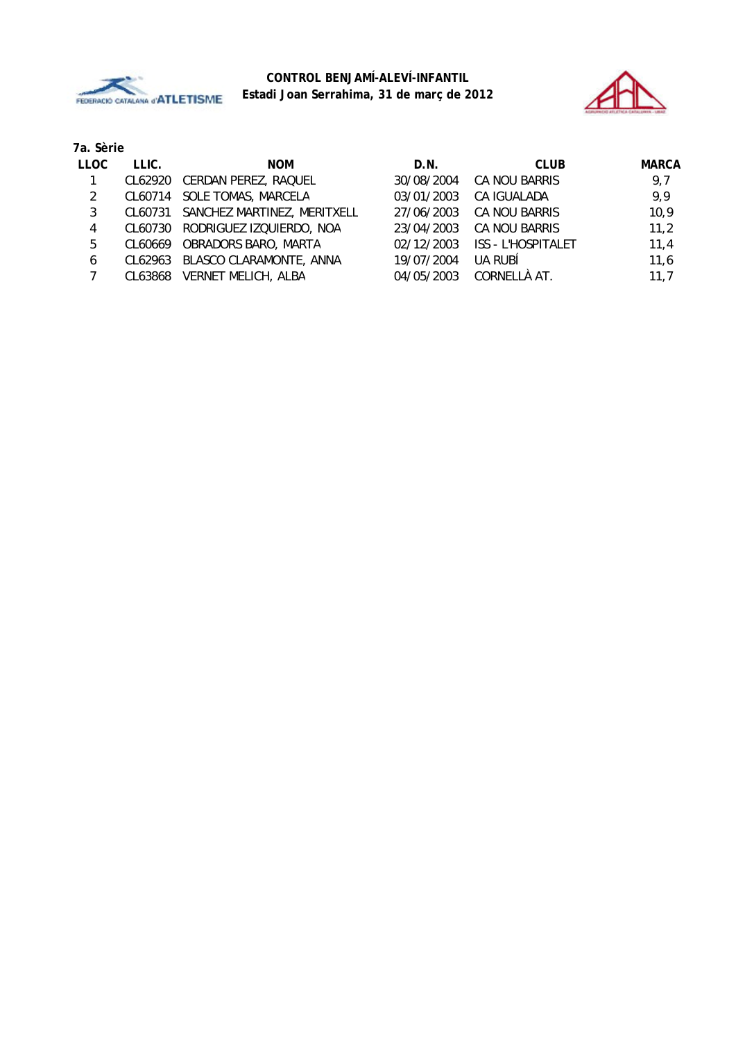**CONTROL BENJAMÍ-ALEVÍ-INFANTIL**
**Estadi Joan Serrahima, 31 de març de 2012**

**7a. Sèrie**

| LLOC | LLIC. | NOM | D.N. | CLUB | MARCA |
|---|---|---|---|---|---|
| 1 | CL62920 | CERDAN PEREZ, RAQUEL | 30/08/2004 | CA NOU BARRIS | 9,7 |
| 2 | CL60714 | SOLE TOMAS, MARCELA | 03/01/2003 | CA IGUALADA | 9,9 |
| 3 | CL60731 | SANCHEZ MARTINEZ, MERITXELL | 27/06/2003 | CA NOU BARRIS | 10,9 |
| 4 | CL60730 | RODRIGUEZ IZQUIERDO, NOA | 23/04/2003 | CA NOU BARRIS | 11,2 |
| 5 | CL60669 | OBRADORS BARO, MARTA | 02/12/2003 | ISS - L'HOSPITALET | 11,4 |
| 6 | CL62963 | BLASCO CLARAMONTE, ANNA | 19/07/2004 | UA RUBÍ | 11,6 |
| 7 | CL63868 | VERNET MELICH, ALBA | 04/05/2003 | CORNELLÀ AT. | 11,7 |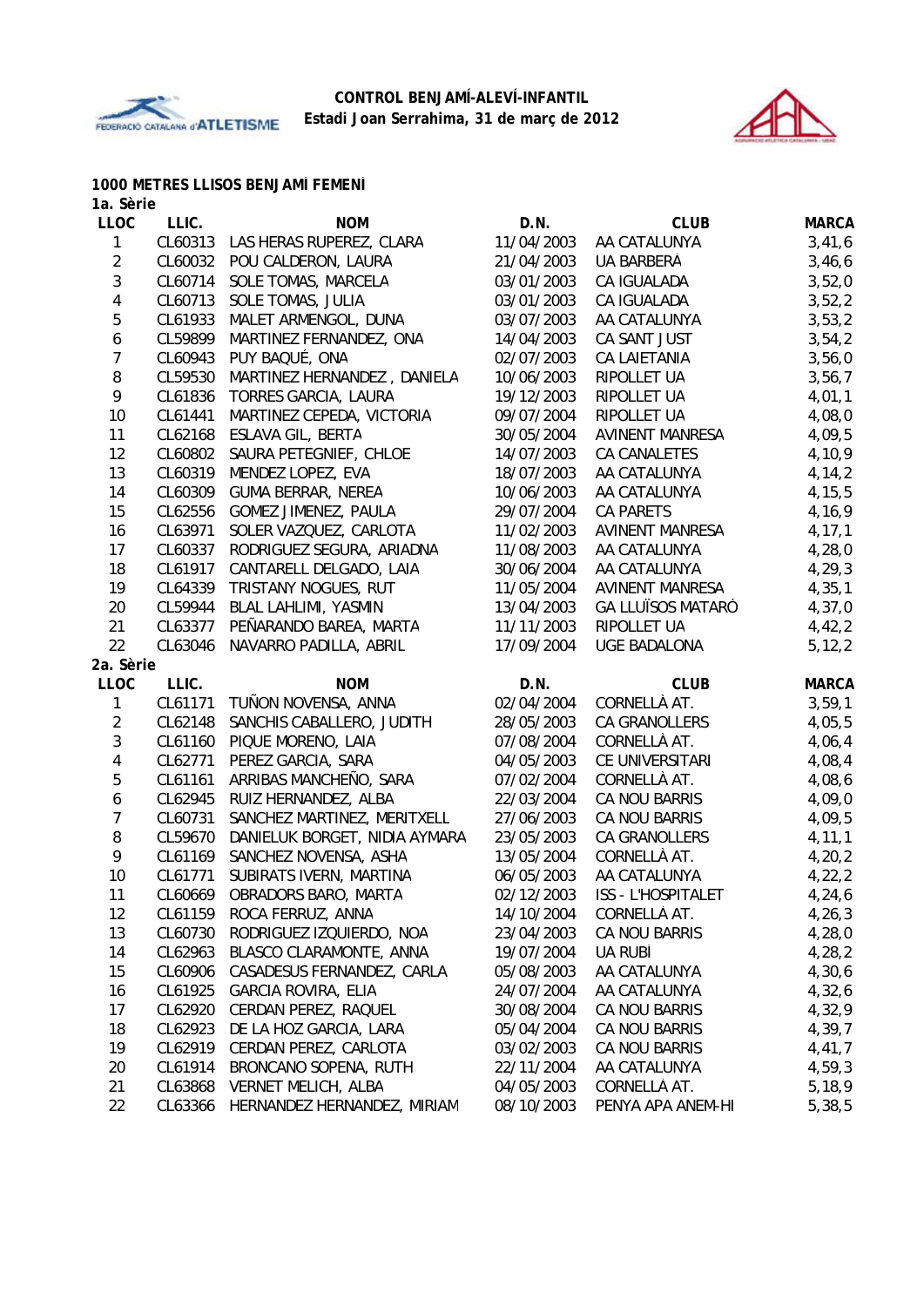**CONTROL BENJAMÍ-ALEVÍ-INFANTIL**
**Estadi Joan Serrahima, 31 de març de 2012**

### 1000 METRES LLISOS BENJAMÍ FEMENÍ

**1a. Sèrie**

| LLOC | LLIC. | NOM | D.N. | CLUB | MARCA |
|---|---|---|---|---|---|
| 1 | CL60313 | LAS HERAS RUPEREZ, CLARA | 11/04/2003 | AA CATALUNYA | 3,41,6 |
| 2 | CL60032 | POU CALDERON, LAURA | 21/04/2003 | UA BARBERÀ | 3,46,6 |
| 3 | CL60714 | SOLE TOMAS, MARCELA | 03/01/2003 | CA IGUALADA | 3,52,0 |
| 4 | CL60713 | SOLE TOMAS, JULIA | 03/01/2003 | CA IGUALADA | 3,52,2 |
| 5 | CL61933 | MALET ARMENGOL, DUNA | 03/07/2003 | AA CATALUNYA | 3,53,2 |
| 6 | CL59899 | MARTINEZ FERNANDEZ, ONA | 14/04/2003 | CA SANT JUST | 3,54,2 |
| 7 | CL60943 | PUY BAQUÉ, ONA | 02/07/2003 | CA LAIETANIA | 3,56,0 |
| 8 | CL59530 | MARTINEZ HERNANDEZ , DANIELA | 10/06/2003 | RIPOLLET UA | 3,56,7 |
| 9 | CL61836 | TORRES GARCIA, LAURA | 19/12/2003 | RIPOLLET UA | 4,01,1 |
| 10 | CL61441 | MARTINEZ CEPEDA, VICTORIA | 09/07/2004 | RIPOLLET UA | 4,08,0 |
| 11 | CL62168 | ESLAVA GIL, BERTA | 30/05/2004 | AVINENT MANRESA | 4,09,5 |
| 12 | CL60802 | SAURA PETEGNIEF, CHLOE | 14/07/2003 | CA CANALETES | 4,10,9 |
| 13 | CL60319 | MENDEZ LOPEZ, EVA | 18/07/2003 | AA CATALUNYA | 4,14,2 |
| 14 | CL60309 | GUMA BERRAR, NEREA | 10/06/2003 | AA CATALUNYA | 4,15,5 |
| 15 | CL62556 | GOMEZ JIMENEZ, PAULA | 29/07/2004 | CA PARETS | 4,16,9 |
| 16 | CL63971 | SOLER VAZQUEZ, CARLOTA | 11/02/2003 | AVINENT MANRESA | 4,17,1 |
| 17 | CL60337 | RODRIGUEZ SEGURA, ARIADNA | 11/08/2003 | AA CATALUNYA | 4,28,0 |
| 18 | CL61917 | CANTARELL DELGADO, LAIA | 30/06/2004 | AA CATALUNYA | 4,29,3 |
| 19 | CL64339 | TRISTANY NOGUES, RUT | 11/05/2004 | AVINENT MANRESA | 4,35,1 |
| 20 | CL59944 | BLAL LAHLIMI, YASMIN | 13/04/2003 | GA LLUÏSOS MATARÓ | 4,37,0 |
| 21 | CL63377 | PEÑARANDO BAREA, MARTA | 11/11/2003 | RIPOLLET UA | 4,42,2 |
| 22 | CL63046 | NAVARRO PADILLA, ABRIL | 17/09/2004 | UGE BADALONA | 5,12,2 |

**2a. Sèrie**

| LLOC | LLIC. | NOM | D.N. | CLUB | MARCA |
|---|---|---|---|---|---|
| 1 | CL61171 | TUÑON NOVENSA, ANNA | 02/04/2004 | CORNELLÀ AT. | 3,59,1 |
| 2 | CL62148 | SANCHIS CABALLERO, JUDITH | 28/05/2003 | CA GRANOLLERS | 4,05,5 |
| 3 | CL61160 | PIQUE MORENO, LAIA | 07/08/2004 | CORNELLÀ AT. | 4,06,4 |
| 4 | CL62771 | PEREZ GARCIA, SARA | 04/05/2003 | CE UNIVERSITARI | 4,08,4 |
| 5 | CL61161 | ARRIBAS MANCHEÑO, SARA | 07/02/2004 | CORNELLÀ AT. | 4,08,6 |
| 6 | CL62945 | RUIZ HERNANDEZ, ALBA | 22/03/2004 | CA NOU BARRIS | 4,09,0 |
| 7 | CL60731 | SANCHEZ MARTINEZ, MERITXELL | 27/06/2003 | CA NOU BARRIS | 4,09,5 |
| 8 | CL59670 | DANIELUK BORGET, NIDIA AYMARA | 23/05/2003 | CA GRANOLLERS | 4,11,1 |
| 9 | CL61169 | SANCHEZ NOVENSA, ASHA | 13/05/2004 | CORNELLÀ AT. | 4,20,2 |
| 10 | CL61771 | SUBIRATS IVERN, MARTINA | 06/05/2003 | AA CATALUNYA | 4,22,2 |
| 11 | CL60669 | OBRADORS BARO, MARTA | 02/12/2003 | ISS - L'HOSPITALET | 4,24,6 |
| 12 | CL61159 | ROCA FERRUZ, ANNA | 14/10/2004 | CORNELLÀ AT. | 4,26,3 |
| 13 | CL60730 | RODRIGUEZ IZQUIERDO, NOA | 23/04/2003 | CA NOU BARRIS | 4,28,0 |
| 14 | CL62963 | BLASCO CLARAMONTE, ANNA | 19/07/2004 | UA RUBÍ | 4,28,2 |
| 15 | CL60906 | CASADESUS FERNANDEZ, CARLA | 05/08/2003 | AA CATALUNYA | 4,30,6 |
| 16 | CL61925 | GARCIA ROVIRA, ELIA | 24/07/2004 | AA CATALUNYA | 4,32,6 |
| 17 | CL62920 | CERDAN PEREZ, RAQUEL | 30/08/2004 | CA NOU BARRIS | 4,32,9 |
| 18 | CL62923 | DE LA HOZ GARCIA, LARA | 05/04/2004 | CA NOU BARRIS | 4,39,7 |
| 19 | CL62919 | CERDAN PEREZ, CARLOTA | 03/02/2003 | CA NOU BARRIS | 4,41,7 |
| 20 | CL61914 | BRONCANO SOPENA, RUTH | 22/11/2004 | AA CATALUNYA | 4,59,3 |
| 21 | CL63868 | VERNET MELICH, ALBA | 04/05/2003 | CORNELLÀ AT. | 5,18,9 |
| 22 | CL63366 | HERNANDEZ HERNANDEZ, MIRIAM | 08/10/2003 | PENYA APA ANEM-HI | 5,38,5 |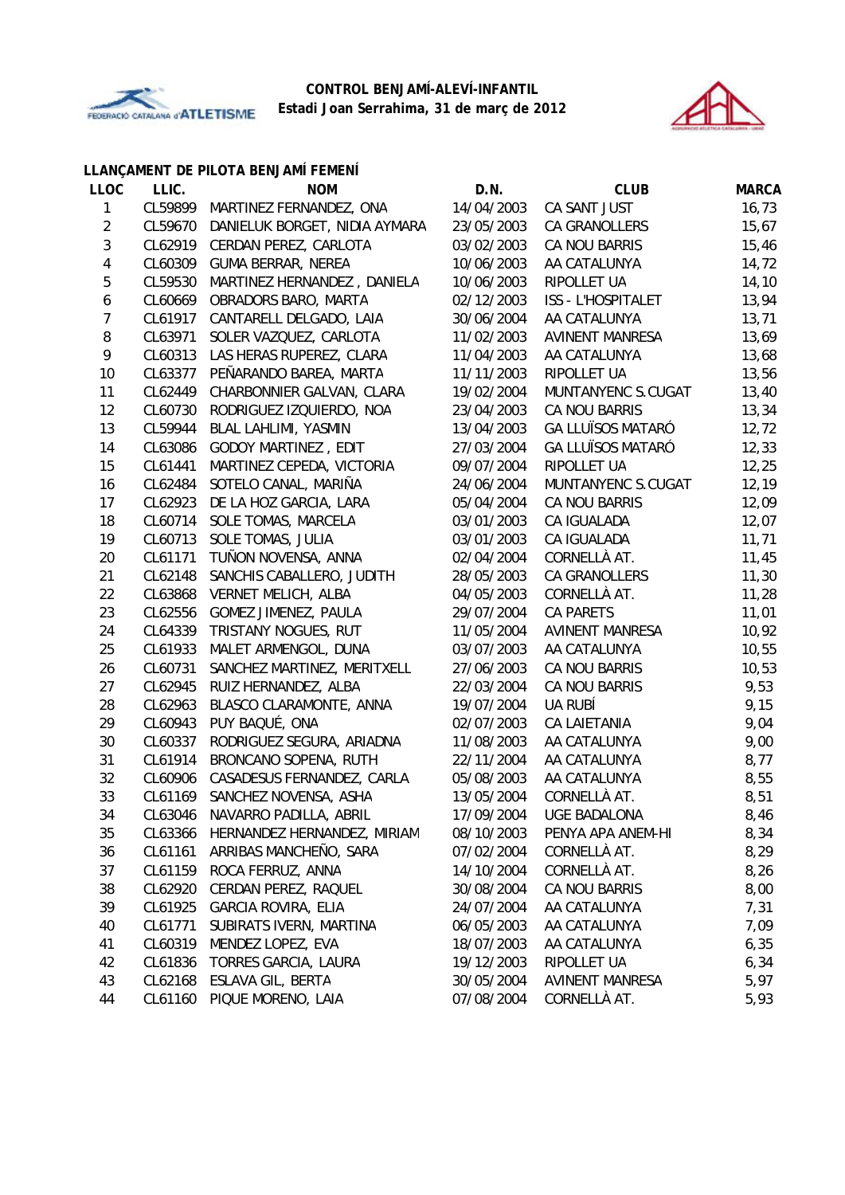**CONTROL BENJAMÍ-ALEVÍ-INFANTIL**
**Estadi Joan Serrahima, 31 de març de 2012**

## LLANÇAMENT DE PILOTA BENJAMÍ FEMENÍ

| LLOC | LLIC. | NOM | D.N. | CLUB | MARCA |
|---|---|---|---|---|---|
| 1 | CL59899 | MARTINEZ FERNANDEZ, ONA | 14/04/2003 | CA SANT JUST | 16,73 |
| 2 | CL59670 | DANIELUK BORGET, NIDIA AYMARA | 23/05/2003 | CA GRANOLLERS | 15,67 |
| 3 | CL62919 | CERDAN PEREZ, CARLOTA | 03/02/2003 | CA NOU BARRIS | 15,46 |
| 4 | CL60309 | GUMA BERRAR, NEREA | 10/06/2003 | AA CATALUNYA | 14,72 |
| 5 | CL59530 | MARTINEZ HERNANDEZ , DANIELA | 10/06/2003 | RIPOLLET UA | 14,10 |
| 6 | CL60669 | OBRADORS BARO, MARTA | 02/12/2003 | ISS - L'HOSPITALET | 13,94 |
| 7 | CL61917 | CANTARELL DELGADO, LAIA | 30/06/2004 | AA CATALUNYA | 13,71 |
| 8 | CL63971 | SOLER VAZQUEZ, CARLOTA | 11/02/2003 | AVINENT MANRESA | 13,69 |
| 9 | CL60313 | LAS HERAS RUPEREZ, CLARA | 11/04/2003 | AA CATALUNYA | 13,68 |
| 10 | CL63377 | PEÑARANDO BAREA, MARTA | 11/11/2003 | RIPOLLET UA | 13,56 |
| 11 | CL62449 | CHARBONNIER GALVAN, CLARA | 19/02/2004 | MUNTANYENC S.CUGAT | 13,40 |
| 12 | CL60730 | RODRIGUEZ IZQUIERDO, NOA | 23/04/2003 | CA NOU BARRIS | 13,34 |
| 13 | CL59944 | BLAL LAHLIMI, YASMIN | 13/04/2003 | GA LLUÏSOS MATARÓ | 12,72 |
| 14 | CL63086 | GODOY MARTINEZ , EDIT | 27/03/2004 | GA LLUÏSOS MATARÓ | 12,33 |
| 15 | CL61441 | MARTINEZ CEPEDA, VICTORIA | 09/07/2004 | RIPOLLET UA | 12,25 |
| 16 | CL62484 | SOTELO CANAL, MARIÑA | 24/06/2004 | MUNTANYENC S.CUGAT | 12,19 |
| 17 | CL62923 | DE LA HOZ GARCIA, LARA | 05/04/2004 | CA NOU BARRIS | 12,09 |
| 18 | CL60714 | SOLE TOMAS, MARCELA | 03/01/2003 | CA IGUALADA | 12,07 |
| 19 | CL60713 | SOLE TOMAS, JULIA | 03/01/2003 | CA IGUALADA | 11,71 |
| 20 | CL61171 | TUÑON NOVENSA, ANNA | 02/04/2004 | CORNELLÀ AT. | 11,45 |
| 21 | CL62148 | SANCHIS CABALLERO, JUDITH | 28/05/2003 | CA GRANOLLERS | 11,30 |
| 22 | CL63868 | VERNET MELICH, ALBA | 04/05/2003 | CORNELLÀ AT. | 11,28 |
| 23 | CL62556 | GOMEZ JIMENEZ, PAULA | 29/07/2004 | CA PARETS | 11,01 |
| 24 | CL64339 | TRISTANY NOGUES, RUT | 11/05/2004 | AVINENT MANRESA | 10,92 |
| 25 | CL61933 | MALET ARMENGOL, DUNA | 03/07/2003 | AA CATALUNYA | 10,55 |
| 26 | CL60731 | SANCHEZ MARTINEZ, MERITXELL | 27/06/2003 | CA NOU BARRIS | 10,53 |
| 27 | CL62945 | RUIZ HERNANDEZ, ALBA | 22/03/2004 | CA NOU BARRIS | 9,53 |
| 28 | CL62963 | BLASCO CLARAMONTE, ANNA | 19/07/2004 | UA RUBÍ | 9,15 |
| 29 | CL60943 | PUY BAQUÉ, ONA | 02/07/2003 | CA LAIETANIA | 9,04 |
| 30 | CL60337 | RODRIGUEZ SEGURA, ARIADNA | 11/08/2003 | AA CATALUNYA | 9,00 |
| 31 | CL61914 | BRONCANO SOPENA, RUTH | 22/11/2004 | AA CATALUNYA | 8,77 |
| 32 | CL60906 | CASADESUS FERNANDEZ, CARLA | 05/08/2003 | AA CATALUNYA | 8,55 |
| 33 | CL61169 | SANCHEZ NOVENSA, ASHA | 13/05/2004 | CORNELLÀ AT. | 8,51 |
| 34 | CL63046 | NAVARRO PADILLA, ABRIL | 17/09/2004 | UGE BADALONA | 8,46 |
| 35 | CL63366 | HERNANDEZ HERNANDEZ, MIRIAM | 08/10/2003 | PENYA APA ANEM-HI | 8,34 |
| 36 | CL61161 | ARRIBAS MANCHEÑO, SARA | 07/02/2004 | CORNELLÀ AT. | 8,29 |
| 37 | CL61159 | ROCA FERRUZ, ANNA | 14/10/2004 | CORNELLÀ AT. | 8,26 |
| 38 | CL62920 | CERDAN PEREZ, RAQUEL | 30/08/2004 | CA NOU BARRIS | 8,00 |
| 39 | CL61925 | GARCIA ROVIRA, ELIA | 24/07/2004 | AA CATALUNYA | 7,31 |
| 40 | CL61771 | SUBIRATS IVERN, MARTINA | 06/05/2003 | AA CATALUNYA | 7,09 |
| 41 | CL60319 | MENDEZ LOPEZ, EVA | 18/07/2003 | AA CATALUNYA | 6,35 |
| 42 | CL61836 | TORRES GARCIA, LAURA | 19/12/2003 | RIPOLLET UA | 6,34 |
| 43 | CL62168 | ESLAVA GIL, BERTA | 30/05/2004 | AVINENT MANRESA | 5,97 |
| 44 | CL61160 | PIQUE MORENO, LAIA | 07/08/2004 | CORNELLÀ AT. | 5,93 |